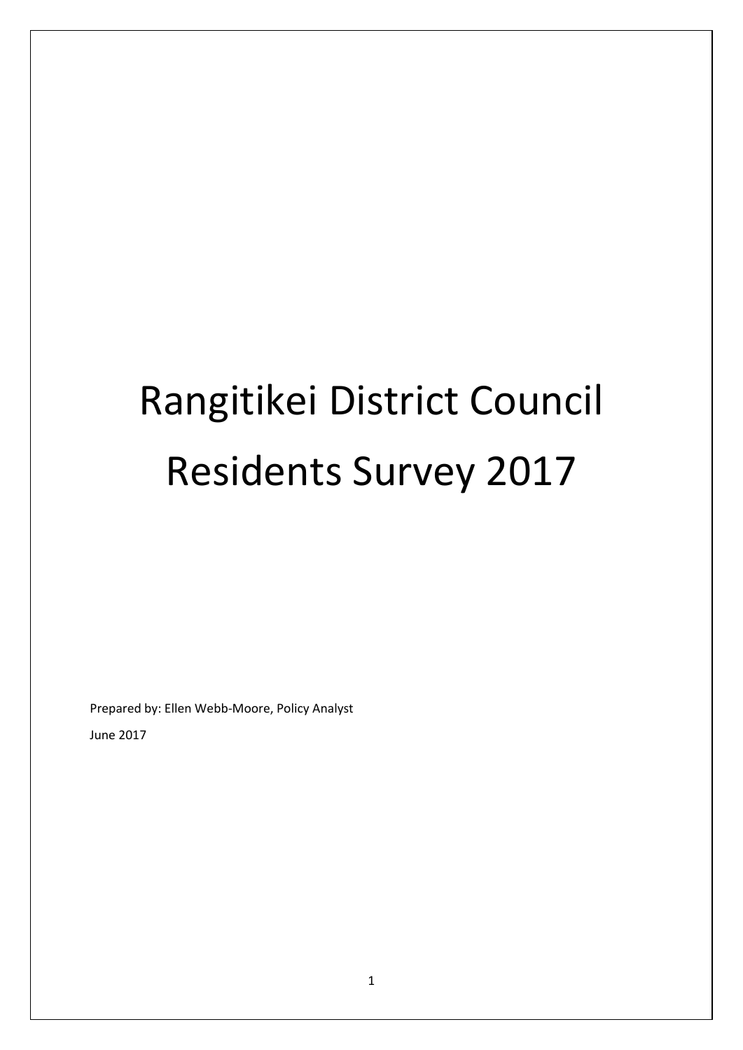# Rangitikei District Council Residents Survey 2017

Prepared by: Ellen Webb-Moore, Policy Analyst

June 2017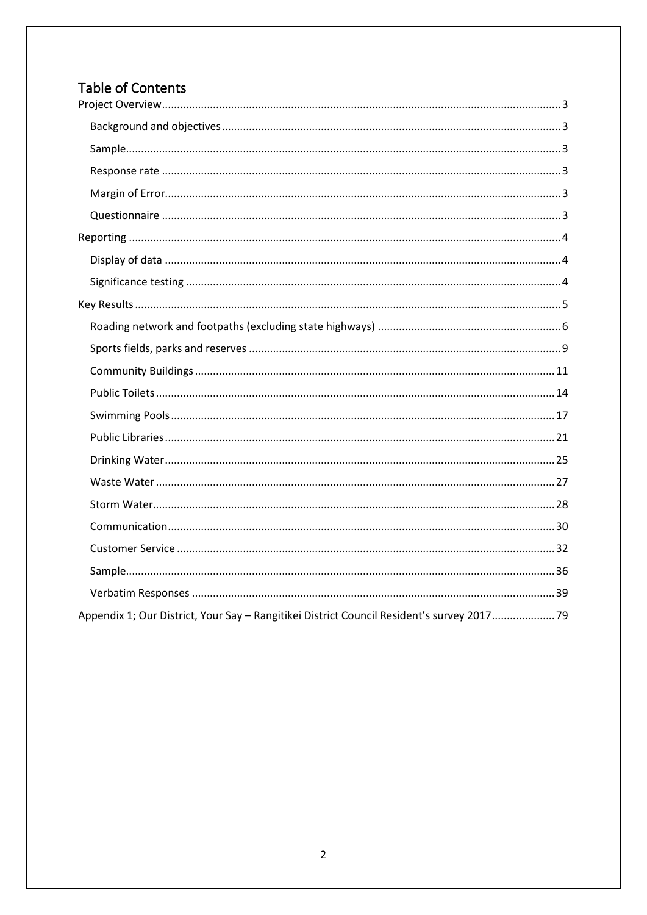# Table of Contents

Project Overview ... 3

- Background and objectives ... 3
- Sample ... 3
- Response rate ... 3
- Margin of Error ... 3
- Questionnaire ... 3

Reporting ... 4

- Display of data ... 4
- Significance testing ... 4

Key Results ... 5

- Roading network and footpaths (excluding state highways) ... 6
- Sports fields, parks and reserves ... 9
- Community Buildings ... 11
- Public Toilets ... 14
- Swimming Pools ... 17
- Public Libraries ... 21
- Drinking Water ... 25
- Waste Water ... 27
- Storm Water ... 28
- Communication ... 30
- Customer Service ... 32
- Sample ... 36
- Verbatim Responses ... 39

Appendix 1; Our District, Your Say – Rangitikei District Council Resident's survey 2017 ... 79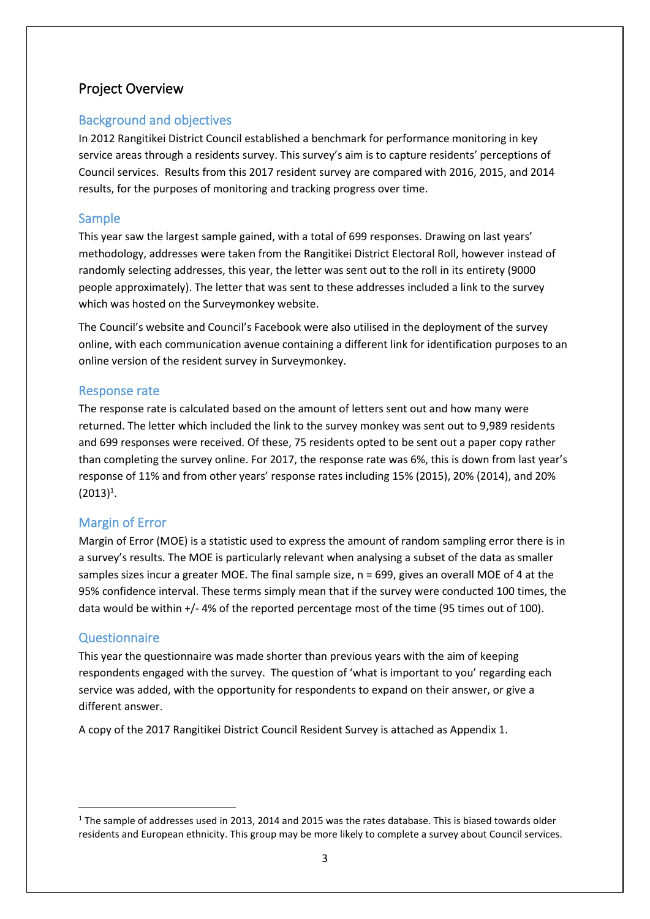## Project Overview

### Background and objectives

In 2012 Rangitikei District Council established a benchmark for performance monitoring in key service areas through a residents survey. This survey's aim is to capture residents' perceptions of Council services. Results from this 2017 resident survey are compared with 2016, 2015, and 2014 results, for the purposes of monitoring and tracking progress over time.

### Sample

This year saw the largest sample gained, with a total of 699 responses. Drawing on last years' methodology, addresses were taken from the Rangitikei District Electoral Roll, however instead of randomly selecting addresses, this year, the letter was sent out to the roll in its entirety (9000 people approximately). The letter that was sent to these addresses included a link to the survey which was hosted on the Surveymonkey website.

The Council's website and Council's Facebook were also utilised in the deployment of the survey online, with each communication avenue containing a different link for identification purposes to an online version of the resident survey in Surveymonkey.

### Response rate

The response rate is calculated based on the amount of letters sent out and how many were returned. The letter which included the link to the survey monkey was sent out to 9,989 residents and 699 responses were received. Of these, 75 residents opted to be sent out a paper copy rather than completing the survey online. For 2017, the response rate was 6%, this is down from last year's response of 11% and from other years' response rates including 15% (2015), 20% (2014), and 20% (2013)[1].

### Margin of Error

Margin of Error (MOE) is a statistic used to express the amount of random sampling error there is in a survey's results. The MOE is particularly relevant when analysing a subset of the data as smaller samples sizes incur a greater MOE. The final sample size, n = 699, gives an overall MOE of 4 at the 95% confidence interval. These terms simply mean that if the survey were conducted 100 times, the data would be within +/- 4% of the reported percentage most of the time (95 times out of 100).

### Questionnaire

This year the questionnaire was made shorter than previous years with the aim of keeping respondents engaged with the survey. The question of 'what is important to you' regarding each service was added, with the opportunity for respondents to expand on their answer, or give a different answer.

A copy of the 2017 Rangitikei District Council Resident Survey is attached as Appendix 1.

---

[1] The sample of addresses used in 2013, 2014 and 2015 was the rates database. This is biased towards older residents and European ethnicity. This group may be more likely to complete a survey about Council services.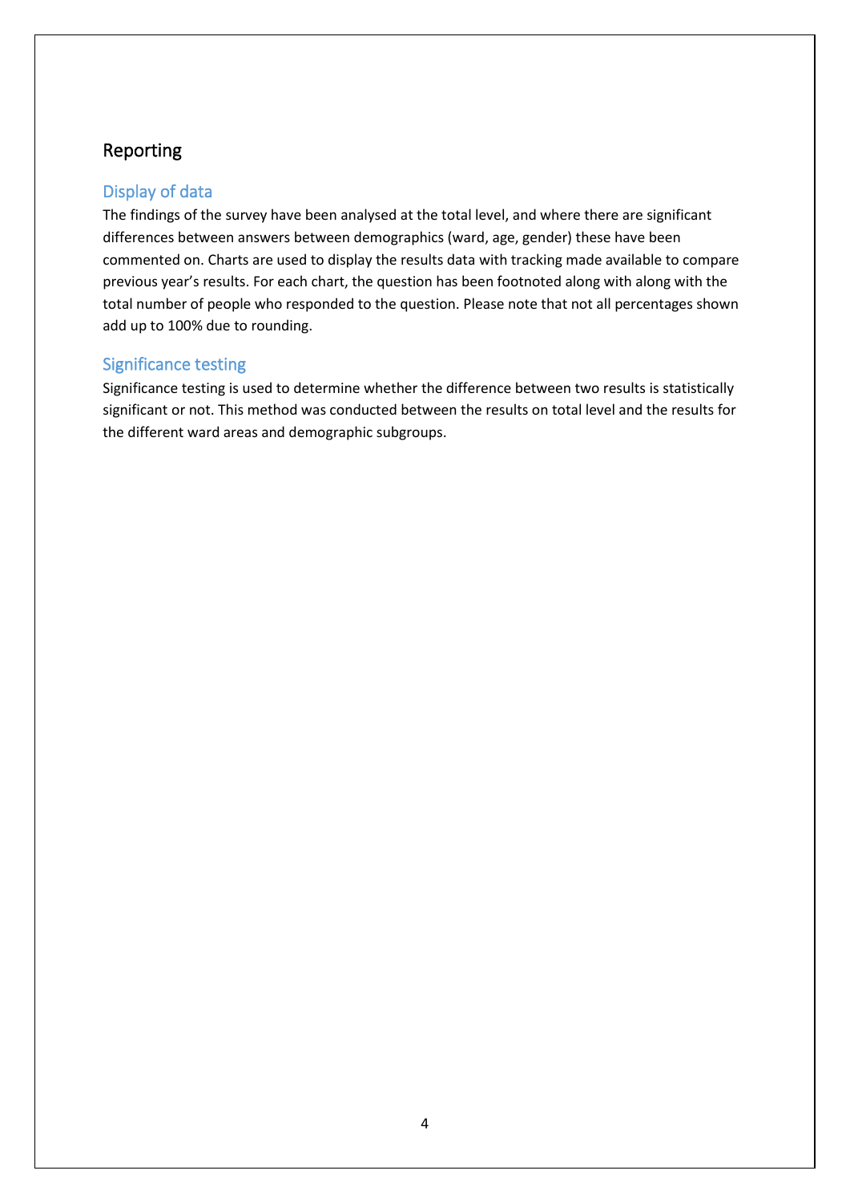## Reporting

### Display of data

The findings of the survey have been analysed at the total level, and where there are significant differences between answers between demographics (ward, age, gender) these have been commented on. Charts are used to display the results data with tracking made available to compare previous year's results. For each chart, the question has been footnoted along with along with the total number of people who responded to the question. Please note that not all percentages shown add up to 100% due to rounding.

### Significance testing

Significance testing is used to determine whether the difference between two results is statistically significant or not. This method was conducted between the results on total level and the results for the different ward areas and demographic subgroups.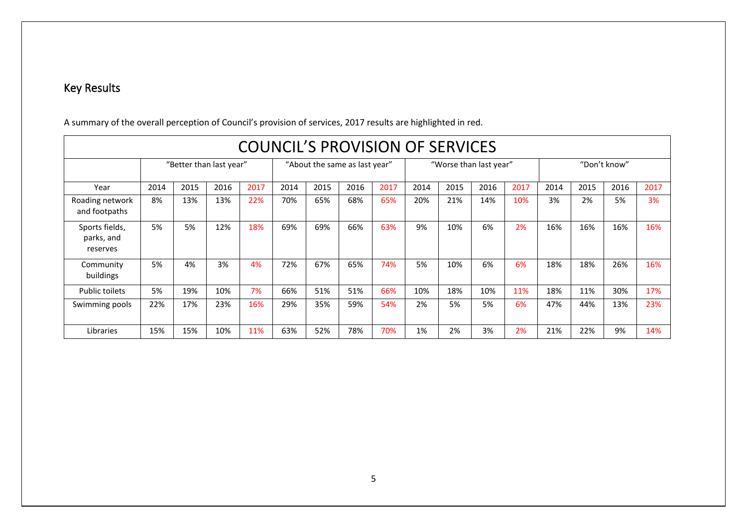## Key Results

A summary of the overall perception of Council's provision of services, 2017 results are highlighted in red.

| COUNCIL'S PROVISION OF SERVICES | | | | | | | | | | | | | | | | |
|---|---|---|---|---|---|---|---|---|---|---|---|---|---|---|---|---|
| | "Better than last year" | | | | "About the same as last year" | | | | "Worse than last year" | | | | "Don't know" | | | |
| Year | 2014 | 2015 | 2016 | 2017 | 2014 | 2015 | 2016 | 2017 | 2014 | 2015 | 2016 | 2017 | 2014 | 2015 | 2016 | 2017 |
| Roading network and footpaths | 8% | 13% | 13% | 22% | 70% | 65% | 68% | 65% | 20% | 21% | 14% | 10% | 3% | 2% | 5% | 3% |
| Sports fields, parks, and reserves | 5% | 5% | 12% | 18% | 69% | 69% | 66% | 63% | 9% | 10% | 6% | 2% | 16% | 16% | 16% | 16% |
| Community buildings | 5% | 4% | 3% | 4% | 72% | 67% | 65% | 74% | 5% | 10% | 6% | 6% | 18% | 18% | 26% | 16% |
| Public toilets | 5% | 19% | 10% | 7% | 66% | 51% | 51% | 66% | 10% | 18% | 10% | 11% | 18% | 11% | 30% | 17% |
| Swimming pools | 22% | 17% | 23% | 16% | 29% | 35% | 59% | 54% | 2% | 5% | 5% | 6% | 47% | 44% | 13% | 23% |
| Libraries | 15% | 15% | 10% | 11% | 63% | 52% | 78% | 70% | 1% | 2% | 3% | 2% | 21% | 22% | 9% | 14% |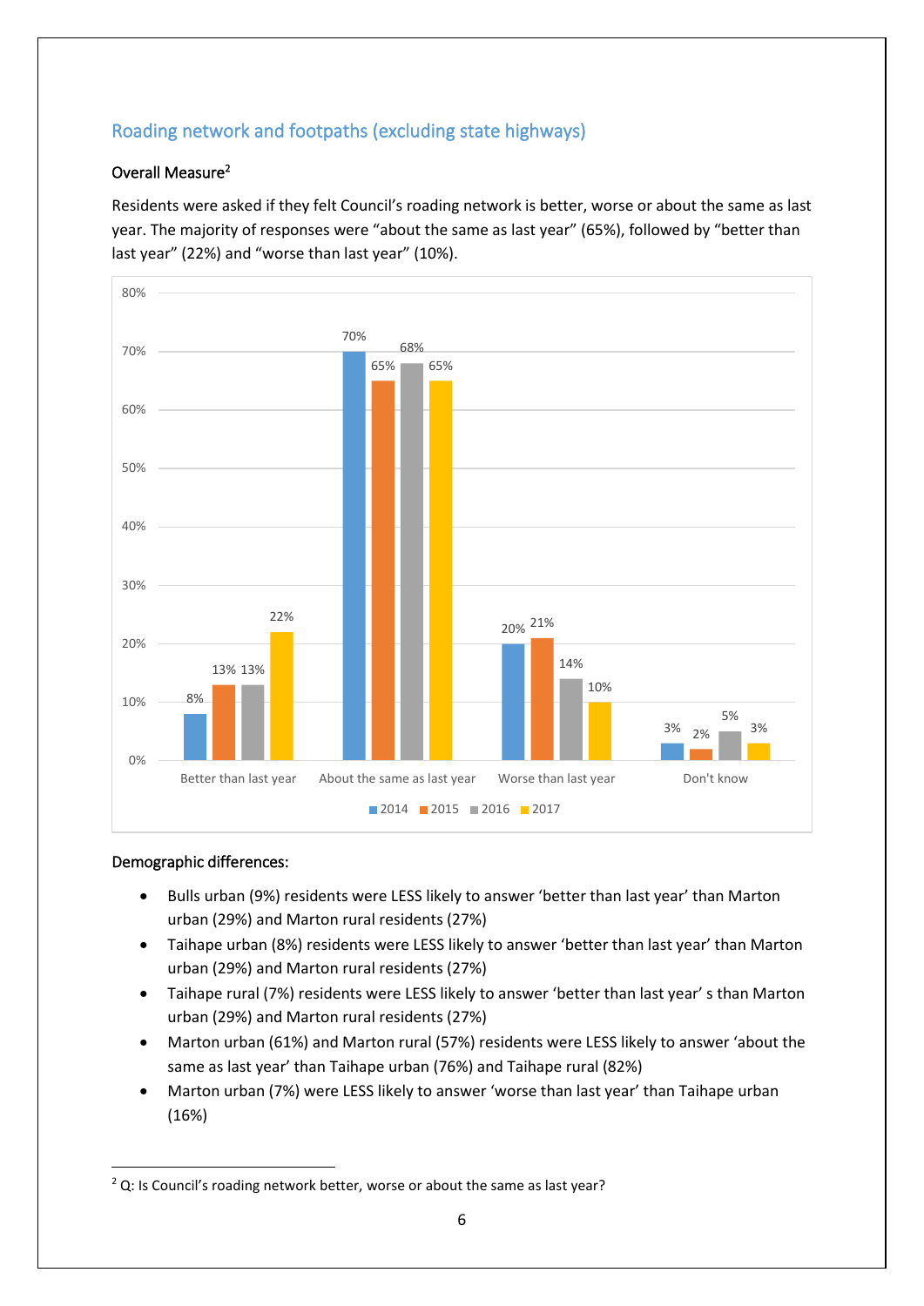## Roading network and footpaths (excluding state highways)

### Overall Measure[2]

Residents were asked if they felt Council's roading network is better, worse or about the same as last year. The majority of responses were "about the same as last year" (65%), followed by "better than last year" (22%) and "worse than last year" (10%).

| | 2014 | 2015 | 2016 | 2017 |
|---|---|---|---|---|
| Better than last year | 8% | 13% | 13% | 22% |
| About the same as last year | 70% | 65% | 68% | 65% |
| Worse than last year | 20% | 21% | 14% | 10% |
| Don't know | 3% | 2% | 5% | 3% |

### Demographic differences:

- Bulls urban (9%) residents were LESS likely to answer 'better than last year' than Marton urban (29%) and Marton rural residents (27%)
- Taihape urban (8%) residents were LESS likely to answer 'better than last year' than Marton urban (29%) and Marton rural residents (27%)
- Taihape rural (7%) residents were LESS likely to answer 'better than last year' s than Marton urban (29%) and Marton rural residents (27%)
- Marton urban (61%) and Marton rural (57%) residents were LESS likely to answer 'about the same as last year' than Taihape urban (76%) and Taihape rural (82%)
- Marton urban (7%) were LESS likely to answer 'worse than last year' than Taihape urban (16%)

[2] Q: Is Council's roading network better, worse or about the same as last year?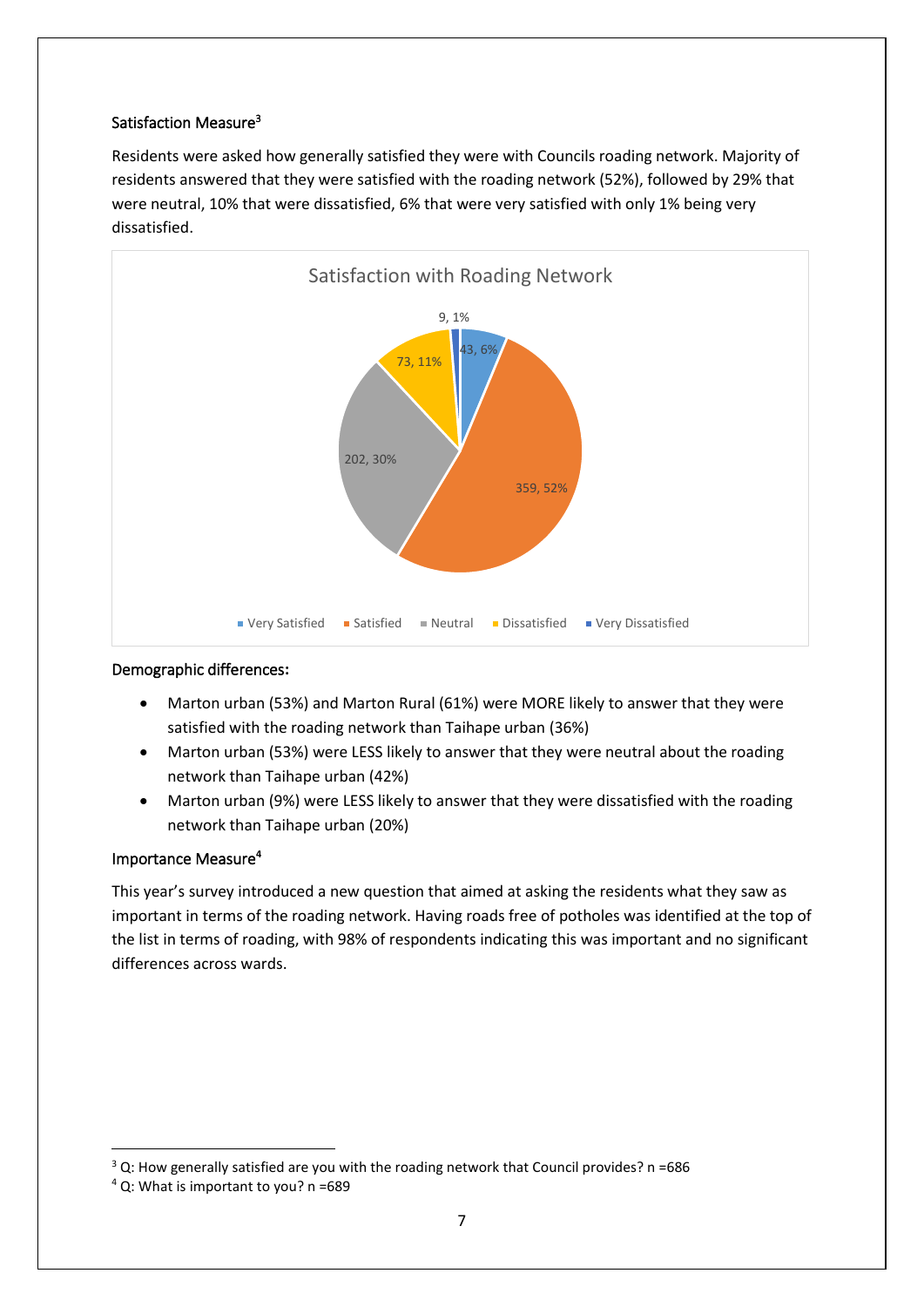### Satisfaction Measure[3]

Residents were asked how generally satisfied they were with Councils roading network. Majority of residents answered that they were satisfied with the roading network (52%), followed by 29% that were neutral, 10% that were dissatisfied, 6% that were very satisfied with only 1% being very dissatisfied.

**Satisfaction with Roading Network**

| Response | Count | Percentage |
|---|---|---|
| Very Satisfied | 43 | 6% |
| Satisfied | 359 | 52% |
| Neutral | 202 | 30% |
| Dissatisfied | 73 | 11% |
| Very Dissatisfied | 9 | 1% |

### Demographic differences:

- Marton urban (53%) and Marton Rural (61%) were MORE likely to answer that they were satisfied with the roading network than Taihape urban (36%)
- Marton urban (53%) were LESS likely to answer that they were neutral about the roading network than Taihape urban (42%)
- Marton urban (9%) were LESS likely to answer that they were dissatisfied with the roading network than Taihape urban (20%)

### Importance Measure[4]

This year's survey introduced a new question that aimed at asking the residents what they saw as important in terms of the roading network. Having roads free of potholes was identified at the top of the list in terms of roading, with 98% of respondents indicating this was important and no significant differences across wards.

---

[3] Q: How generally satisfied are you with the roading network that Council provides? n =686

[4] Q: What is important to you? n =689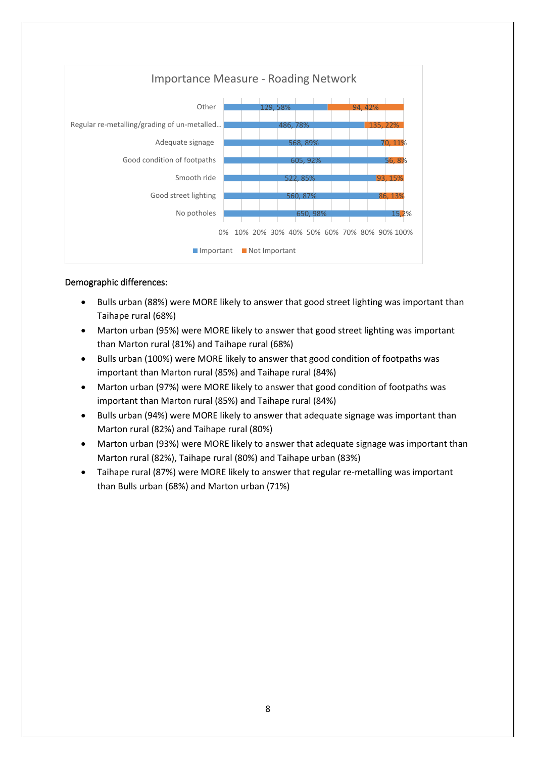**Importance Measure - Roading Network**

| | Important | Not Important |
|---|---|---|
| Other | 129, 58% | 94, 42% |
| Regular re-metalling/grading of un-metalled... | 486, 78% | 135, 22% |
| Adequate signage | 568, 89% | 70, 11% |
| Good condition of footpaths | 605, 92% | 56, 8% |
| Smooth ride | 522, 85% | 93, 15% |
| Good street lighting | 560, 87% | 86, 13% |
| No potholes | 650, 98% | 15, 2% |

Demographic differences:

- Bulls urban (88%) were MORE likely to answer that good street lighting was important than Taihape rural (68%)
- Marton urban (95%) were MORE likely to answer that good street lighting was important than Marton rural (81%) and Taihape rural (68%)
- Bulls urban (100%) were MORE likely to answer that good condition of footpaths was important than Marton rural (85%) and Taihape rural (84%)
- Marton urban (97%) were MORE likely to answer that good condition of footpaths was important than Marton rural (85%) and Taihape rural (84%)
- Bulls urban (94%) were MORE likely to answer that adequate signage was important than Marton rural (82%) and Taihape rural (80%)
- Marton urban (93%) were MORE likely to answer that adequate signage was important than Marton rural (82%), Taihape rural (80%) and Taihape urban (83%)
- Taihape rural (87%) were MORE likely to answer that regular re-metalling was important than Bulls urban (68%) and Marton urban (71%)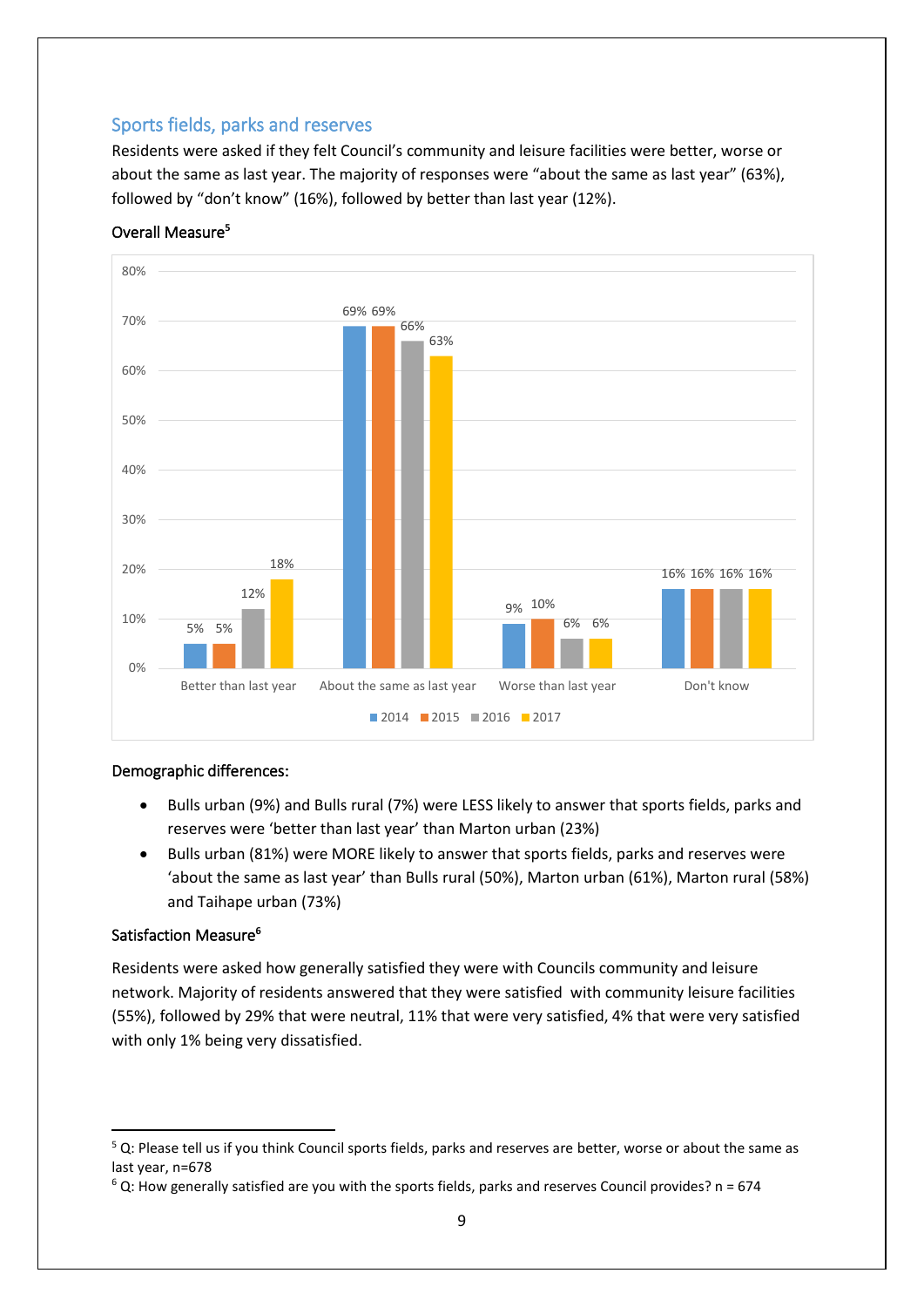## Sports fields, parks and reserves

Residents were asked if they felt Council's community and leisure facilities were better, worse or about the same as last year. The majority of responses were "about the same as last year" (63%), followed by "don't know" (16%), followed by better than last year (12%).

### Overall Measure[5]

| | 2014 | 2015 | 2016 | 2017 |
|---|---|---|---|---|
| Better than last year | 5% | 5% | 12% | 18% |
| About the same as last year | 69% | 69% | 66% | 63% |
| Worse than last year | 9% | 10% | 6% | 6% |
| Don't know | 16% | 16% | 16% | 16% |

### Demographic differences:

- Bulls urban (9%) and Bulls rural (7%) were LESS likely to answer that sports fields, parks and reserves were 'better than last year' than Marton urban (23%)
- Bulls urban (81%) were MORE likely to answer that sports fields, parks and reserves were 'about the same as last year' than Bulls rural (50%), Marton urban (61%), Marton rural (58%) and Taihape urban (73%)

### Satisfaction Measure[6]

Residents were asked how generally satisfied they were with Councils community and leisure network. Majority of residents answered that they were satisfied with community leisure facilities (55%), followed by 29% that were neutral, 11% that were very satisfied, 4% that were very satisfied with only 1% being very dissatisfied.

---

[5] Q: Please tell us if you think Council sports fields, parks and reserves are better, worse or about the same as last year, n=678

[6] Q: How generally satisfied are you with the sports fields, parks and reserves Council provides? n = 674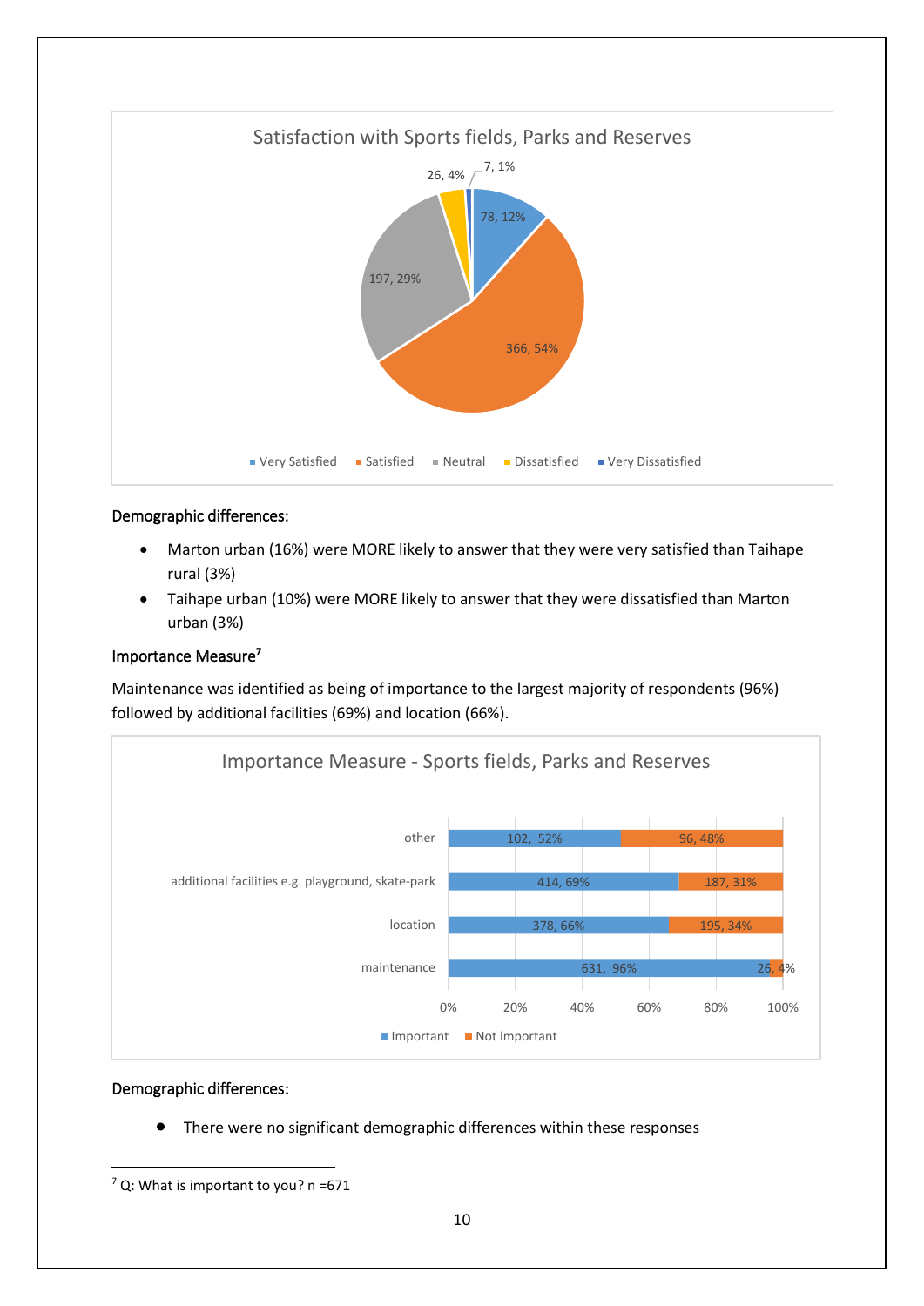**Satisfaction with Sports fields, Parks and Reserves**

| Response | Count | Percentage |
|---|---|---|
| Very Satisfied | 78 | 12% |
| Satisfied | 366 | 54% |
| Neutral | 197 | 29% |
| Dissatisfied | 26 | 4% |
| Very Dissatisfied | 7 | 1% |

Demographic differences:

- Marton urban (16%) were MORE likely to answer that they were very satisfied than Taihape rural (3%)
- Taihape urban (10%) were MORE likely to answer that they were dissatisfied than Marton urban (3%)

Importance Measure[7]

Maintenance was identified as being of importance to the largest majority of respondents (96%) followed by additional facilities (69%) and location (66%).

**Importance Measure - Sports fields, Parks and Reserves**

| | Important | Not important |
|---|---|---|
| other | 102, 52% | 96, 48% |
| additional facilities e.g. playground, skate-park | 414, 69% | 187, 31% |
| location | 378, 66% | 195, 34% |
| maintenance | 631, 96% | 26, 4% |

Demographic differences:

- There were no significant demographic differences within these responses

[7] Q: What is important to you? n =671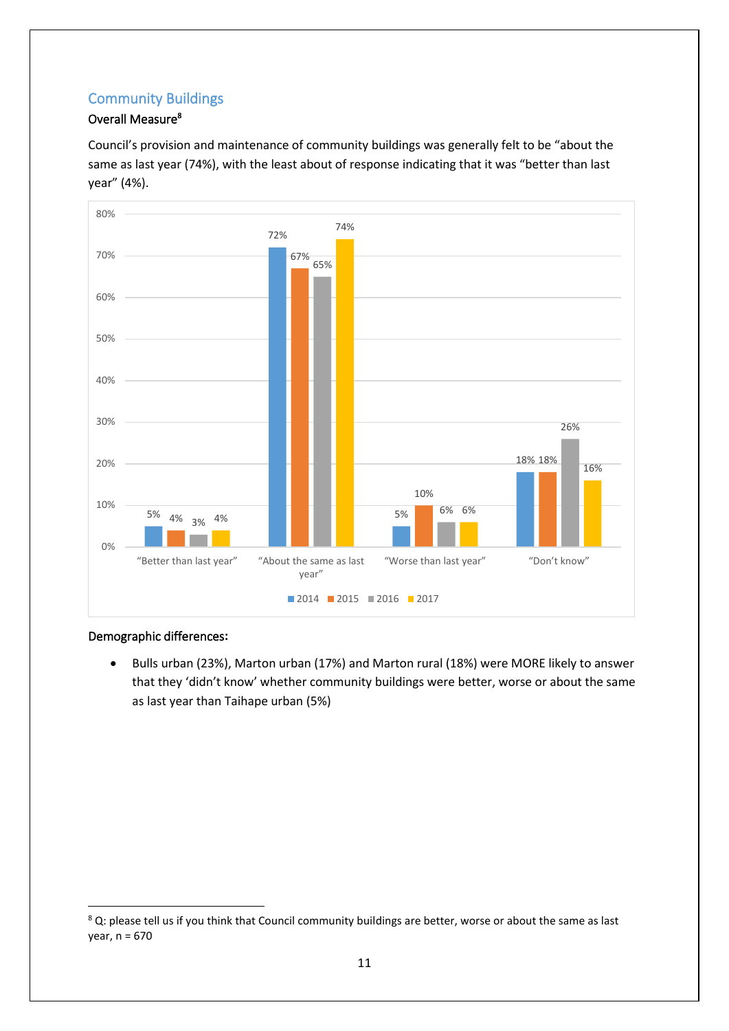## Community Buildings

### Overall Measure[8]

Council's provision and maintenance of community buildings was generally felt to be "about the same as last year (74%), with the least about of response indicating that it was "better than last year" (4%).

| | 2014 | 2015 | 2016 | 2017 |
|---|---|---|---|---|
| "Better than last year" | 5% | 4% | 3% | 4% |
| "About the same as last year" | 72% | 67% | 65% | 74% |
| "Worse than last year" | 5% | 10% | 6% | 6% |
| "Don't know" | 18% | 18% | 26% | 16% |

### Demographic differences:

- Bulls urban (23%), Marton urban (17%) and Marton rural (18%) were MORE likely to answer that they 'didn't know' whether community buildings were better, worse or about the same as last year than Taihape urban (5%)

[8] Q: please tell us if you think that Council community buildings are better, worse or about the same as last year, n = 670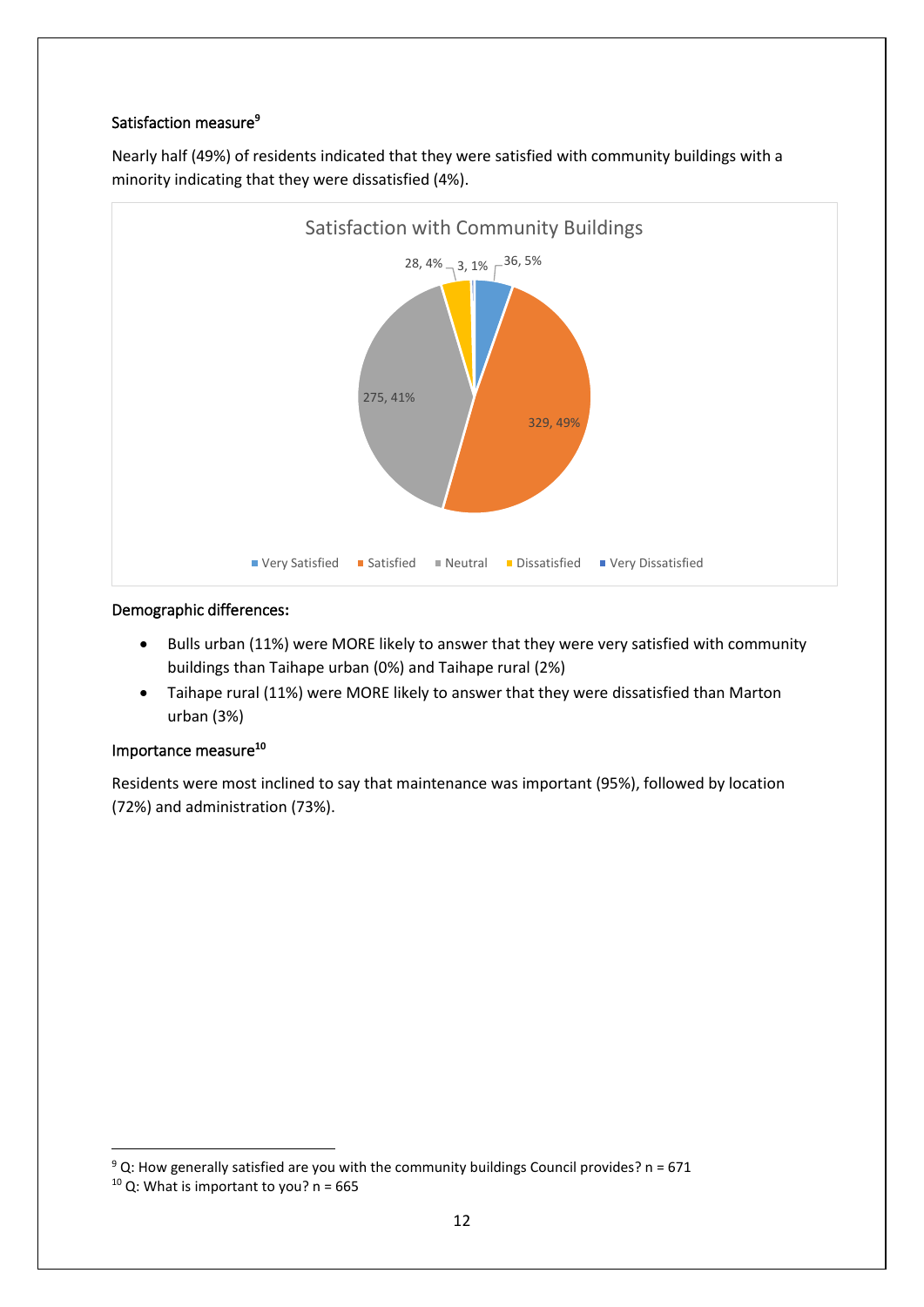### Satisfaction measure[9]

Nearly half (49%) of residents indicated that they were satisfied with community buildings with a minority indicating that they were dissatisfied (4%).

Satisfaction with Community Buildings

| Response | Count | Percentage |
|---|---|---|
| Very Satisfied | 36 | 5% |
| Satisfied | 329 | 49% |
| Neutral | 275 | 41% |
| Dissatisfied | 28 | 4% |
| Very Dissatisfied | 3 | 1% |

### Demographic differences:

- Bulls urban (11%) were MORE likely to answer that they were very satisfied with community buildings than Taihape urban (0%) and Taihape rural (2%)
- Taihape rural (11%) were MORE likely to answer that they were dissatisfied than Marton urban (3%)

### Importance measure[10]

Residents were most inclined to say that maintenance was important (95%), followed by location (72%) and administration (73%).

[9] Q: How generally satisfied are you with the community buildings Council provides? n = 671

[10] Q: What is important to you? n = 665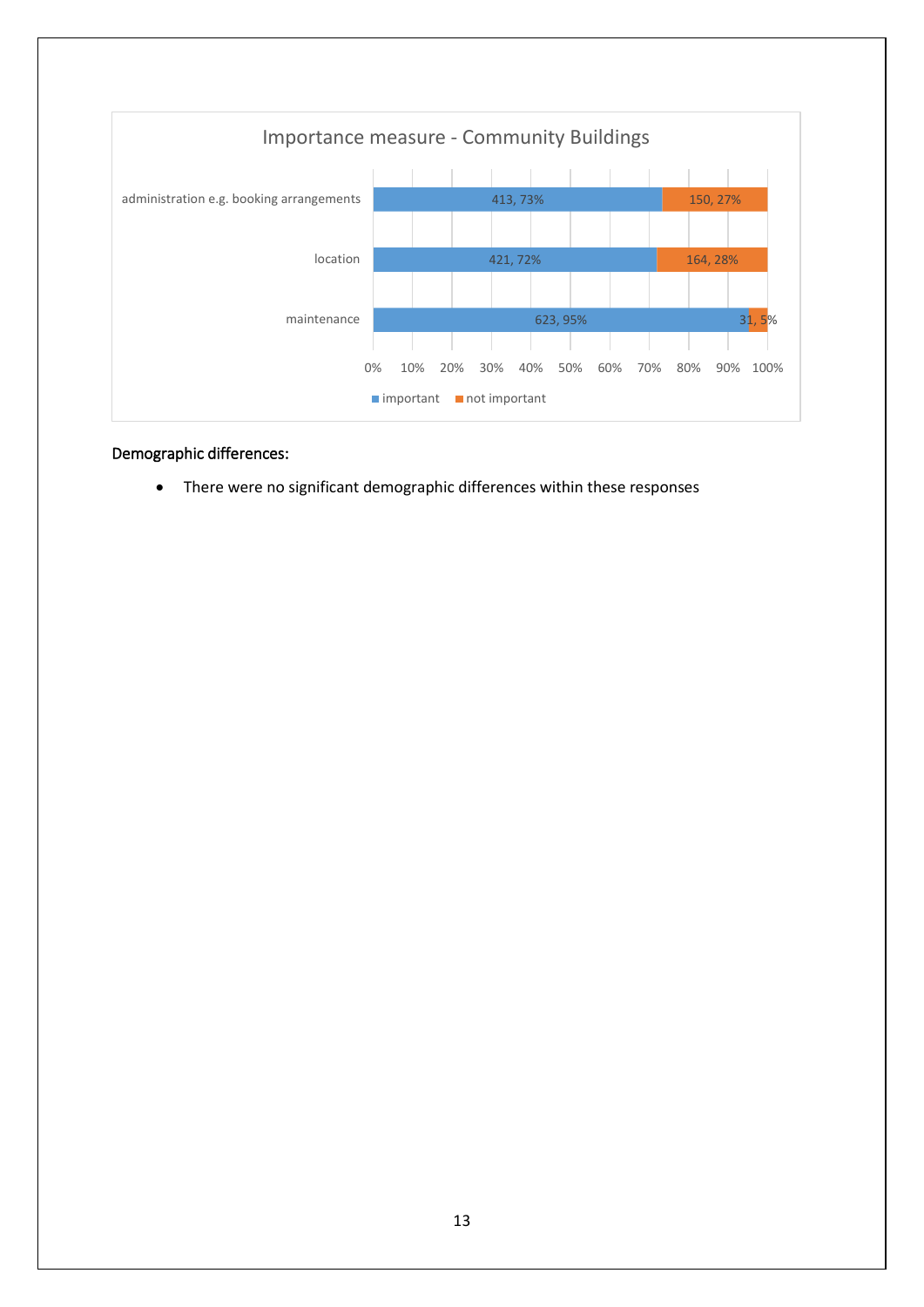Importance measure - Community Buildings

| | important | not important |
|---|---|---|
| administration e.g. booking arrangements | 413, 73% | 150, 27% |
| location | 421, 72% | 164, 28% |
| maintenance | 623, 95% | 31, 5% |

## Demographic differences:

- There were no significant demographic differences within these responses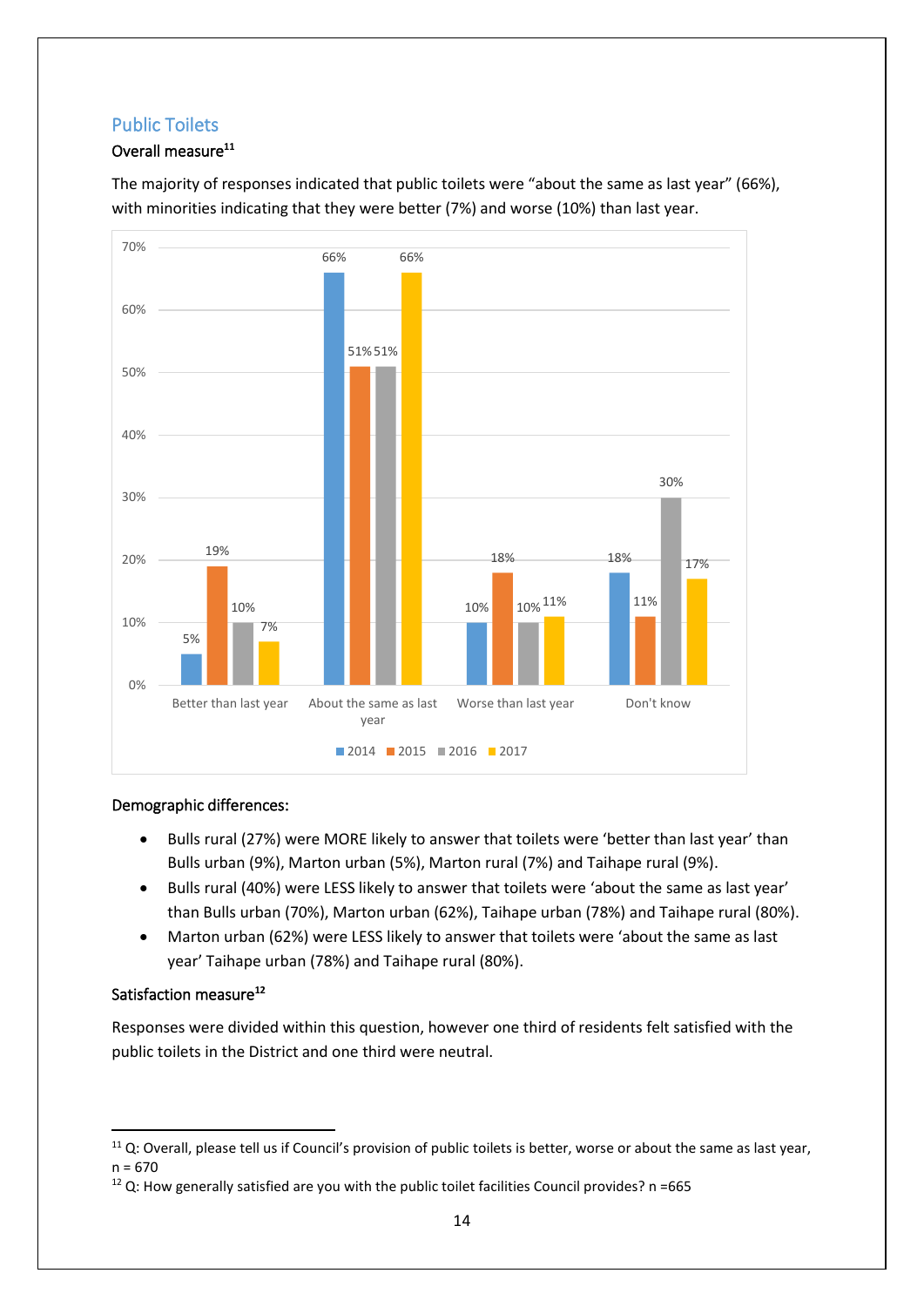## Public Toilets

### Overall measure[11]

The majority of responses indicated that public toilets were "about the same as last year" (66%), with minorities indicating that they were better (7%) and worse (10%) than last year.

| | 2014 | 2015 | 2016 | 2017 |
|---|---|---|---|---|
| Better than last year | 5% | 19% | 10% | 7% |
| About the same as last year | 66% | 51% | 51% | 66% |
| Worse than last year | 10% | 18% | 10% | 11% |
| Don't know | 18% | 11% | 30% | 17% |

### Demographic differences:

- Bulls rural (27%) were MORE likely to answer that toilets were 'better than last year' than Bulls urban (9%), Marton urban (5%), Marton rural (7%) and Taihape rural (9%).
- Bulls rural (40%) were LESS likely to answer that toilets were 'about the same as last year' than Bulls urban (70%), Marton urban (62%), Taihape urban (78%) and Taihape rural (80%).
- Marton urban (62%) were LESS likely to answer that toilets were 'about the same as last year' Taihape urban (78%) and Taihape rural (80%).

### Satisfaction measure[12]

Responses were divided within this question, however one third of residents felt satisfied with the public toilets in the District and one third were neutral.

---

[11] Q: Overall, please tell us if Council's provision of public toilets is better, worse or about the same as last year, n = 670

[12] Q: How generally satisfied are you with the public toilet facilities Council provides? n =665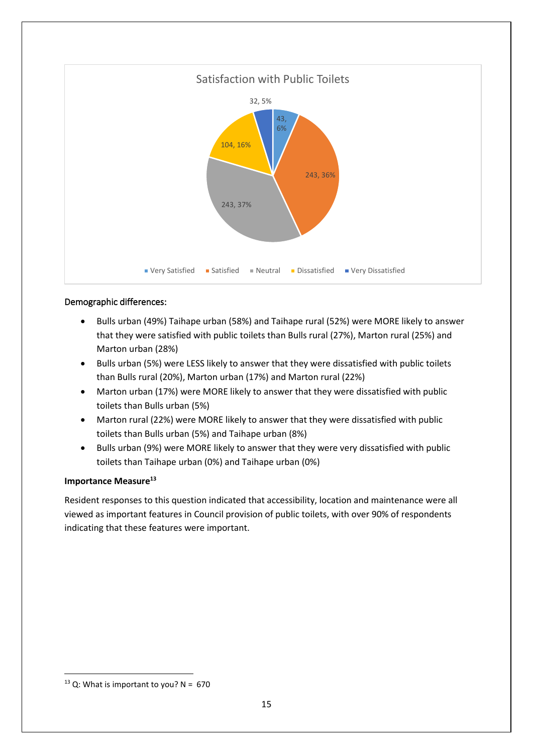Satisfaction with Public Toilets

| Response | Count | Percentage |
|---|---|---|
| Very Satisfied | 43 | 6% |
| Satisfied | 243 | 36% |
| Neutral | 243 | 37% |
| Dissatisfied | 104 | 16% |
| Very Dissatisfied | 32 | 5% |

Demographic differences:

- Bulls urban (49%) Taihape urban (58%) and Taihape rural (52%) were MORE likely to answer that they were satisfied with public toilets than Bulls rural (27%), Marton rural (25%) and Marton urban (28%)
- Bulls urban (5%) were LESS likely to answer that they were dissatisfied with public toilets than Bulls rural (20%), Marton urban (17%) and Marton rural (22%)
- Marton urban (17%) were MORE likely to answer that they were dissatisfied with public toilets than Bulls urban (5%)
- Marton rural (22%) were MORE likely to answer that they were dissatisfied with public toilets than Bulls urban (5%) and Taihape urban (8%)
- Bulls urban (9%) were MORE likely to answer that they were very dissatisfied with public toilets than Taihape urban (0%) and Taihape urban (0%)

**Importance Measure[13]**

Resident responses to this question indicated that accessibility, location and maintenance were all viewed as important features in Council provision of public toilets, with over 90% of respondents indicating that these features were important.

[13] Q: What is important to you? N = 670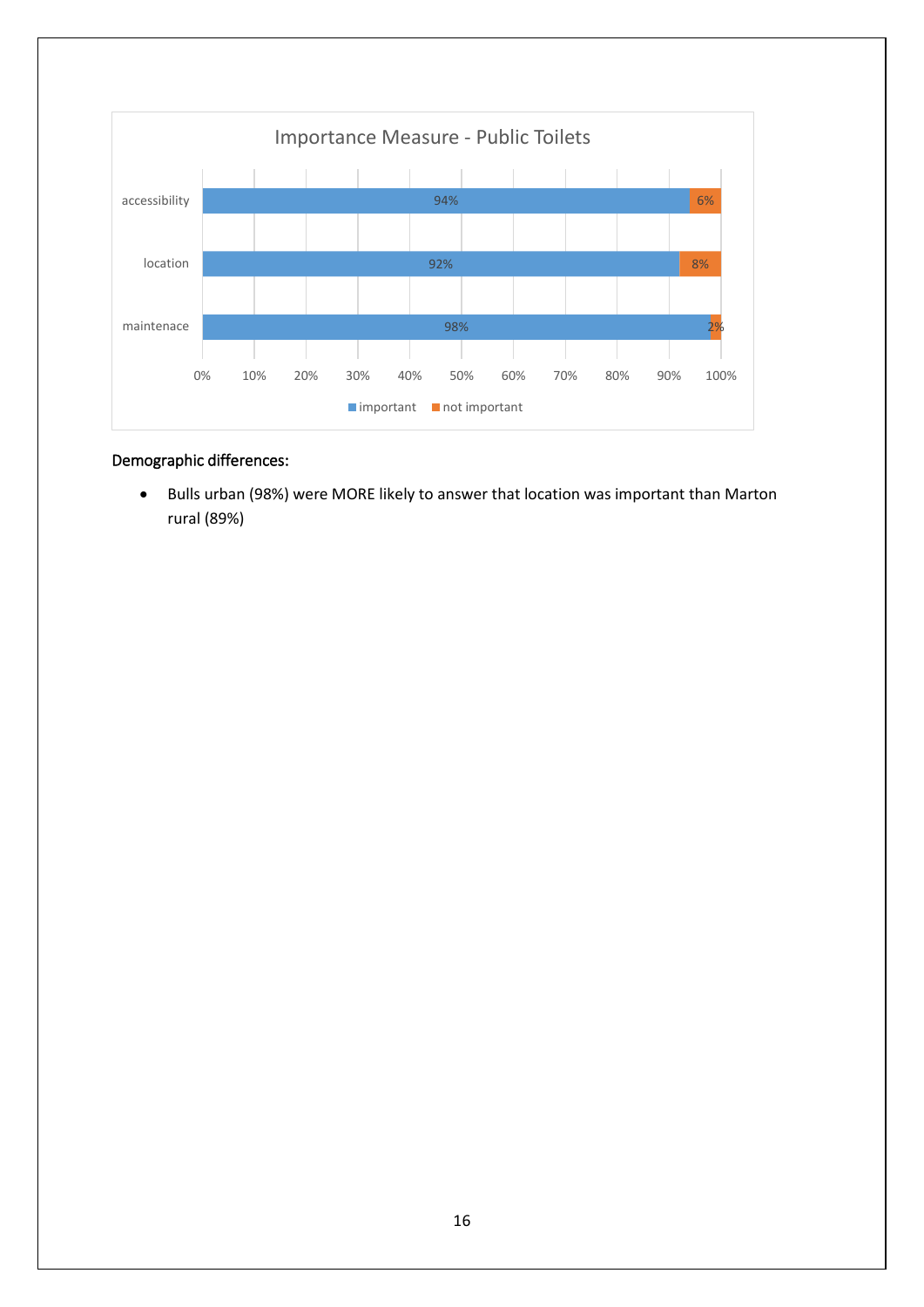**Importance Measure - Public Toilets**

| | important | not important |
|---|---|---|
| accessibility | 94% | 6% |
| location | 92% | 8% |
| maintenace | 98% | 2% |

Demographic differences:

- Bulls urban (98%) were MORE likely to answer that location was important than Marton rural (89%)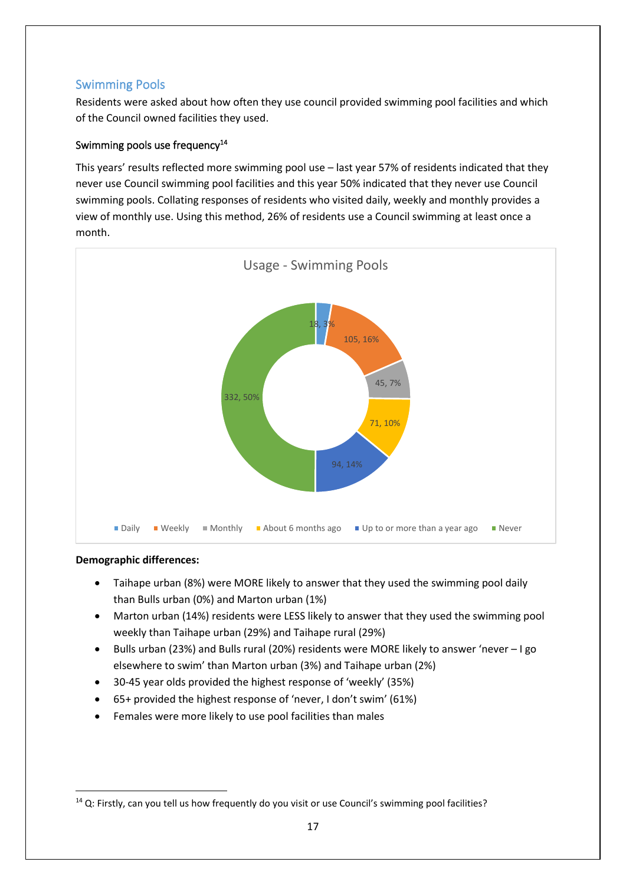## Swimming Pools

Residents were asked about how often they use council provided swimming pool facilities and which of the Council owned facilities they used.

### Swimming pools use frequency[14]

This years' results reflected more swimming pool use – last year 57% of residents indicated that they never use Council swimming pool facilities and this year 50% indicated that they never use Council swimming pools. Collating responses of residents who visited daily, weekly and monthly provides a view of monthly use. Using this method, 26% of residents use a Council swimming at least once a month.

Usage - Swimming Pools

| Response | Count | Percentage |
|---|---|---|
| Daily | 18 | 3% |
| Weekly | 105 | 16% |
| Monthly | 45 | 7% |
| About 6 months ago | 71 | 10% |
| Up to or more than a year ago | 94 | 14% |
| Never | 332 | 50% |

**Demographic differences:**

- Taihape urban (8%) were MORE likely to answer that they used the swimming pool daily than Bulls urban (0%) and Marton urban (1%)
- Marton urban (14%) residents were LESS likely to answer that they used the swimming pool weekly than Taihape urban (29%) and Taihape rural (29%)
- Bulls urban (23%) and Bulls rural (20%) residents were MORE likely to answer 'never – I go elsewhere to swim' than Marton urban (3%) and Taihape urban (2%)
- 30-45 year olds provided the highest response of 'weekly' (35%)
- 65+ provided the highest response of 'never, I don't swim' (61%)
- Females were more likely to use pool facilities than males

[14] Q: Firstly, can you tell us how frequently do you visit or use Council's swimming pool facilities?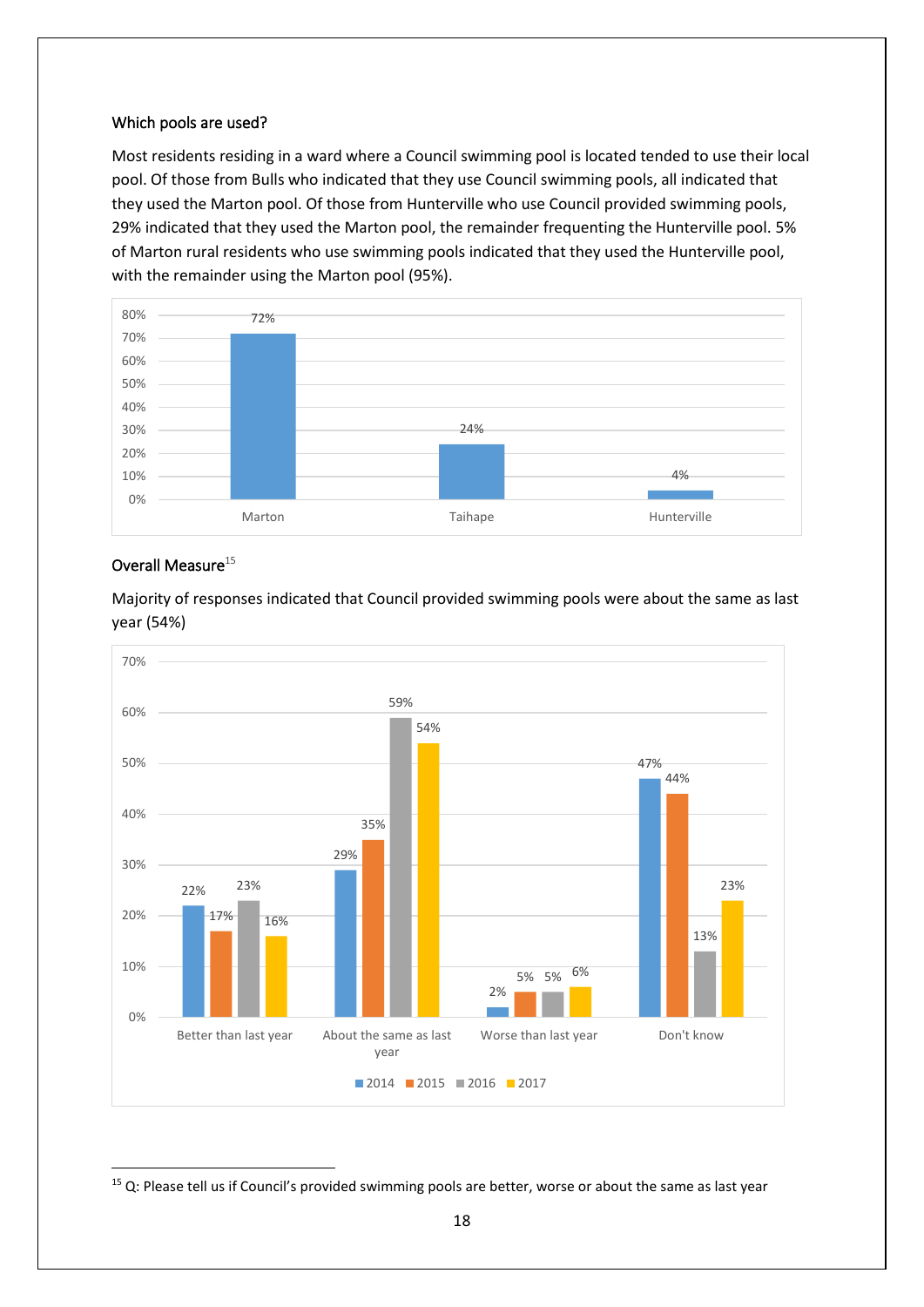### Which pools are used?

Most residents residing in a ward where a Council swimming pool is located tended to use their local pool. Of those from Bulls who indicated that they use Council swimming pools, all indicated that they used the Marton pool. Of those from Hunterville who use Council provided swimming pools, 29% indicated that they used the Marton pool, the remainder frequenting the Hunterville pool. 5% of Marton rural residents who use swimming pools indicated that they used the Hunterville pool, with the remainder using the Marton pool (95%).

| Pool | % |
|---|---|
| Marton | 72% |
| Taihape | 24% |
| Hunterville | 4% |

### Overall Measure[15]

Majority of responses indicated that Council provided swimming pools were about the same as last year (54%)

| | 2014 | 2015 | 2016 | 2017 |
|---|---|---|---|---|
| Better than last year | 22% | 17% | 23% | 16% |
| About the same as last year | 29% | 35% | 59% | 54% |
| Worse than last year | 2% | 5% | 5% | 6% |
| Don't know | 47% | 44% | 13% | 23% |

[15] Q: Please tell us if Council's provided swimming pools are better, worse or about the same as last year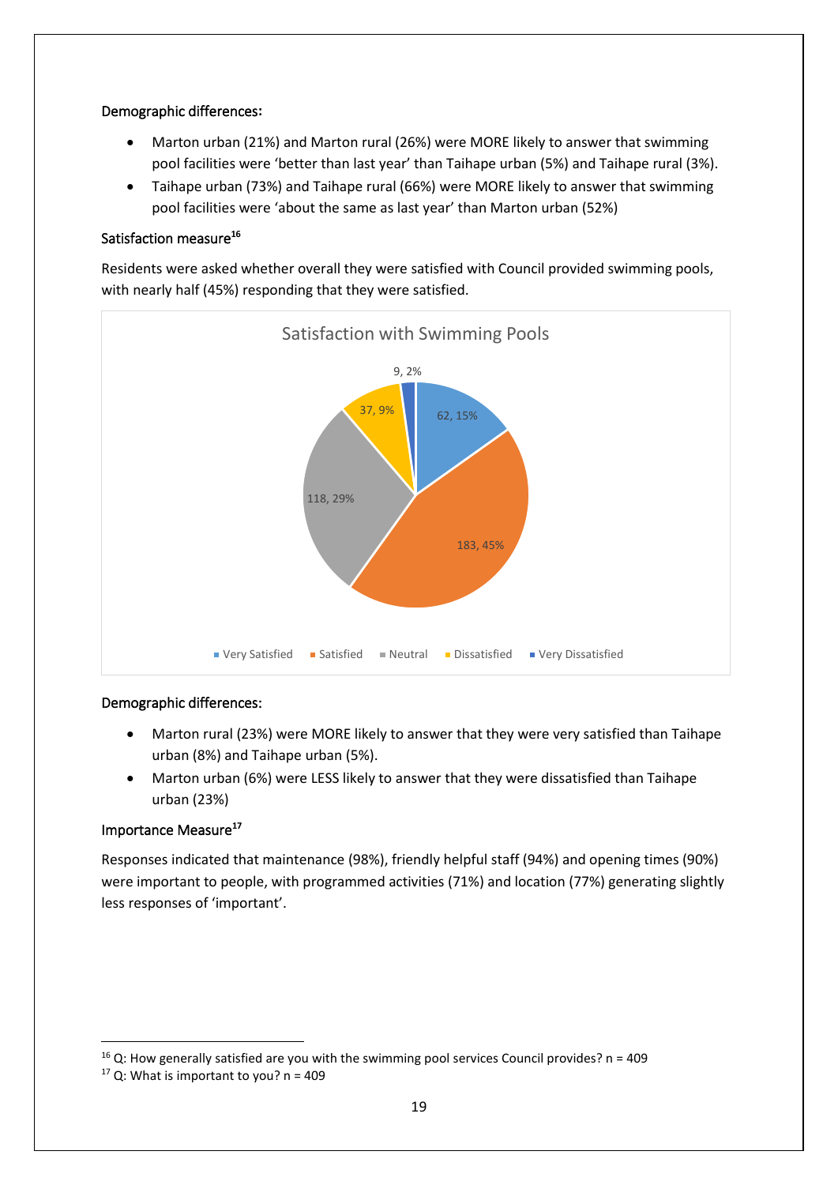### Demographic differences:

- Marton urban (21%) and Marton rural (26%) were MORE likely to answer that swimming pool facilities were 'better than last year' than Taihape urban (5%) and Taihape rural (3%).
- Taihape urban (73%) and Taihape rural (66%) were MORE likely to answer that swimming pool facilities were 'about the same as last year' than Marton urban (52%)

### Satisfaction measure[16]

Residents were asked whether overall they were satisfied with Council provided swimming pools, with nearly half (45%) responding that they were satisfied.

Satisfaction with Swimming Pools

| Response | Count | Percentage |
|---|---|---|
| Very Satisfied | 62 | 15% |
| Satisfied | 183 | 45% |
| Neutral | 118 | 29% |
| Dissatisfied | 37 | 9% |
| Very Dissatisfied | 9 | 2% |

### Demographic differences:

- Marton rural (23%) were MORE likely to answer that they were very satisfied than Taihape urban (8%) and Taihape urban (5%).
- Marton urban (6%) were LESS likely to answer that they were dissatisfied than Taihape urban (23%)

### Importance Measure[17]

Responses indicated that maintenance (98%), friendly helpful staff (94%) and opening times (90%) were important to people, with programmed activities (71%) and location (77%) generating slightly less responses of 'important'.

[16] Q: How generally satisfied are you with the swimming pool services Council provides? n = 409

[17] Q: What is important to you? n = 409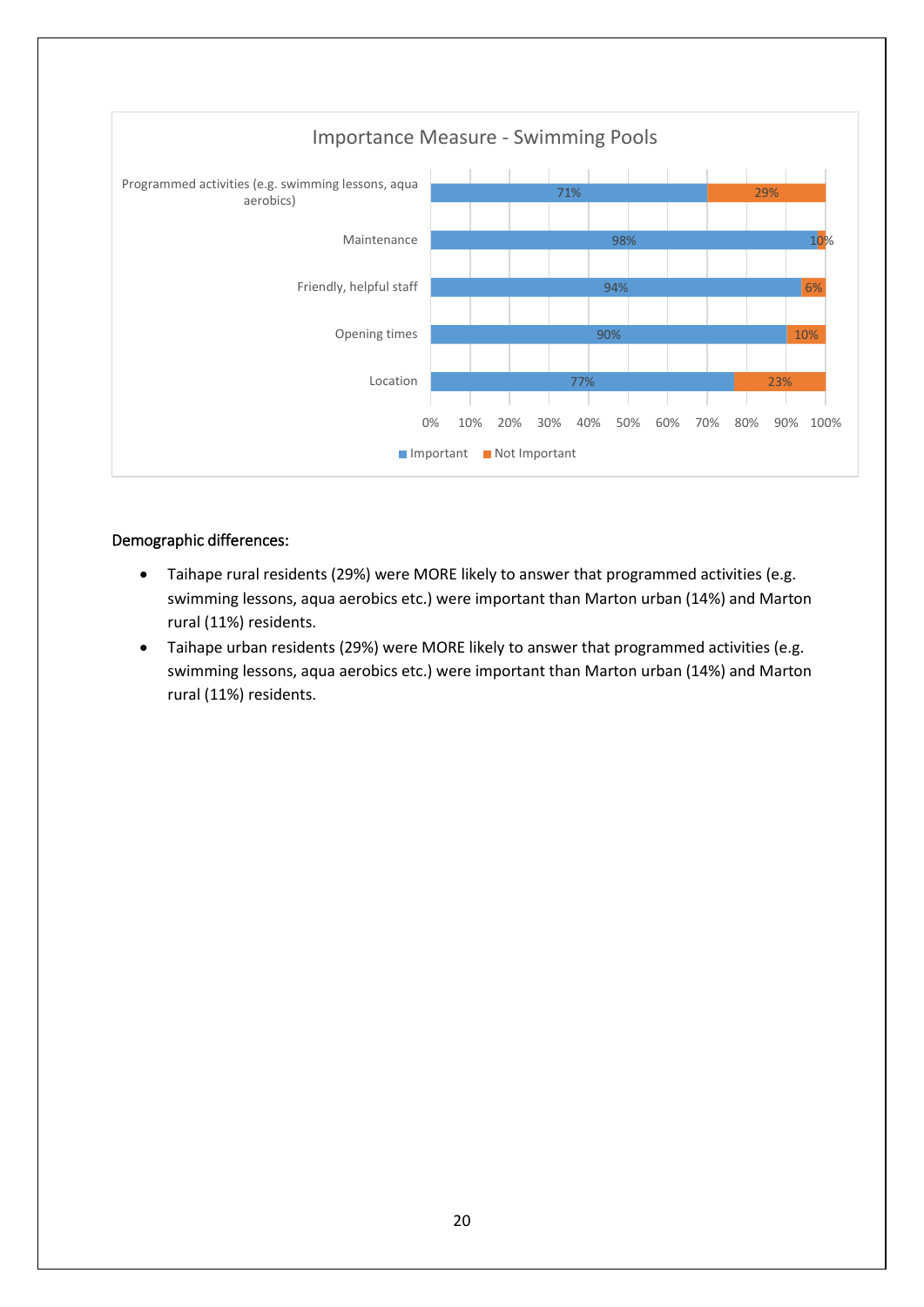**Importance Measure - Swimming Pools**

| | Important | Not Important |
|---|---|---|
| Programmed activities (e.g. swimming lessons, aqua aerobics) | 71% | 29% |
| Maintenance | 98% | 10% |
| Friendly, helpful staff | 94% | 6% |
| Opening times | 90% | 10% |
| Location | 77% | 23% |

Demographic differences:

- Taihape rural residents (29%) were MORE likely to answer that programmed activities (e.g. swimming lessons, aqua aerobics etc.) were important than Marton urban (14%) and Marton rural (11%) residents.
- Taihape urban residents (29%) were MORE likely to answer that programmed activities (e.g. swimming lessons, aqua aerobics etc.) were important than Marton urban (14%) and Marton rural (11%) residents.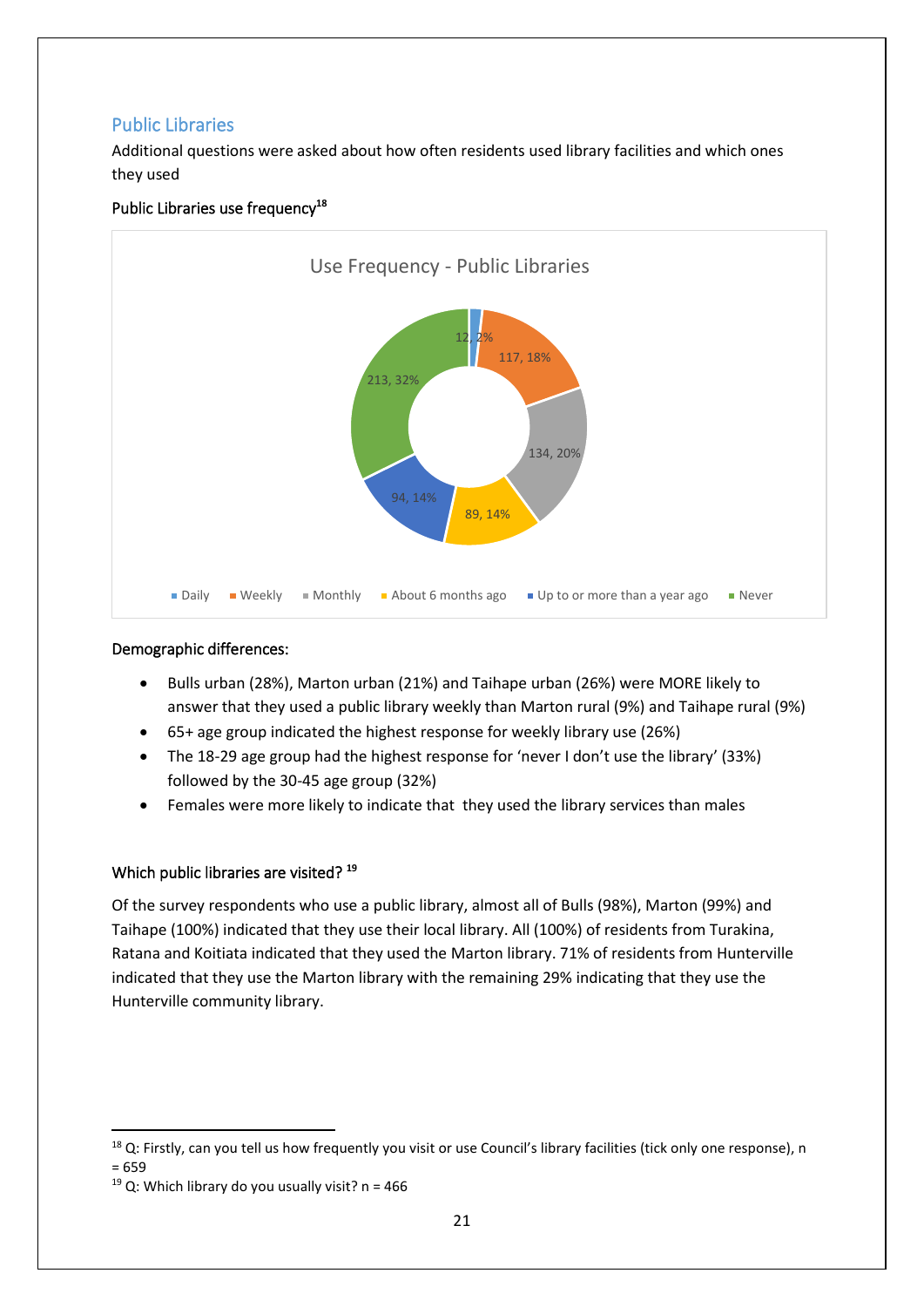## Public Libraries

Additional questions were asked about how often residents used library facilities and which ones they used

### Public Libraries use frequency[18]

**Use Frequency - Public Libraries**

| Category | Count, % |
|---|---|
| Daily | 12, 2% |
| Weekly | 117, 18% |
| Monthly | 134, 20% |
| About 6 months ago | 89, 14% |
| Up to or more than a year ago | 94, 14% |
| Never | 213, 32% |

### Demographic differences:

- Bulls urban (28%), Marton urban (21%) and Taihape urban (26%) were MORE likely to answer that they used a public library weekly than Marton rural (9%) and Taihape rural (9%)
- 65+ age group indicated the highest response for weekly library use (26%)
- The 18-29 age group had the highest response for 'never I don't use the library' (33%) followed by the 30-45 age group (32%)
- Females were more likely to indicate that they used the library services than males

### Which public libraries are visited? [19]

Of the survey respondents who use a public library, almost all of Bulls (98%), Marton (99%) and Taihape (100%) indicated that they use their local library. All (100%) of residents from Turakina, Ratana and Koitiata indicated that they used the Marton library. 71% of residents from Hunterville indicated that they use the Marton library with the remaining 29% indicating that they use the Hunterville community library.

---

[18] Q: Firstly, can you tell us how frequently you visit or use Council's library facilities (tick only one response), n = 659

[19] Q: Which library do you usually visit? n = 466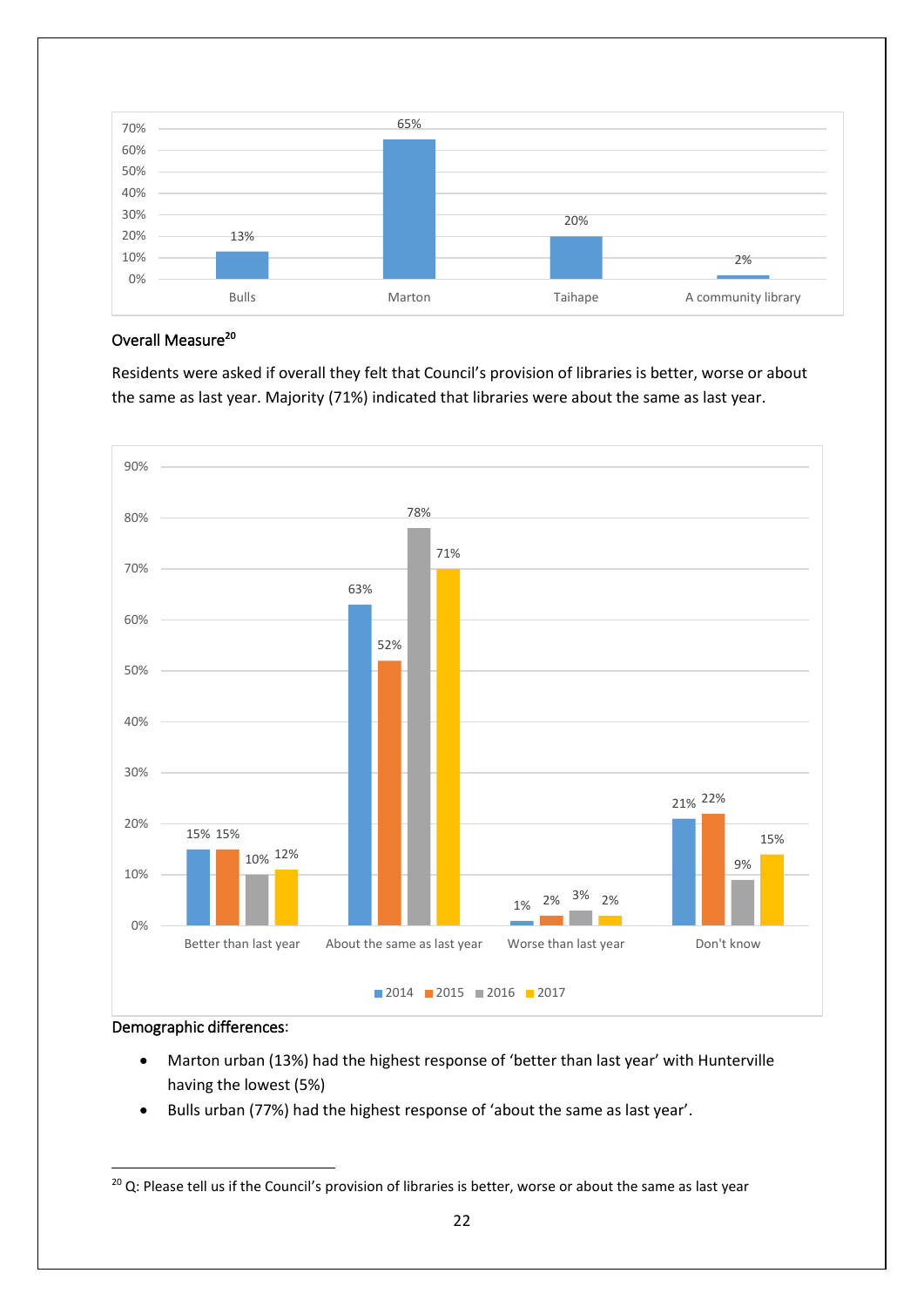| | Bulls | Marton | Taihape | A community library |
|---|---|---|---|---|
| % | 13% | 65% | 20% | 2% |

### Overall Measure[20]

Residents were asked if overall they felt that Council's provision of libraries is better, worse or about the same as last year. Majority (71%) indicated that libraries were about the same as last year.

| | 2014 | 2015 | 2016 | 2017 |
|---|---|---|---|---|
| Better than last year | 15% | 15% | 10% | 12% |
| About the same as last year | 63% | 52% | 78% | 71% |
| Worse than last year | 1% | 2% | 3% | 2% |
| Don't know | 21% | 22% | 9% | 15% |

Demographic differences:

- Marton urban (13%) had the highest response of 'better than last year' with Hunterville having the lowest (5%)
- Bulls urban (77%) had the highest response of 'about the same as last year'.

[20] Q: Please tell us if the Council's provision of libraries is better, worse or about the same as last year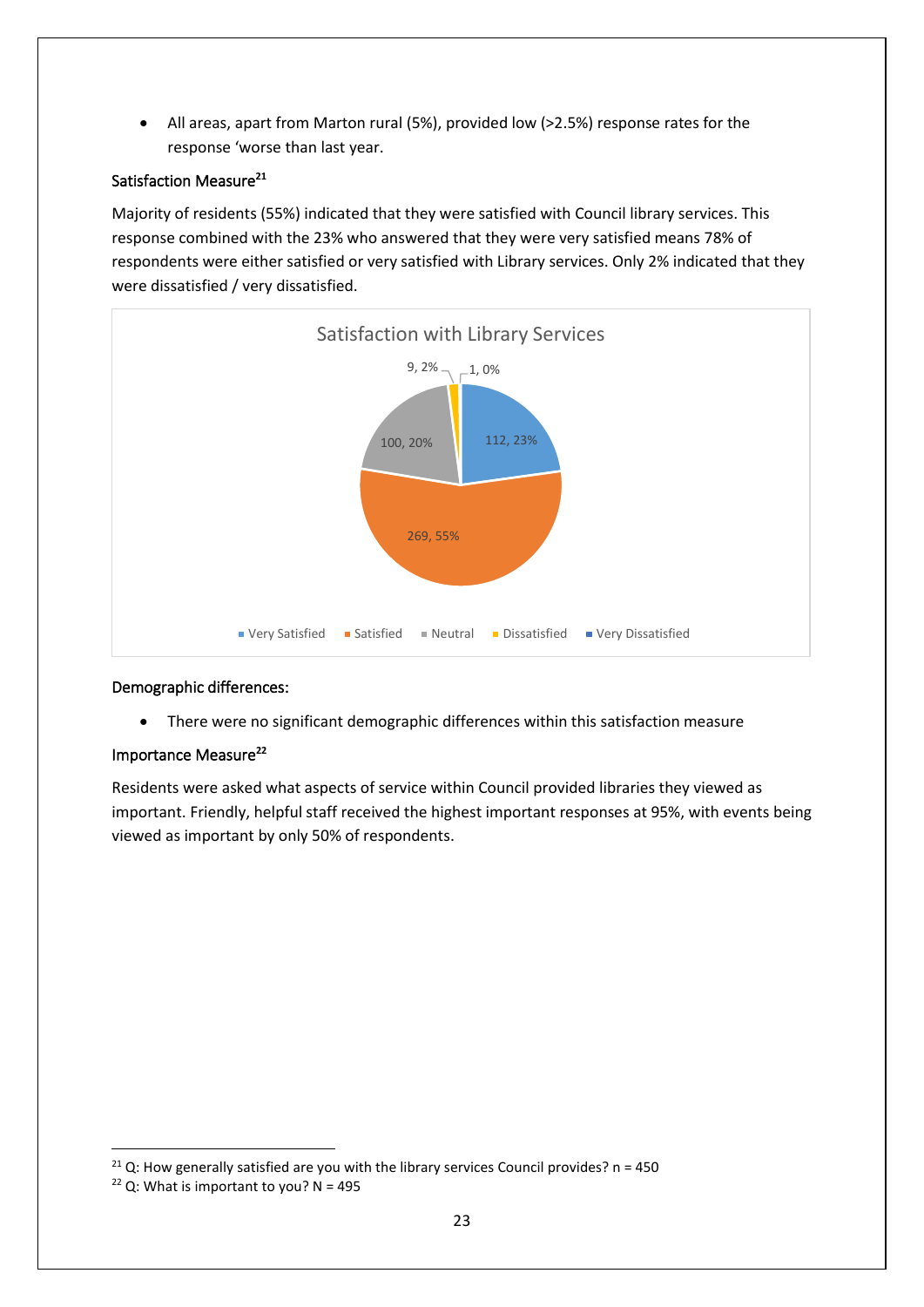- All areas, apart from Marton rural (5%), provided low (>2.5%) response rates for the response 'worse than last year.

### Satisfaction Measure[21]

Majority of residents (55%) indicated that they were satisfied with Council library services. This response combined with the 23% who answered that they were very satisfied means 78% of respondents were either satisfied or very satisfied with Library services. Only 2% indicated that they were dissatisfied / very dissatisfied.

Satisfaction with Library Services

| Response | Count | Percentage |
|---|---|---|
| Very Satisfied | 112 | 23% |
| Satisfied | 269 | 55% |
| Neutral | 100 | 20% |
| Dissatisfied | 9 | 2% |
| Very Dissatisfied | 1 | 0% |

### Demographic differences:

- There were no significant demographic differences within this satisfaction measure

### Importance Measure[22]

Residents were asked what aspects of service within Council provided libraries they viewed as important. Friendly, helpful staff received the highest important responses at 95%, with events being viewed as important by only 50% of respondents.

---

[21] Q: How generally satisfied are you with the library services Council provides? n = 450

[22] Q: What is important to you? N = 495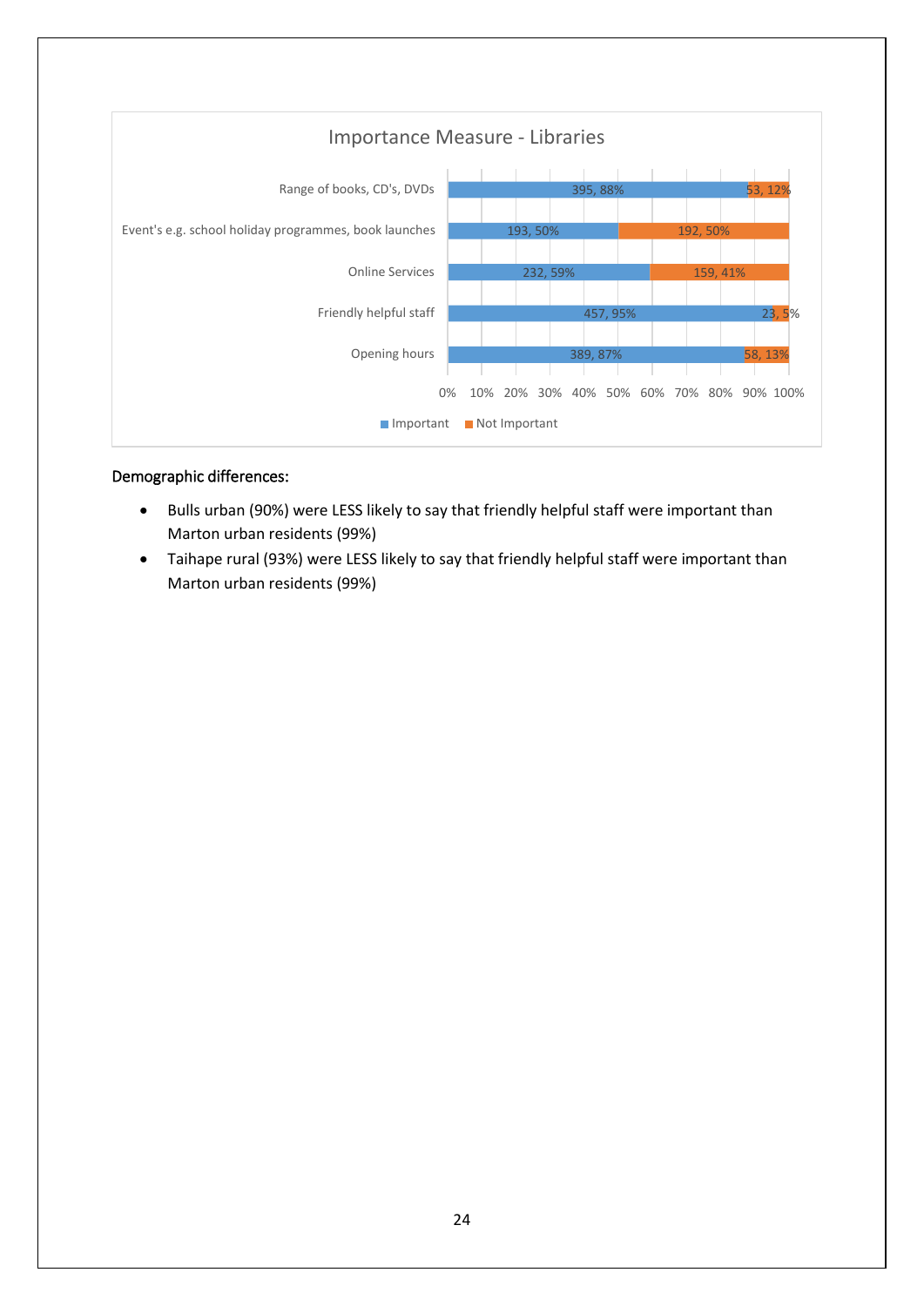**Importance Measure - Libraries**

| | Important | Not Important |
|---|---|---|
| Range of books, CD's, DVDs | 395, 88% | 53, 12% |
| Event's e.g. school holiday programmes, book launches | 193, 50% | 192, 50% |
| Online Services | 232, 59% | 159, 41% |
| Friendly helpful staff | 457, 95% | 23, 5% |
| Opening hours | 389, 87% | 58, 13% |

Demographic differences:

- Bulls urban (90%) were LESS likely to say that friendly helpful staff were important than Marton urban residents (99%)
- Taihape rural (93%) were LESS likely to say that friendly helpful staff were important than Marton urban residents (99%)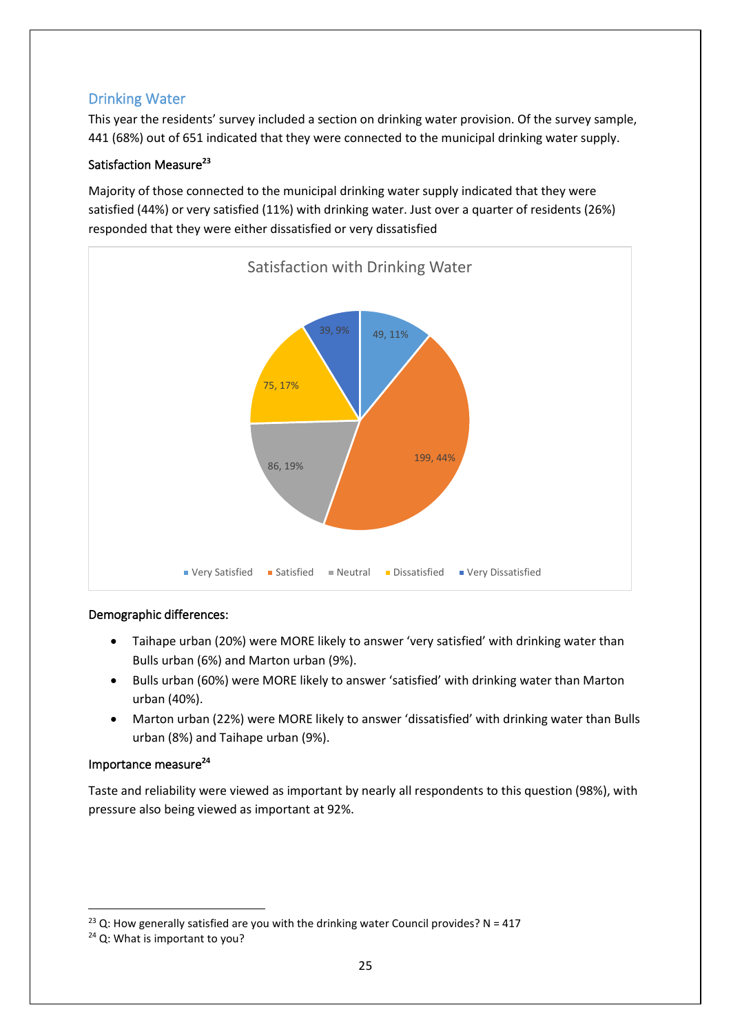## Drinking Water

This year the residents' survey included a section on drinking water provision. Of the survey sample, 441 (68%) out of 651 indicated that they were connected to the municipal drinking water supply.

### Satisfaction Measure[23]

Majority of those connected to the municipal drinking water supply indicated that they were satisfied (44%) or very satisfied (11%) with drinking water. Just over a quarter of residents (26%) responded that they were either dissatisfied or very dissatisfied

Satisfaction with Drinking Water

| Response | Count | Percentage |
|---|---|---|
| Very Satisfied | 49 | 11% |
| Satisfied | 199 | 44% |
| Neutral | 86 | 19% |
| Dissatisfied | 75 | 17% |
| Very Dissatisfied | 39 | 9% |

### Demographic differences:

- Taihape urban (20%) were MORE likely to answer 'very satisfied' with drinking water than Bulls urban (6%) and Marton urban (9%).
- Bulls urban (60%) were MORE likely to answer 'satisfied' with drinking water than Marton urban (40%).
- Marton urban (22%) were MORE likely to answer 'dissatisfied' with drinking water than Bulls urban (8%) and Taihape urban (9%).

### Importance measure[24]

Taste and reliability were viewed as important by nearly all respondents to this question (98%), with pressure also being viewed as important at 92%.

---

[23] Q: How generally satisfied are you with the drinking water Council provides? N = 417

[24] Q: What is important to you?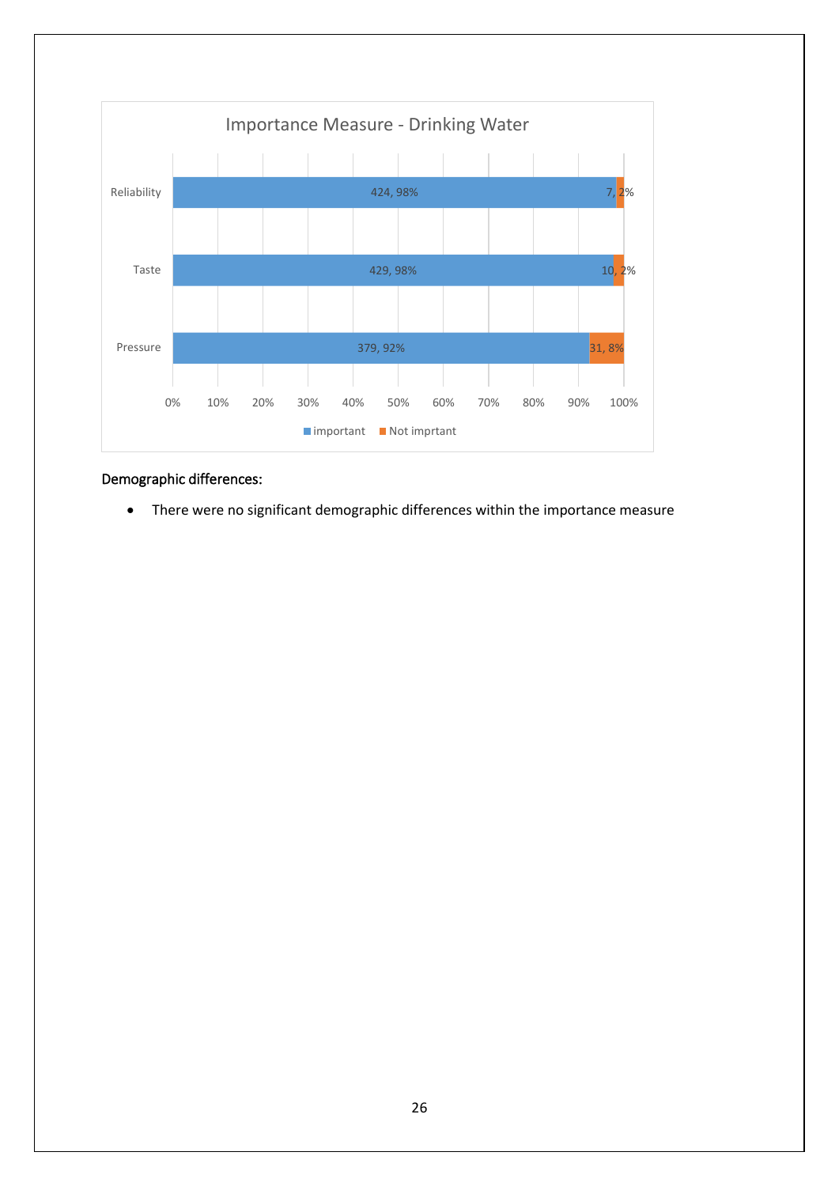Importance Measure - Drinking Water

| | important | Not imprtant |
|---|---|---|
| Reliability | 424, 98% | 7, 2% |
| Taste | 429, 98% | 10, 2% |
| Pressure | 379, 92% | 31, 8% |

Demographic differences:

- There were no significant demographic differences within the importance measure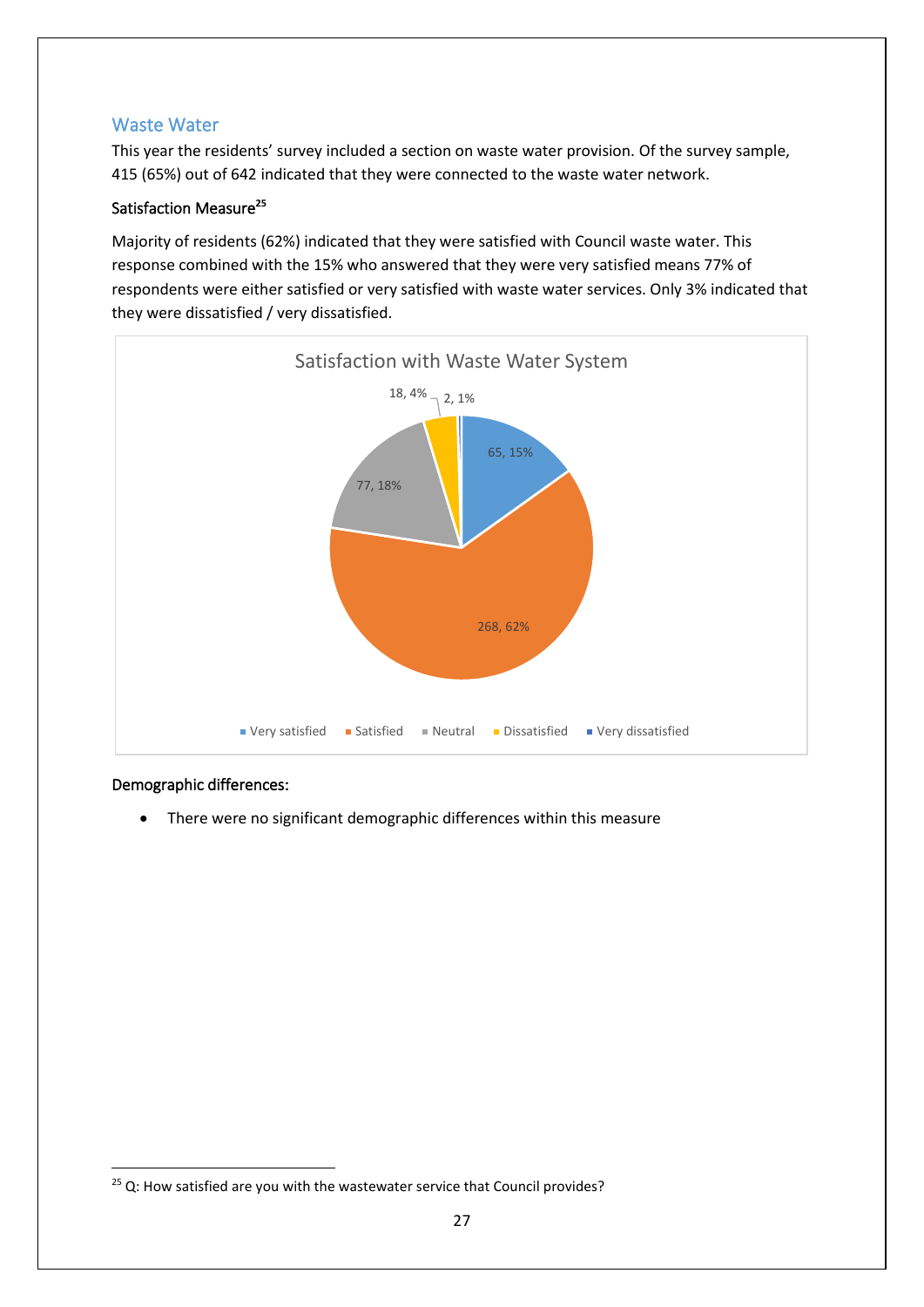## Waste Water

This year the residents' survey included a section on waste water provision. Of the survey sample, 415 (65%) out of 642 indicated that they were connected to the waste water network.

### Satisfaction Measure[25]

Majority of residents (62%) indicated that they were satisfied with Council waste water. This response combined with the 15% who answered that they were very satisfied means 77% of respondents were either satisfied or very satisfied with waste water services. Only 3% indicated that they were dissatisfied / very dissatisfied.

Satisfaction with Waste Water System

| Response | Count, % |
|---|---|
| Very satisfied | 65, 15% |
| Satisfied | 268, 62% |
| Neutral | 77, 18% |
| Dissatisfied | 18, 4% |
| Very dissatisfied | 2, 1% |

### Demographic differences:

- There were no significant demographic differences within this measure

[25] Q: How satisfied are you with the wastewater service that Council provides?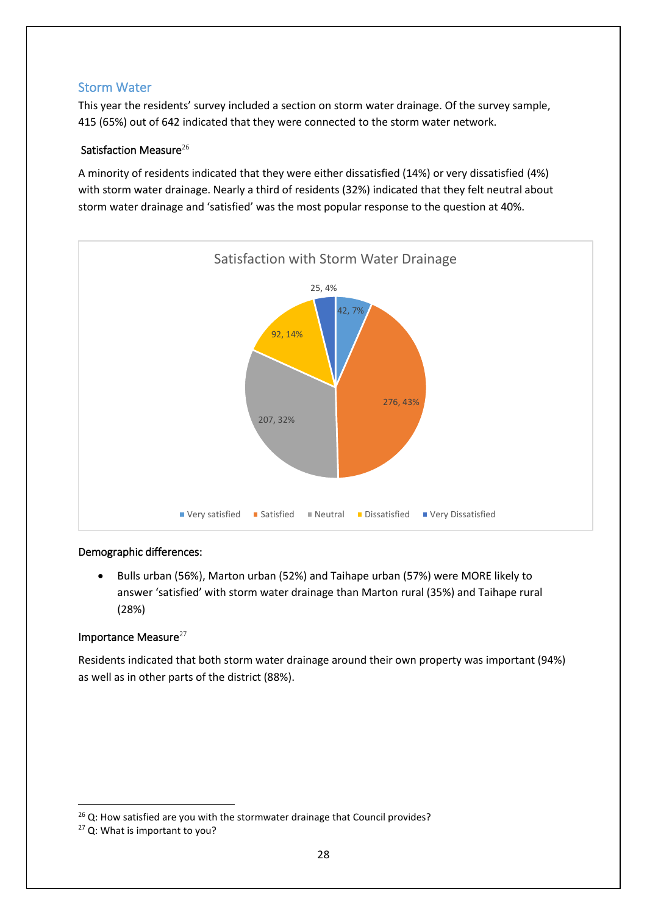## Storm Water

This year the residents' survey included a section on storm water drainage. Of the survey sample, 415 (65%) out of 642 indicated that they were connected to the storm water network.

### Satisfaction Measure[26]

A minority of residents indicated that they were either dissatisfied (14%) or very dissatisfied (4%) with storm water drainage. Nearly a third of residents (32%) indicated that they felt neutral about storm water drainage and 'satisfied' was the most popular response to the question at 40%.

Satisfaction with Storm Water Drainage

| Response | Count, % |
|---|---|
| Very satisfied | 42, 7% |
| Satisfied | 276, 43% |
| Neutral | 207, 32% |
| Dissatisfied | 92, 14% |
| Very Dissatisfied | 25, 4% |

### Demographic differences:

- Bulls urban (56%), Marton urban (52%) and Taihape urban (57%) were MORE likely to answer 'satisfied' with storm water drainage than Marton rural (35%) and Taihape rural (28%)

### Importance Measure[27]

Residents indicated that both storm water drainage around their own property was important (94%) as well as in other parts of the district (88%).

---

[26] Q: How satisfied are you with the stormwater drainage that Council provides?

[27] Q: What is important to you?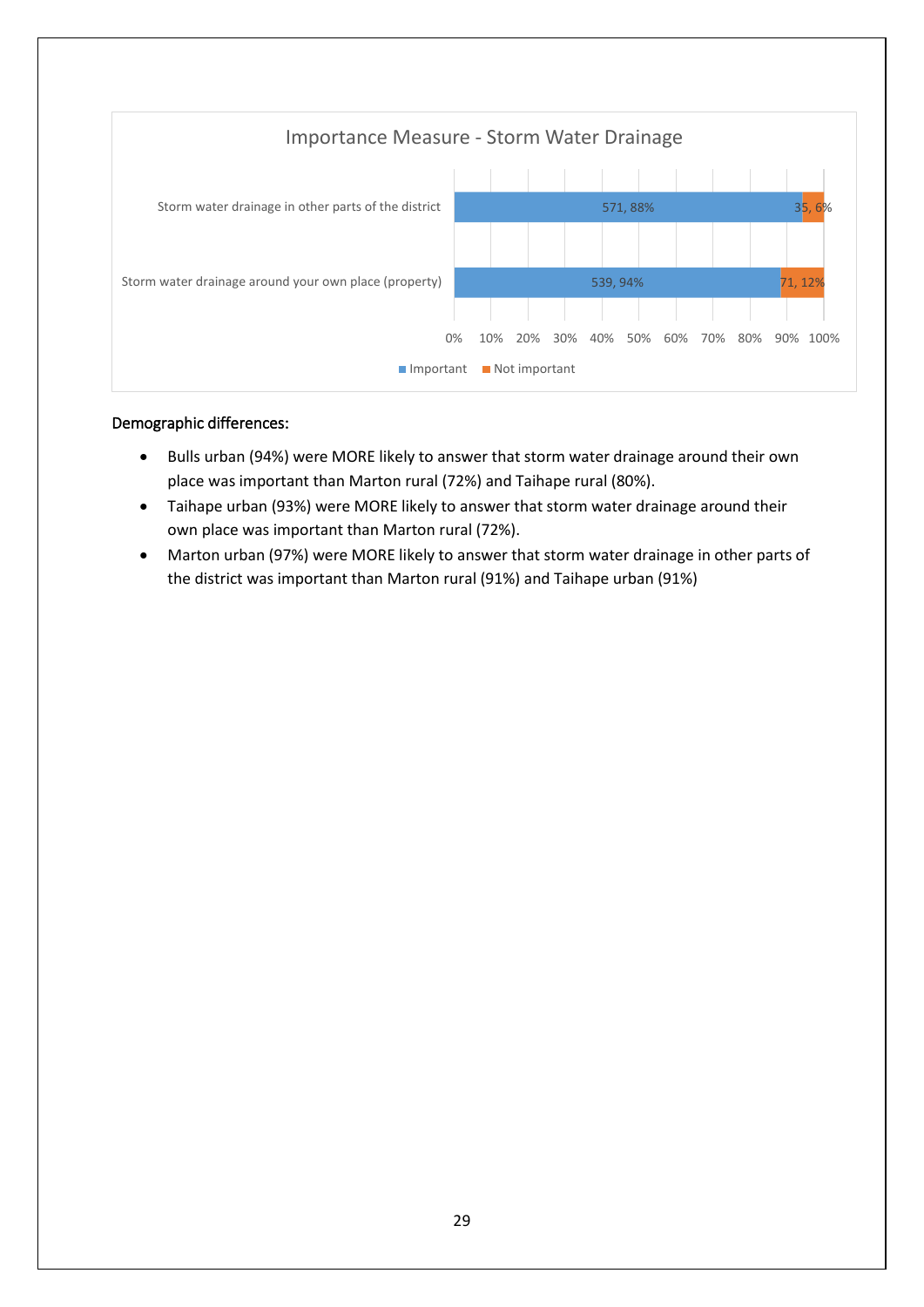Importance Measure - Storm Water Drainage

| | Important | Not important |
|---|---|---|
| Storm water drainage in other parts of the district | 571, 88% | 35, 6% |
| Storm water drainage around your own place (property) | 539, 94% | 71, 12% |

Demographic differences:

- Bulls urban (94%) were MORE likely to answer that storm water drainage around their own place was important than Marton rural (72%) and Taihape rural (80%).
- Taihape urban (93%) were MORE likely to answer that storm water drainage around their own place was important than Marton rural (72%).
- Marton urban (97%) were MORE likely to answer that storm water drainage in other parts of the district was important than Marton rural (91%) and Taihape urban (91%)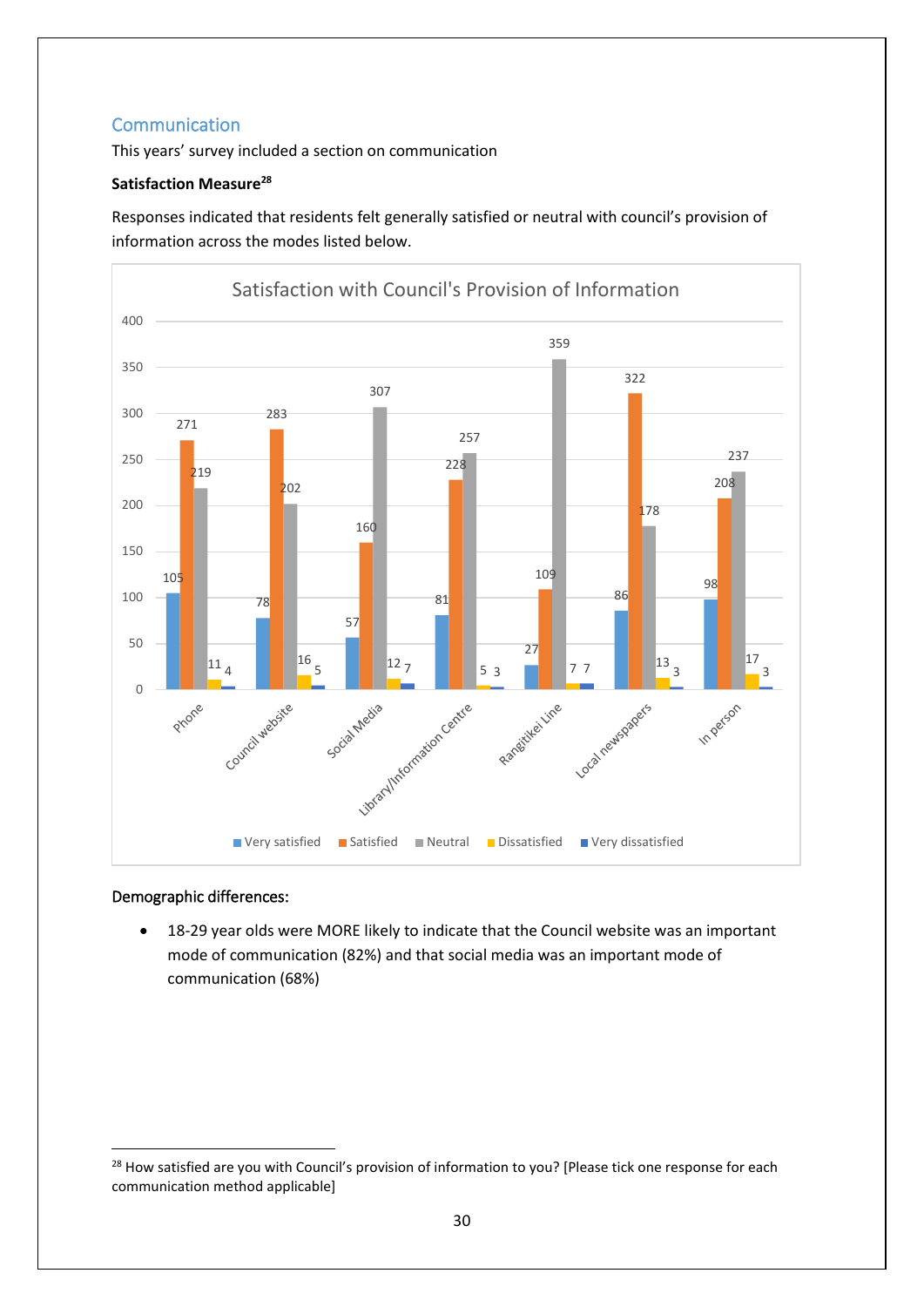## Communication

This years' survey included a section on communication

**Satisfaction Measure**[28]

Responses indicated that residents felt generally satisfied or neutral with council's provision of information across the modes listed below.

**Satisfaction with Council's Provision of Information**

| | Very satisfied | Satisfied | Neutral | Dissatisfied | Very dissatisfied |
|---|---|---|---|---|---|
| Phone | 105 | 271 | 219 | 11 | 4 |
| Council website | 78 | 283 | 202 | 16 | 5 |
| Social Media | 57 | 160 | 307 | 12 | 7 |
| Library/Information Centre | 81 | 228 | 257 | 5 | 3 |
| Rangitikei Line | 27 | 109 | 359 | 7 | 7 |
| Local newspapers | 86 | 322 | 178 | 13 | 3 |
| In person | 98 | 208 | 237 | 17 | 3 |

Demographic differences:

- 18-29 year olds were MORE likely to indicate that the Council website was an important mode of communication (82%) and that social media was an important mode of communication (68%)

[28] How satisfied are you with Council's provision of information to you? [Please tick one response for each communication method applicable]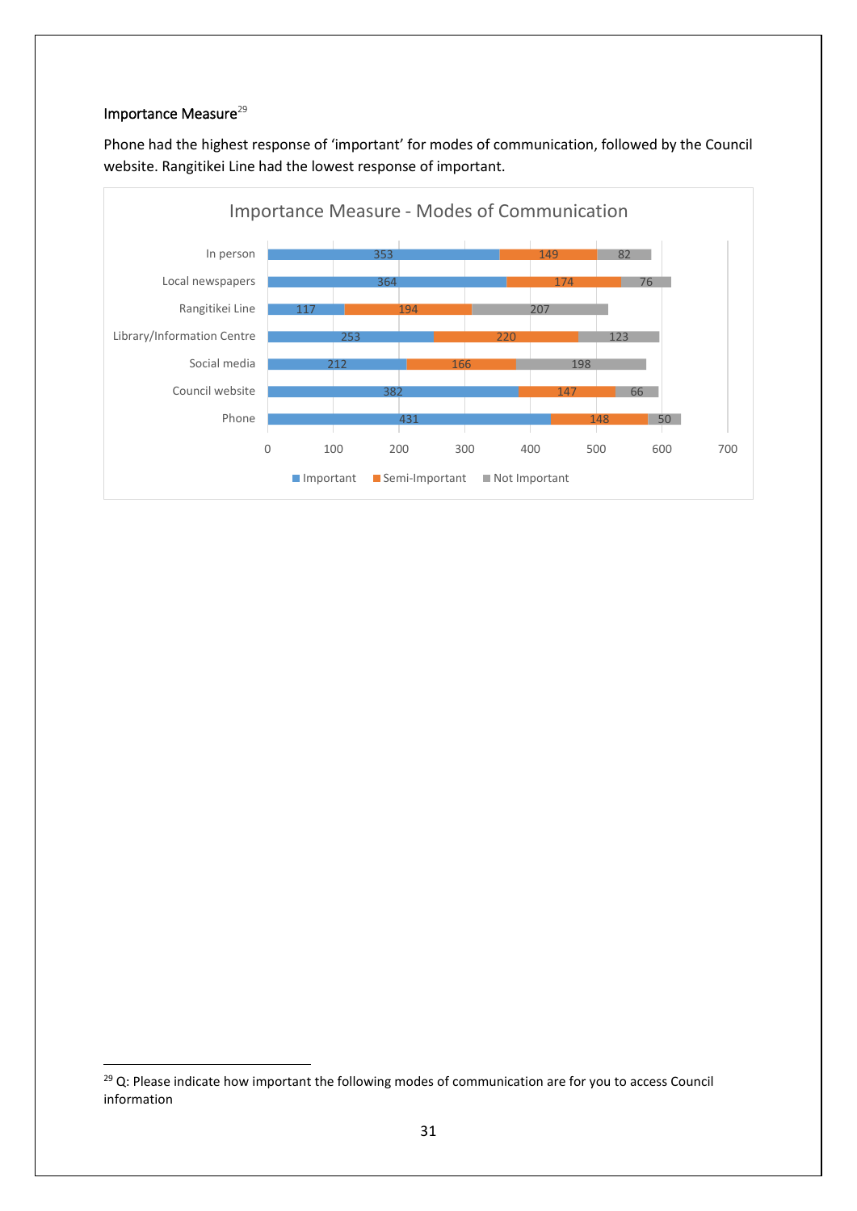### Importance Measure[29]

Phone had the highest response of 'important' for modes of communication, followed by the Council website. Rangitikei Line had the lowest response of important.

**Importance Measure - Modes of Communication**

| | Important | Semi-Important | Not Important |
|---|---|---|---|
| In person | 353 | 149 | 82 |
| Local newspapers | 364 | 174 | 76 |
| Rangitikei Line | 117 | 194 | 207 |
| Library/Information Centre | 253 | 220 | 123 |
| Social media | 212 | 166 | 198 |
| Council website | 382 | 147 | 66 |
| Phone | 431 | 148 | 50 |

[29] Q: Please indicate how important the following modes of communication are for you to access Council information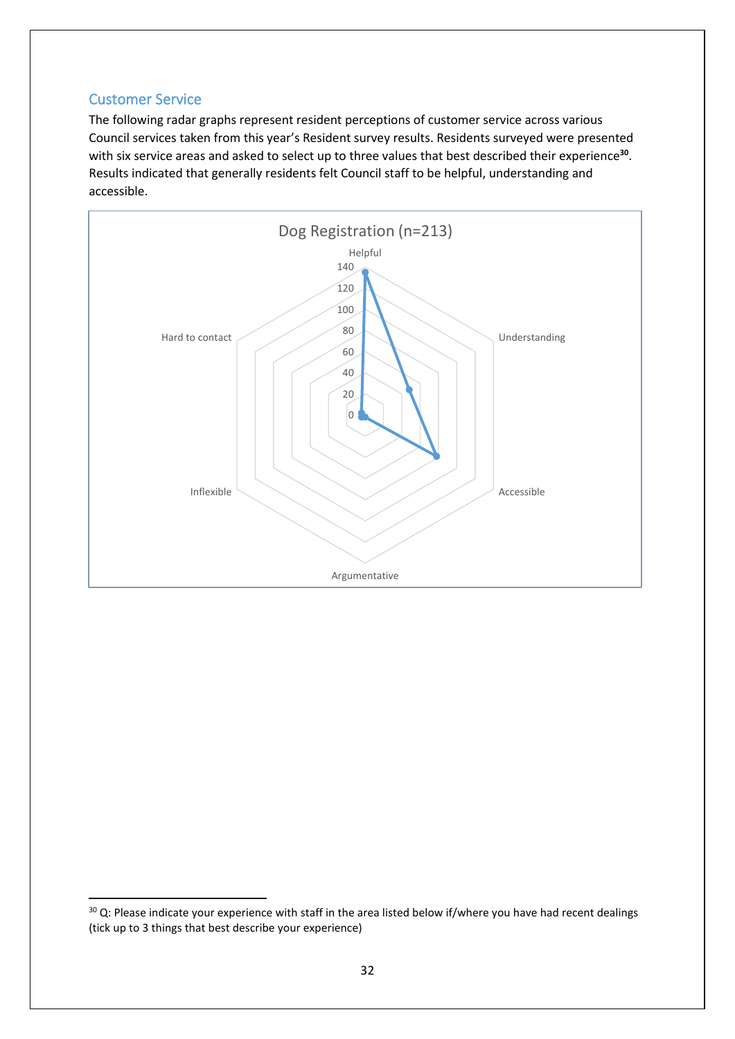## Customer Service

The following radar graphs represent resident perceptions of customer service across various Council services taken from this year's Resident survey results. Residents surveyed were presented with six service areas and asked to select up to three values that best described their experience[30]. Results indicated that generally residents felt Council staff to be helpful, understanding and accessible.

Dog Registration (n=213)

Helpful, Understanding, Accessible, Argumentative, Inflexible, Hard to contact

0, 20, 40, 60, 80, 100, 120, 140

[30] Q: Please indicate your experience with staff in the area listed below if/where you have had recent dealings (tick up to 3 things that best describe your experience)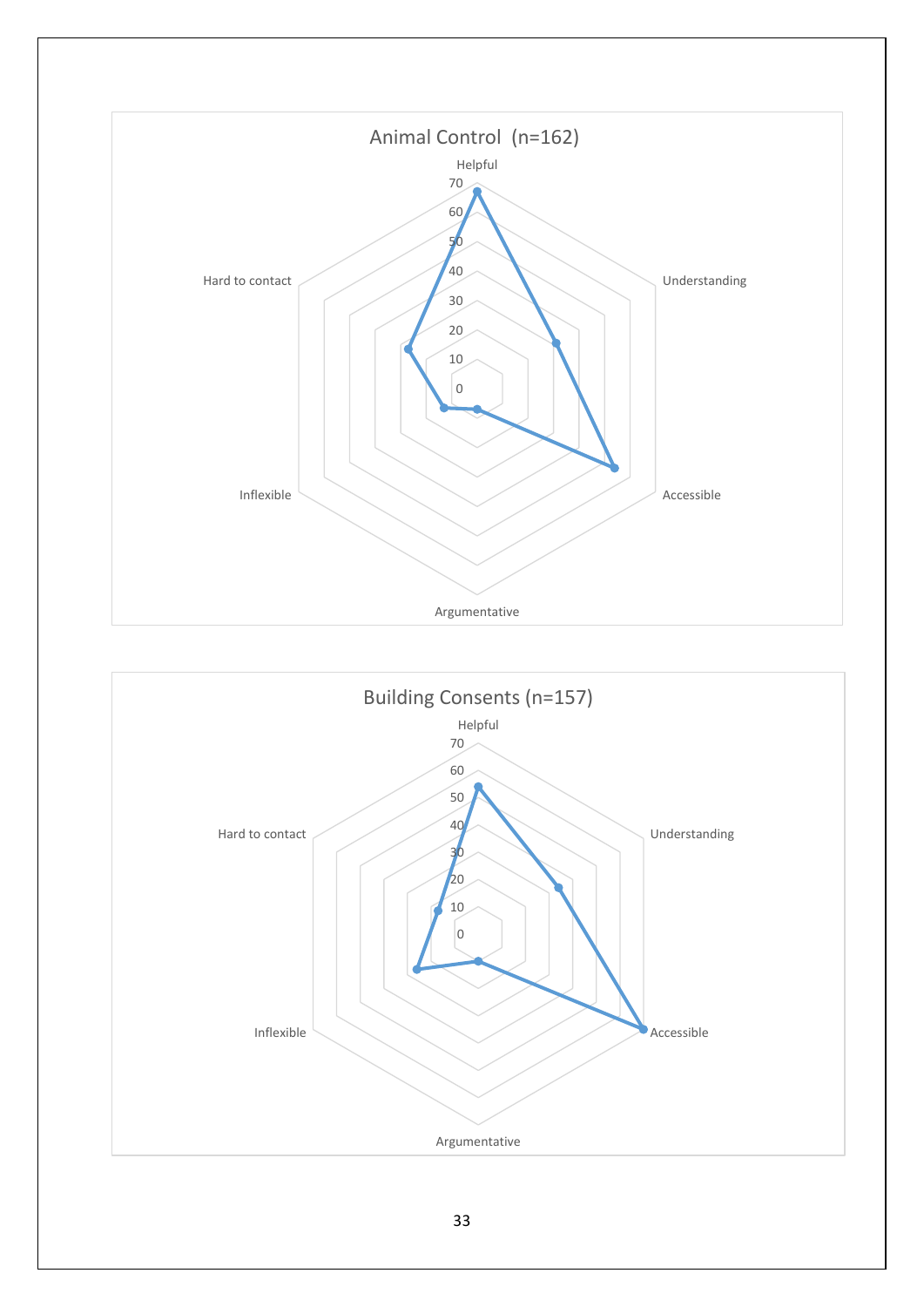Animal Control (n=162)

Helpful

70
60
50
40
30
20
10
0

Understanding

Accessible

Argumentative

Inflexible

Hard to contact

Building Consents (n=157)

Helpful

70
60
50
40
30
20
10
0

Understanding

Accessible

Argumentative

Inflexible

Hard to contact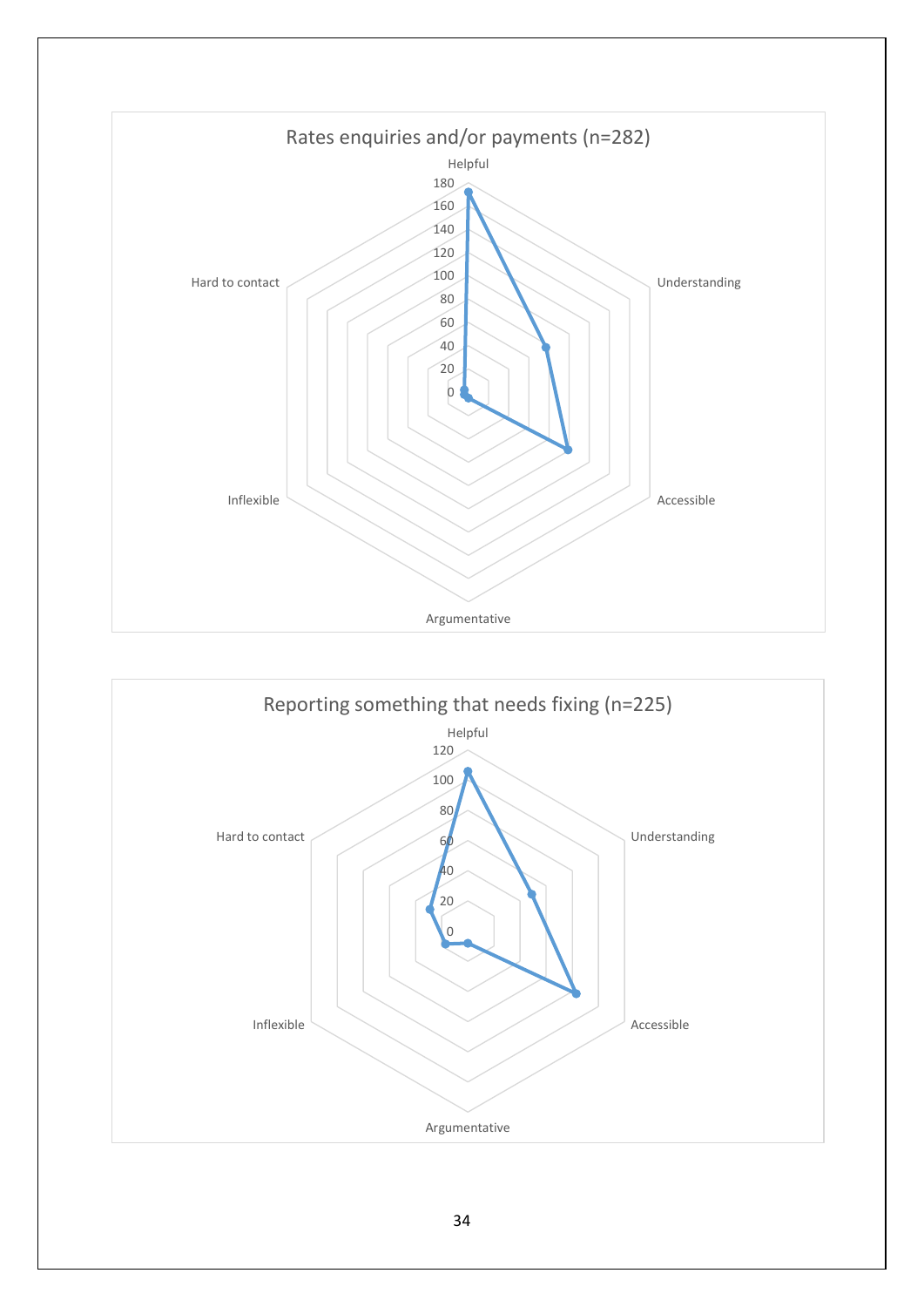Rates enquiries and/or payments (n=282)

Helpful, Understanding, Accessible, Argumentative, Inflexible, Hard to contact

0, 20, 40, 60, 80, 100, 120, 140, 160, 180

Reporting something that needs fixing (n=225)

Helpful, Understanding, Accessible, Argumentative, Inflexible, Hard to contact

0, 20, 40, 60, 80, 100, 120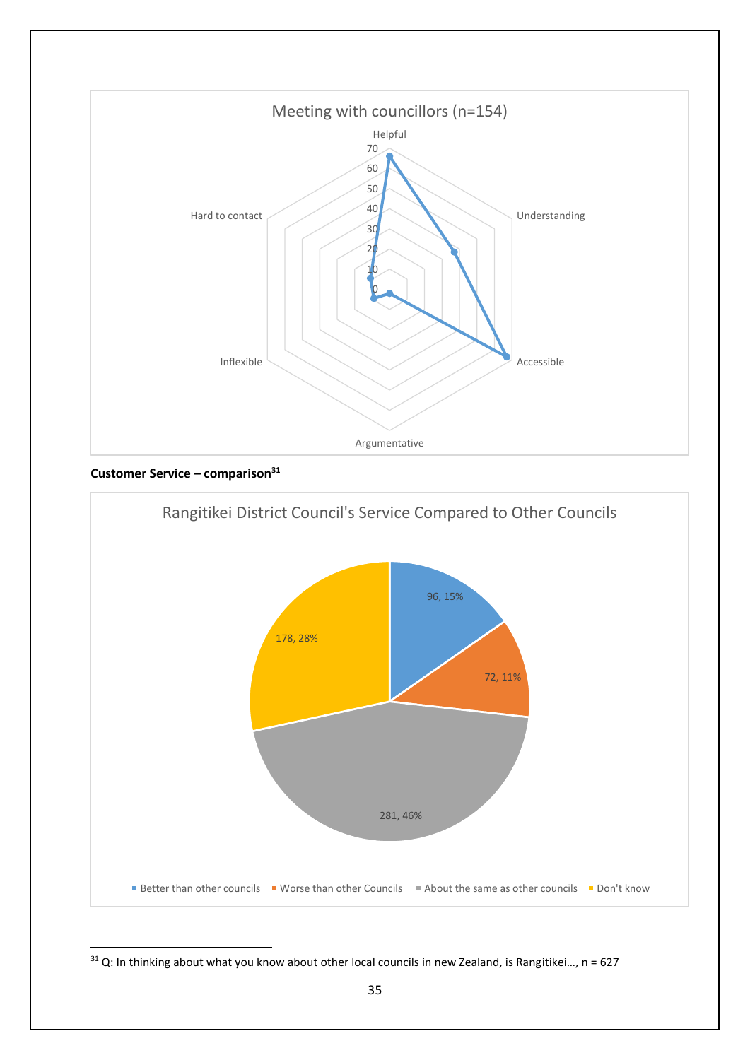Meeting with councillors (n=154)

**Customer Service – comparison**[31]

Rangitikei District Council's Service Compared to Other Councils

| Response | Count | Percentage |
| --- | --- | --- |
| Better than other councils | 96 | 15% |
| Worse than other Councils | 72 | 11% |
| About the same as other councils | 281 | 46% |
| Don't know | 178 | 28% |

[31] Q: In thinking about what you know about other local councils in new Zealand, is Rangitikei…, n = 627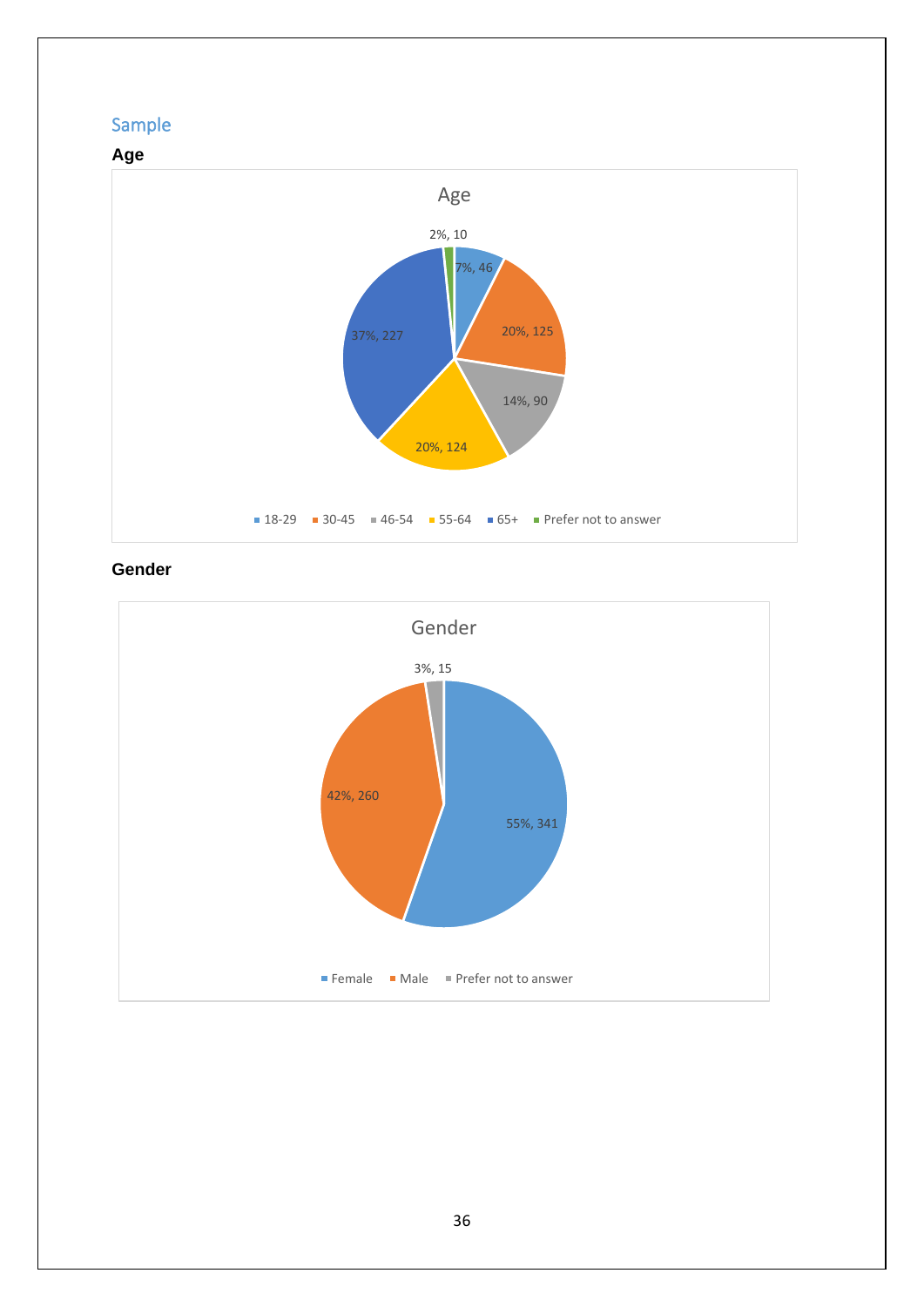## Sample

### Age

Age

| Age | Percentage | Count |
|---|---|---|
| 18-29 | 7% | 46 |
| 30-45 | 20% | 125 |
| 46-54 | 14% | 90 |
| 55-64 | 20% | 124 |
| 65+ | 37% | 227 |
| Prefer not to answer | 2% | 10 |

### Gender

Gender

| Gender | Percentage | Count |
|---|---|---|
| Female | 55% | 341 |
| Male | 42% | 260 |
| Prefer not to answer | 3% | 15 |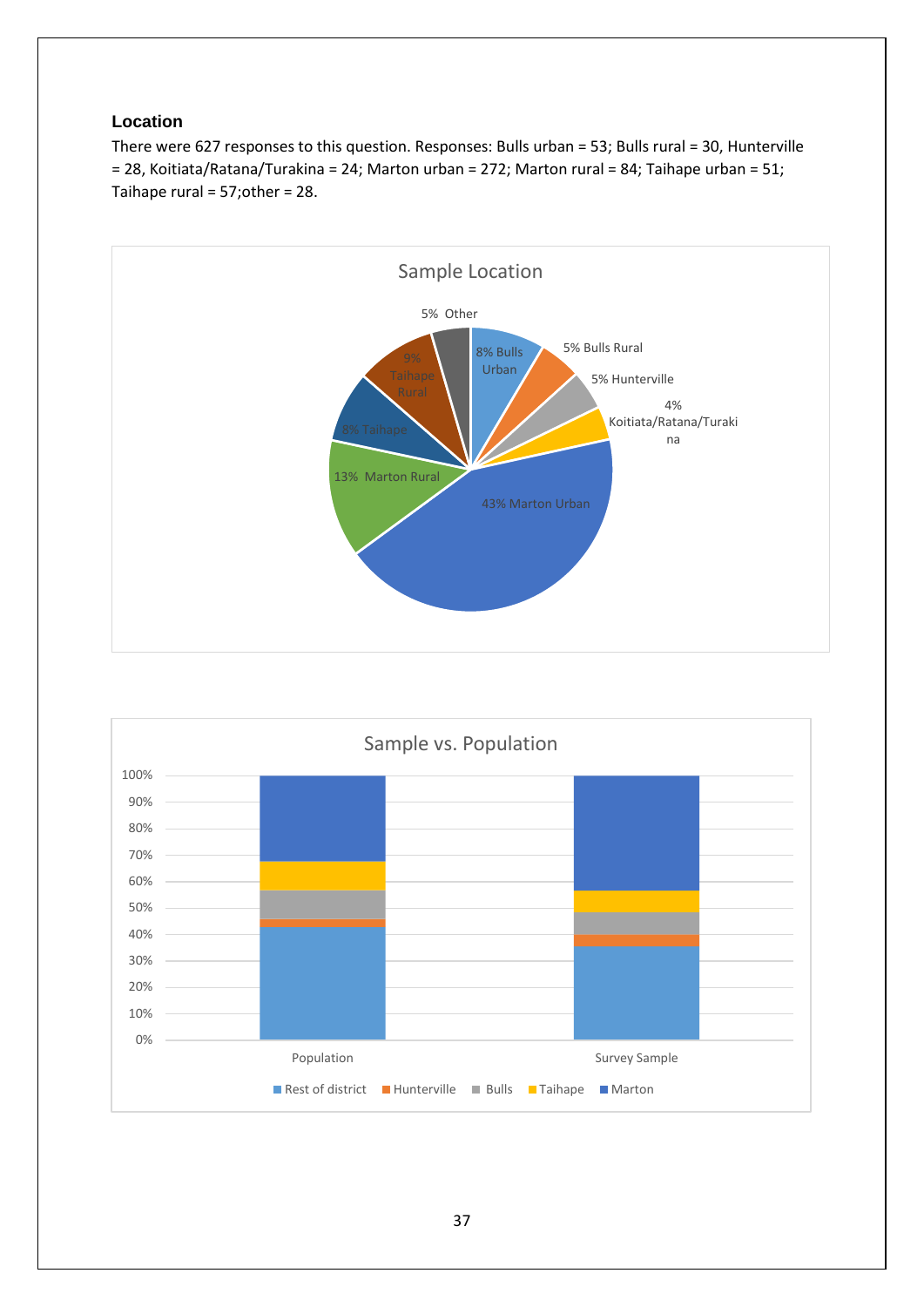### Location

There were 627 responses to this question. Responses: Bulls urban = 53; Bulls rural = 30, Hunterville = 28, Koitiata/Ratana/Turakina = 24; Marton urban = 272; Marton rural = 84; Taihape urban = 51; Taihape rural = 57;other = 28.

Sample Location

- 8% Bulls Urban
- 5% Bulls Rural
- 5% Hunterville
- 4% Koitiata/Ratana/Turakina
- 43% Marton Urban
- 13% Marton Rural
- 8% Taihape
- 9% Taihape Rural
- 5% Other

Sample vs. Population

Legend: Rest of district, Hunterville, Bulls, Taihape, Marton

Categories: Population, Survey Sample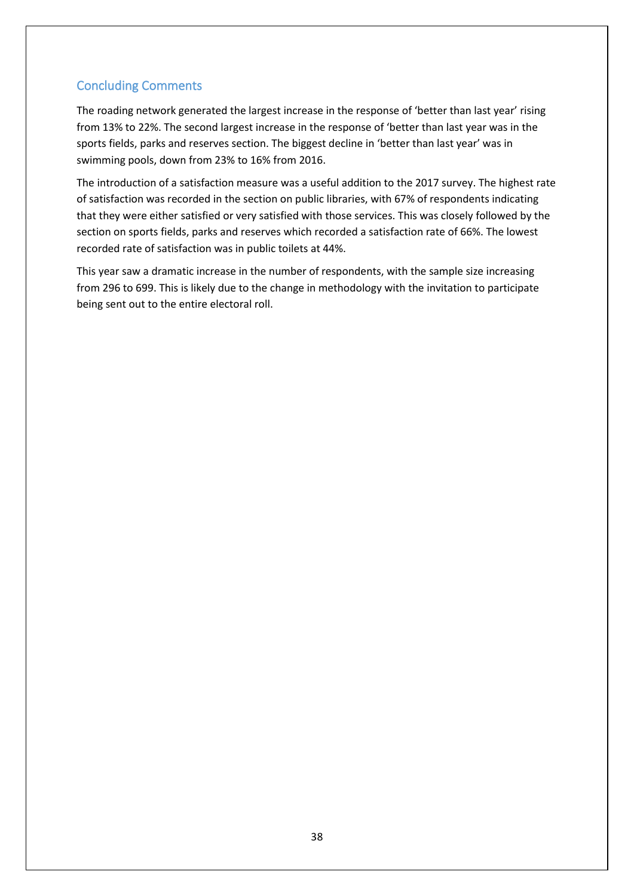## Concluding Comments

The roading network generated the largest increase in the response of 'better than last year' rising from 13% to 22%. The second largest increase in the response of 'better than last year was in the sports fields, parks and reserves section. The biggest decline in 'better than last year' was in swimming pools, down from 23% to 16% from 2016.

The introduction of a satisfaction measure was a useful addition to the 2017 survey. The highest rate of satisfaction was recorded in the section on public libraries, with 67% of respondents indicating that they were either satisfied or very satisfied with those services. This was closely followed by the section on sports fields, parks and reserves which recorded a satisfaction rate of 66%. The lowest recorded rate of satisfaction was in public toilets at 44%.

This year saw a dramatic increase in the number of respondents, with the sample size increasing from 296 to 699. This is likely due to the change in methodology with the invitation to participate being sent out to the entire electoral roll.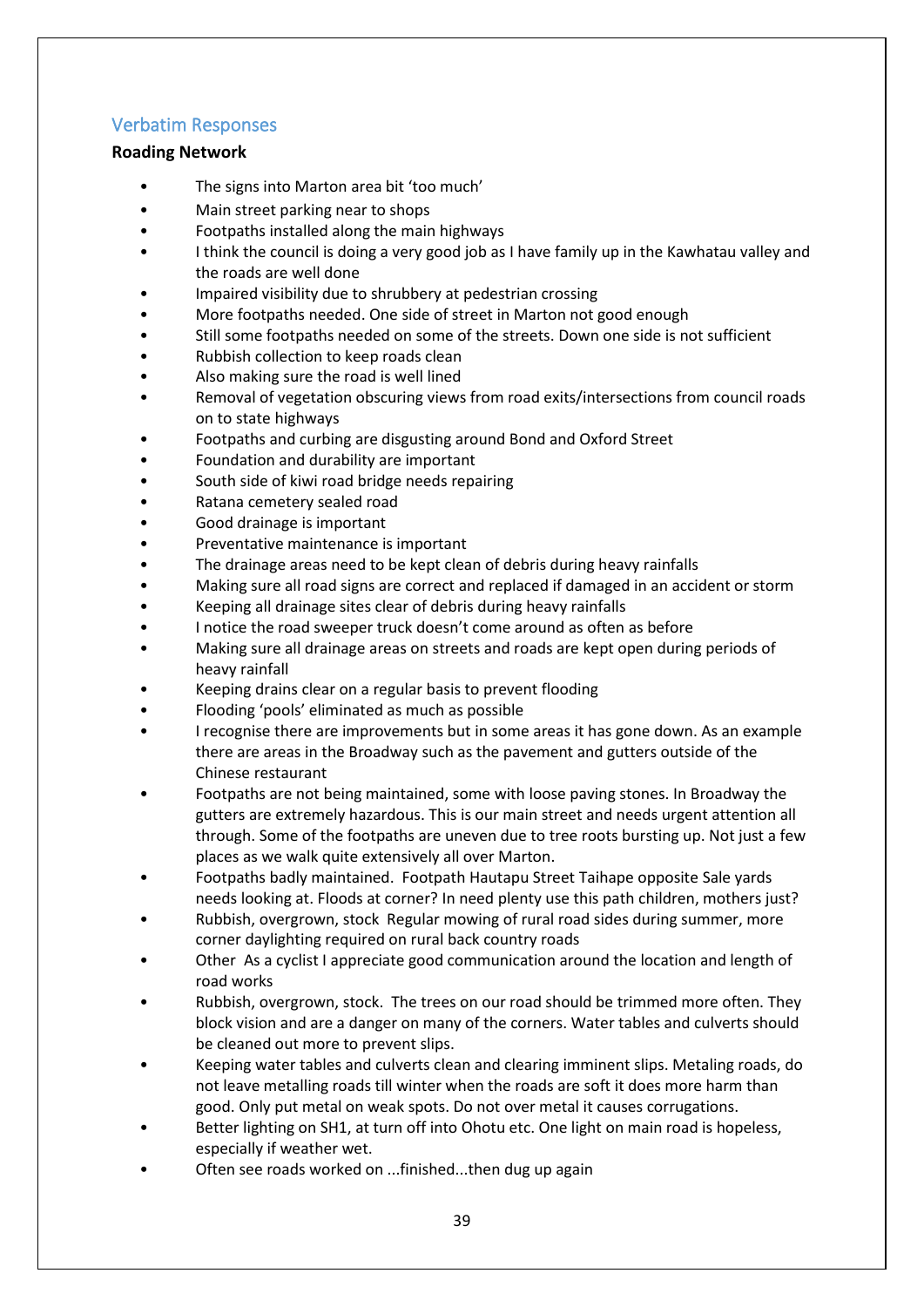## Verbatim Responses

### Roading Network

- The signs into Marton area bit 'too much'
- Main street parking near to shops
- Footpaths installed along the main highways
- I think the council is doing a very good job as I have family up in the Kawhatau valley and the roads are well done
- Impaired visibility due to shrubbery at pedestrian crossing
- More footpaths needed. One side of street in Marton not good enough
- Still some footpaths needed on some of the streets. Down one side is not sufficient
- Rubbish collection to keep roads clean
- Also making sure the road is well lined
- Removal of vegetation obscuring views from road exits/intersections from council roads on to state highways
- Footpaths and curbing are disgusting around Bond and Oxford Street
- Foundation and durability are important
- South side of kiwi road bridge needs repairing
- Ratana cemetery sealed road
- Good drainage is important
- Preventative maintenance is important
- The drainage areas need to be kept clean of debris during heavy rainfalls
- Making sure all road signs are correct and replaced if damaged in an accident or storm
- Keeping all drainage sites clear of debris during heavy rainfalls
- I notice the road sweeper truck doesn't come around as often as before
- Making sure all drainage areas on streets and roads are kept open during periods of heavy rainfall
- Keeping drains clear on a regular basis to prevent flooding
- Flooding 'pools' eliminated as much as possible
- I recognise there are improvements but in some areas it has gone down. As an example there are areas in the Broadway such as the pavement and gutters outside of the Chinese restaurant
- Footpaths are not being maintained, some with loose paving stones. In Broadway the gutters are extremely hazardous. This is our main street and needs urgent attention all through. Some of the footpaths are uneven due to tree roots bursting up. Not just a few places as we walk quite extensively all over Marton.
- Footpaths badly maintained. Footpath Hautapu Street Taihape opposite Sale yards needs looking at. Floods at corner? In need plenty use this path children, mothers just?
- Rubbish, overgrown, stock Regular mowing of rural road sides during summer, more corner daylighting required on rural back country roads
- Other As a cyclist I appreciate good communication around the location and length of road works
- Rubbish, overgrown, stock. The trees on our road should be trimmed more often. They block vision and are a danger on many of the corners. Water tables and culverts should be cleaned out more to prevent slips.
- Keeping water tables and culverts clean and clearing imminent slips. Metaling roads, do not leave metalling roads till winter when the roads are soft it does more harm than good. Only put metal on weak spots. Do not over metal it causes corrugations.
- Better lighting on SH1, at turn off into Ohotu etc. One light on main road is hopeless, especially if weather wet.
- Often see roads worked on ...finished...then dug up again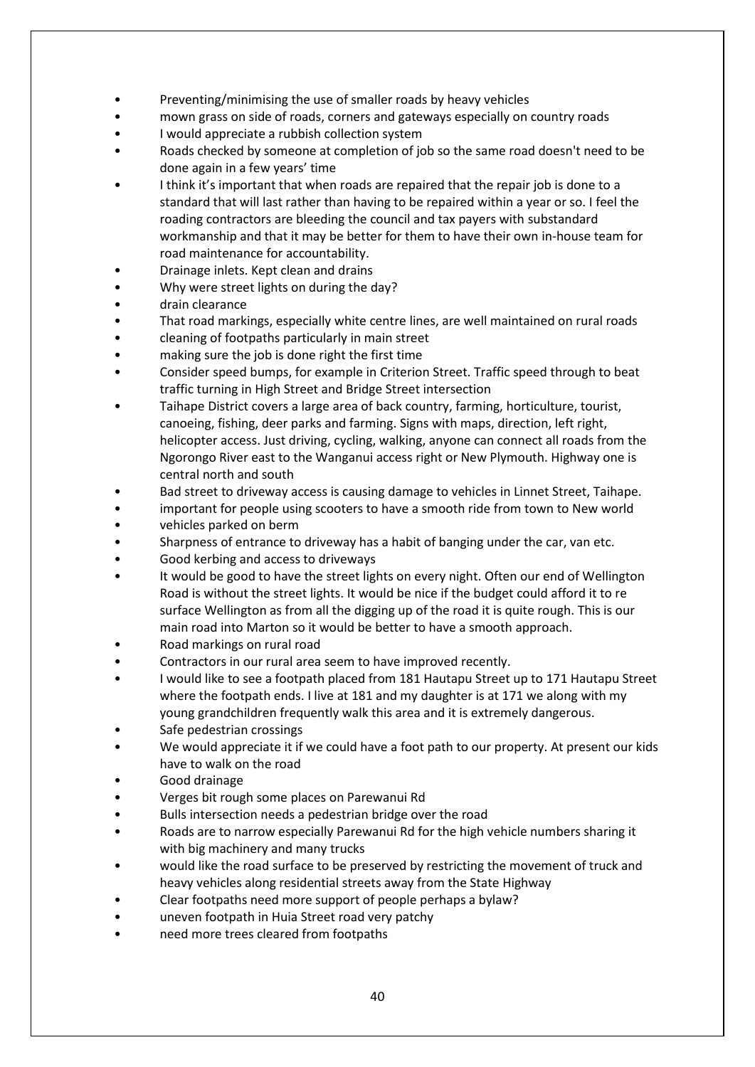- Preventing/minimising the use of smaller roads by heavy vehicles
- mown grass on side of roads, corners and gateways especially on country roads
- I would appreciate a rubbish collection system
- Roads checked by someone at completion of job so the same road doesn't need to be done again in a few years' time
- I think it's important that when roads are repaired that the repair job is done to a standard that will last rather than having to be repaired within a year or so. I feel the roading contractors are bleeding the council and tax payers with substandard workmanship and that it may be better for them to have their own in-house team for road maintenance for accountability.
- Drainage inlets. Kept clean and drains
- Why were street lights on during the day?
- drain clearance
- That road markings, especially white centre lines, are well maintained on rural roads
- cleaning of footpaths particularly in main street
- making sure the job is done right the first time
- Consider speed bumps, for example in Criterion Street. Traffic speed through to beat traffic turning in High Street and Bridge Street intersection
- Taihape District covers a large area of back country, farming, horticulture, tourist, canoeing, fishing, deer parks and farming. Signs with maps, direction, left right, helicopter access. Just driving, cycling, walking, anyone can connect all roads from the Ngorongo River east to the Wanganui access right or New Plymouth. Highway one is central north and south
- Bad street to driveway access is causing damage to vehicles in Linnet Street, Taihape.
- important for people using scooters to have a smooth ride from town to New world
- vehicles parked on berm
- Sharpness of entrance to driveway has a habit of banging under the car, van etc.
- Good kerbing and access to driveways
- It would be good to have the street lights on every night. Often our end of Wellington Road is without the street lights. It would be nice if the budget could afford it to re surface Wellington as from all the digging up of the road it is quite rough. This is our main road into Marton so it would be better to have a smooth approach.
- Road markings on rural road
- Contractors in our rural area seem to have improved recently.
- I would like to see a footpath placed from 181 Hautapu Street up to 171 Hautapu Street where the footpath ends. I live at 181 and my daughter is at 171 we along with my young grandchildren frequently walk this area and it is extremely dangerous.
- Safe pedestrian crossings
- We would appreciate it if we could have a foot path to our property. At present our kids have to walk on the road
- Good drainage
- Verges bit rough some places on Parewanui Rd
- Bulls intersection needs a pedestrian bridge over the road
- Roads are to narrow especially Parewanui Rd for the high vehicle numbers sharing it with big machinery and many trucks
- would like the road surface to be preserved by restricting the movement of truck and heavy vehicles along residential streets away from the State Highway
- Clear footpaths need more support of people perhaps a bylaw?
- uneven footpath in Huia Street road very patchy
- need more trees cleared from footpaths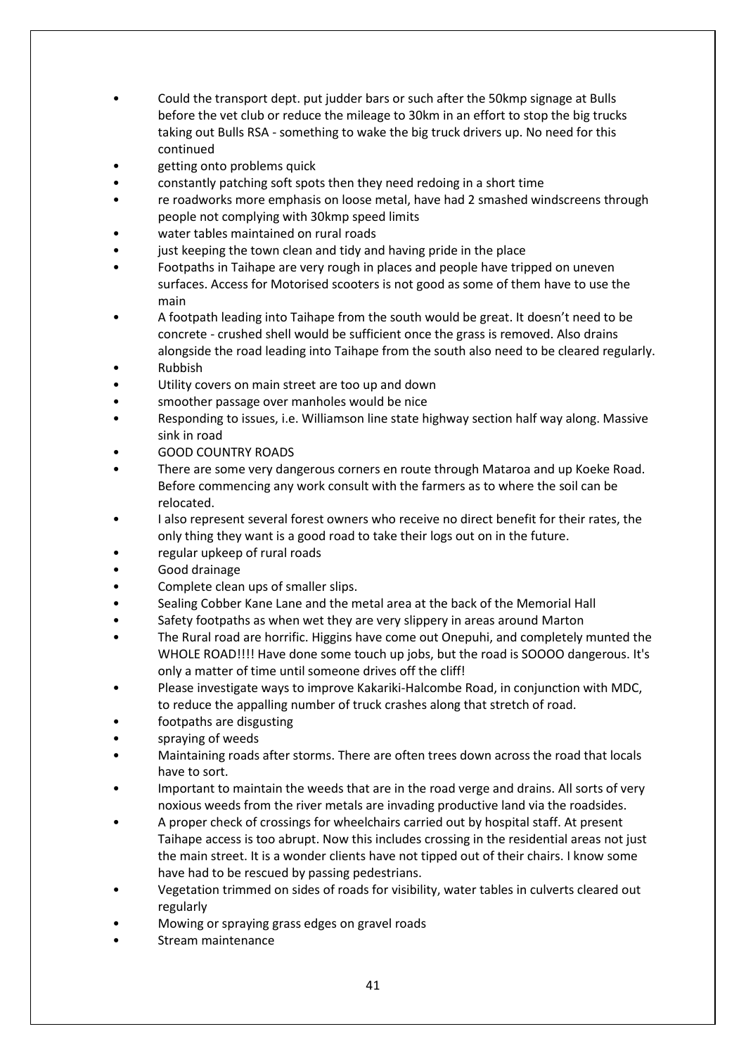- Could the transport dept. put judder bars or such after the 50kmp signage at Bulls before the vet club or reduce the mileage to 30km in an effort to stop the big trucks taking out Bulls RSA - something to wake the big truck drivers up. No need for this continued
- getting onto problems quick
- constantly patching soft spots then they need redoing in a short time
- re roadworks more emphasis on loose metal, have had 2 smashed windscreens through people not complying with 30kmp speed limits
- water tables maintained on rural roads
- just keeping the town clean and tidy and having pride in the place
- Footpaths in Taihape are very rough in places and people have tripped on uneven surfaces. Access for Motorised scooters is not good as some of them have to use the main
- A footpath leading into Taihape from the south would be great. It doesn't need to be concrete - crushed shell would be sufficient once the grass is removed. Also drains alongside the road leading into Taihape from the south also need to be cleared regularly.
- Rubbish
- Utility covers on main street are too up and down
- smoother passage over manholes would be nice
- Responding to issues, i.e. Williamson line state highway section half way along. Massive sink in road
- GOOD COUNTRY ROADS
- There are some very dangerous corners en route through Mataroa and up Koeke Road. Before commencing any work consult with the farmers as to where the soil can be relocated.
- I also represent several forest owners who receive no direct benefit for their rates, the only thing they want is a good road to take their logs out on in the future.
- regular upkeep of rural roads
- Good drainage
- Complete clean ups of smaller slips.
- Sealing Cobber Kane Lane and the metal area at the back of the Memorial Hall
- Safety footpaths as when wet they are very slippery in areas around Marton
- The Rural road are horrific. Higgins have come out Onepuhi, and completely munted the WHOLE ROAD!!!! Have done some touch up jobs, but the road is SOOOO dangerous. It's only a matter of time until someone drives off the cliff!
- Please investigate ways to improve Kakariki-Halcombe Road, in conjunction with MDC, to reduce the appalling number of truck crashes along that stretch of road.
- footpaths are disgusting
- spraying of weeds
- Maintaining roads after storms. There are often trees down across the road that locals have to sort.
- Important to maintain the weeds that are in the road verge and drains. All sorts of very noxious weeds from the river metals are invading productive land via the roadsides.
- A proper check of crossings for wheelchairs carried out by hospital staff. At present Taihape access is too abrupt. Now this includes crossing in the residential areas not just the main street. It is a wonder clients have not tipped out of their chairs. I know some have had to be rescued by passing pedestrians.
- Vegetation trimmed on sides of roads for visibility, water tables in culverts cleared out regularly
- Mowing or spraying grass edges on gravel roads
- Stream maintenance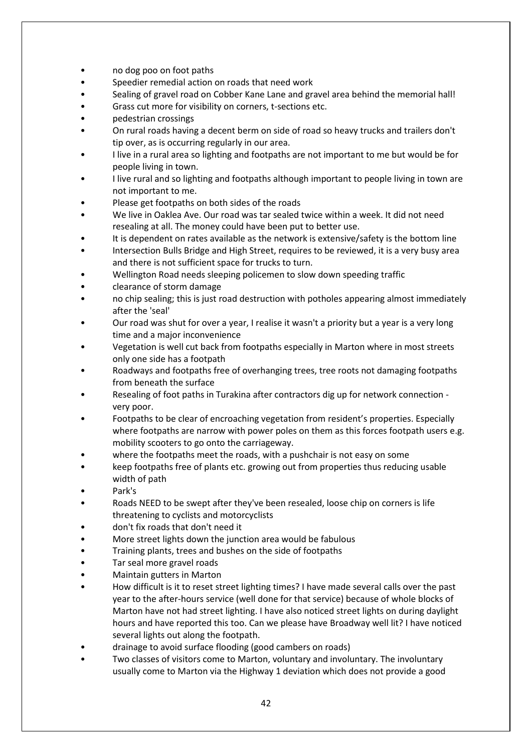- no dog poo on foot paths
- Speedier remedial action on roads that need work
- Sealing of gravel road on Cobber Kane Lane and gravel area behind the memorial hall!
- Grass cut more for visibility on corners, t-sections etc.
- pedestrian crossings
- On rural roads having a decent berm on side of road so heavy trucks and trailers don't tip over, as is occurring regularly in our area.
- I live in a rural area so lighting and footpaths are not important to me but would be for people living in town.
- I live rural and so lighting and footpaths although important to people living in town are not important to me.
- Please get footpaths on both sides of the roads
- We live in Oaklea Ave. Our road was tar sealed twice within a week. It did not need resealing at all. The money could have been put to better use.
- It is dependent on rates available as the network is extensive/safety is the bottom line
- Intersection Bulls Bridge and High Street, requires to be reviewed, it is a very busy area and there is not sufficient space for trucks to turn.
- Wellington Road needs sleeping policemen to slow down speeding traffic
- clearance of storm damage
- no chip sealing; this is just road destruction with potholes appearing almost immediately after the 'seal'
- Our road was shut for over a year, I realise it wasn't a priority but a year is a very long time and a major inconvenience
- Vegetation is well cut back from footpaths especially in Marton where in most streets only one side has a footpath
- Roadways and footpaths free of overhanging trees, tree roots not damaging footpaths from beneath the surface
- Resealing of foot paths in Turakina after contractors dig up for network connection - very poor.
- Footpaths to be clear of encroaching vegetation from resident's properties. Especially where footpaths are narrow with power poles on them as this forces footpath users e.g. mobility scooters to go onto the carriageway.
- where the footpaths meet the roads, with a pushchair is not easy on some
- keep footpaths free of plants etc. growing out from properties thus reducing usable width of path
- Park's
- Roads NEED to be swept after they've been resealed, loose chip on corners is life threatening to cyclists and motorcyclists
- don't fix roads that don't need it
- More street lights down the junction area would be fabulous
- Training plants, trees and bushes on the side of footpaths
- Tar seal more gravel roads
- Maintain gutters in Marton
- How difficult is it to reset street lighting times? I have made several calls over the past year to the after-hours service (well done for that service) because of whole blocks of Marton have not had street lighting. I have also noticed street lights on during daylight hours and have reported this too. Can we please have Broadway well lit? I have noticed several lights out along the footpath.
- drainage to avoid surface flooding (good cambers on roads)
- Two classes of visitors come to Marton, voluntary and involuntary. The involuntary usually come to Marton via the Highway 1 deviation which does not provide a good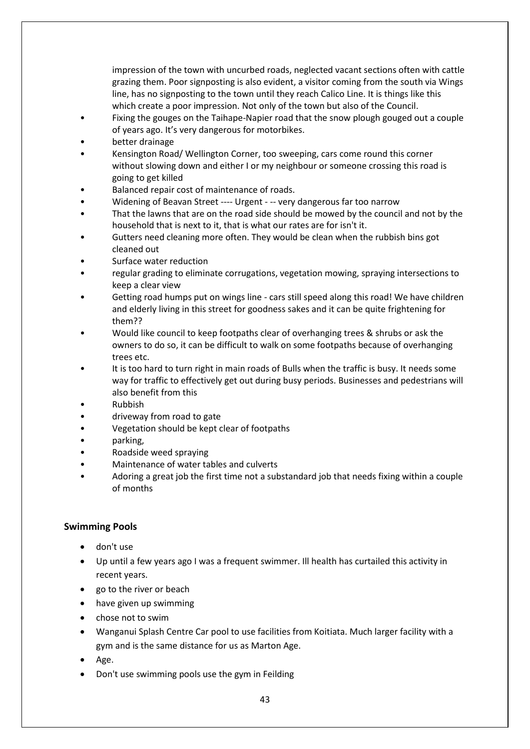impression of the town with uncurbed roads, neglected vacant sections often with cattle grazing them. Poor signposting is also evident, a visitor coming from the south via Wings line, has no signposting to the town until they reach Calico Line. It is things like this which create a poor impression. Not only of the town but also of the Council.

- Fixing the gouges on the Taihape-Napier road that the snow plough gouged out a couple of years ago. It's very dangerous for motorbikes.
- better drainage
- Kensington Road/ Wellington Corner, too sweeping, cars come round this corner without slowing down and either I or my neighbour or someone crossing this road is going to get killed
- Balanced repair cost of maintenance of roads.
- Widening of Beavan Street ---- Urgent - -- very dangerous far too narrow
- That the lawns that are on the road side should be mowed by the council and not by the household that is next to it, that is what our rates are for isn't it.
- Gutters need cleaning more often. They would be clean when the rubbish bins got cleaned out
- Surface water reduction
- regular grading to eliminate corrugations, vegetation mowing, spraying intersections to keep a clear view
- Getting road humps put on wings line - cars still speed along this road! We have children and elderly living in this street for goodness sakes and it can be quite frightening for them??
- Would like council to keep footpaths clear of overhanging trees & shrubs or ask the owners to do so, it can be difficult to walk on some footpaths because of overhanging trees etc.
- It is too hard to turn right in main roads of Bulls when the traffic is busy. It needs some way for traffic to effectively get out during busy periods. Businesses and pedestrians will also benefit from this
- Rubbish
- driveway from road to gate
- Vegetation should be kept clear of footpaths
- parking,
- Roadside weed spraying
- Maintenance of water tables and culverts
- Adoring a great job the first time not a substandard job that needs fixing within a couple of months

## Swimming Pools

- don't use
- Up until a few years ago I was a frequent swimmer. Ill health has curtailed this activity in recent years.
- go to the river or beach
- have given up swimming
- chose not to swim
- Wanganui Splash Centre Car pool to use facilities from Koitiata. Much larger facility with a gym and is the same distance for us as Marton Age.
- Age.
- Don't use swimming pools use the gym in Feilding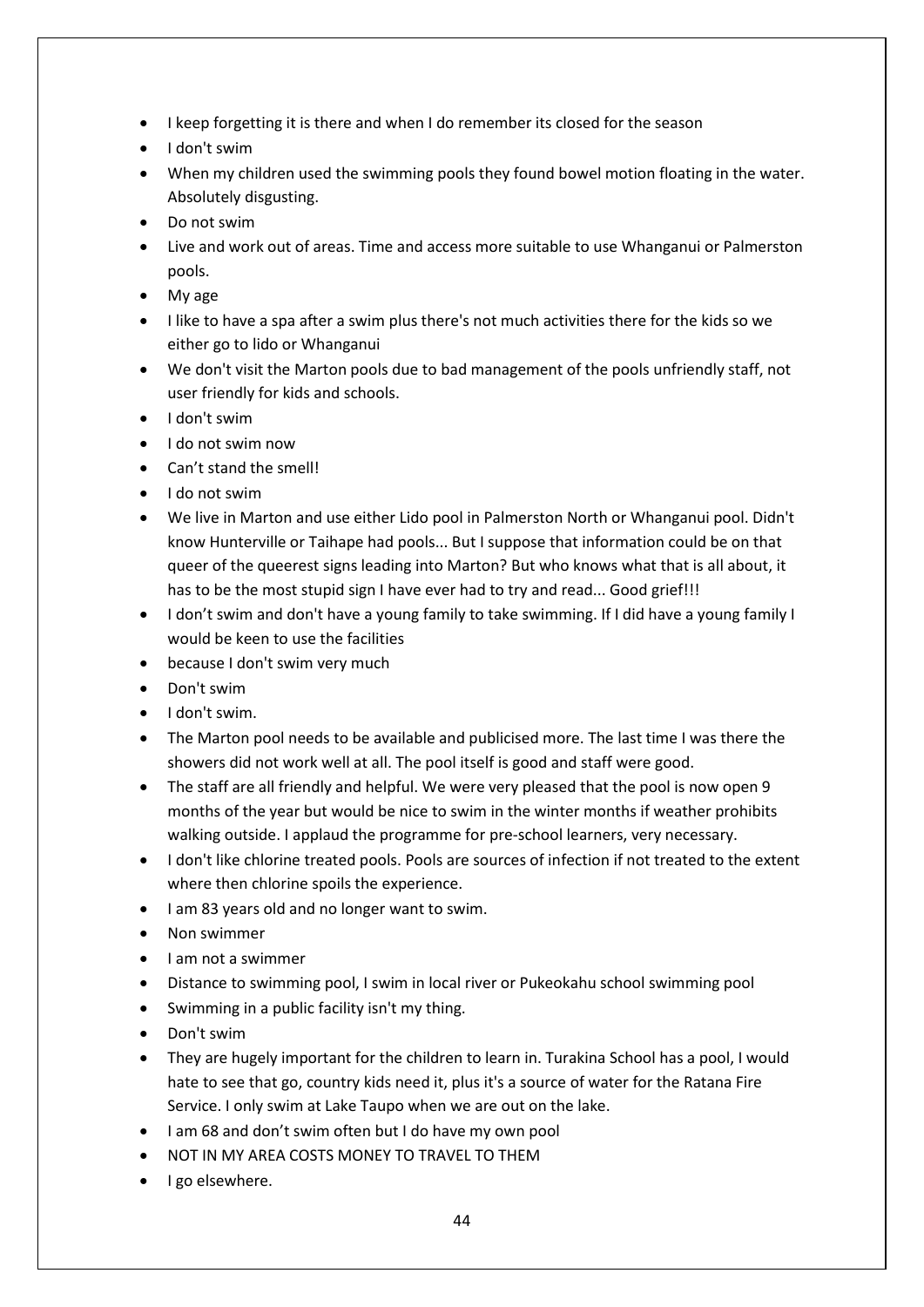- I keep forgetting it is there and when I do remember its closed for the season
- I don't swim
- When my children used the swimming pools they found bowel motion floating in the water. Absolutely disgusting.
- Do not swim
- Live and work out of areas. Time and access more suitable to use Whanganui or Palmerston pools.
- My age
- I like to have a spa after a swim plus there's not much activities there for the kids so we either go to lido or Whanganui
- We don't visit the Marton pools due to bad management of the pools unfriendly staff, not user friendly for kids and schools.
- I don't swim
- I do not swim now
- Can't stand the smell!
- I do not swim
- We live in Marton and use either Lido pool in Palmerston North or Whanganui pool. Didn't know Hunterville or Taihape had pools... But I suppose that information could be on that queer of the queerest signs leading into Marton? But who knows what that is all about, it has to be the most stupid sign I have ever had to try and read... Good grief!!!
- I don't swim and don't have a young family to take swimming. If I did have a young family I would be keen to use the facilities
- because I don't swim very much
- Don't swim
- I don't swim.
- The Marton pool needs to be available and publicised more. The last time I was there the showers did not work well at all. The pool itself is good and staff were good.
- The staff are all friendly and helpful. We were very pleased that the pool is now open 9 months of the year but would be nice to swim in the winter months if weather prohibits walking outside. I applaud the programme for pre-school learners, very necessary.
- I don't like chlorine treated pools. Pools are sources of infection if not treated to the extent where then chlorine spoils the experience.
- I am 83 years old and no longer want to swim.
- Non swimmer
- I am not a swimmer
- Distance to swimming pool, I swim in local river or Pukeokahu school swimming pool
- Swimming in a public facility isn't my thing.
- Don't swim
- They are hugely important for the children to learn in. Turakina School has a pool, I would hate to see that go, country kids need it, plus it's a source of water for the Ratana Fire Service. I only swim at Lake Taupo when we are out on the lake.
- I am 68 and don't swim often but I do have my own pool
- NOT IN MY AREA COSTS MONEY TO TRAVEL TO THEM
- I go elsewhere.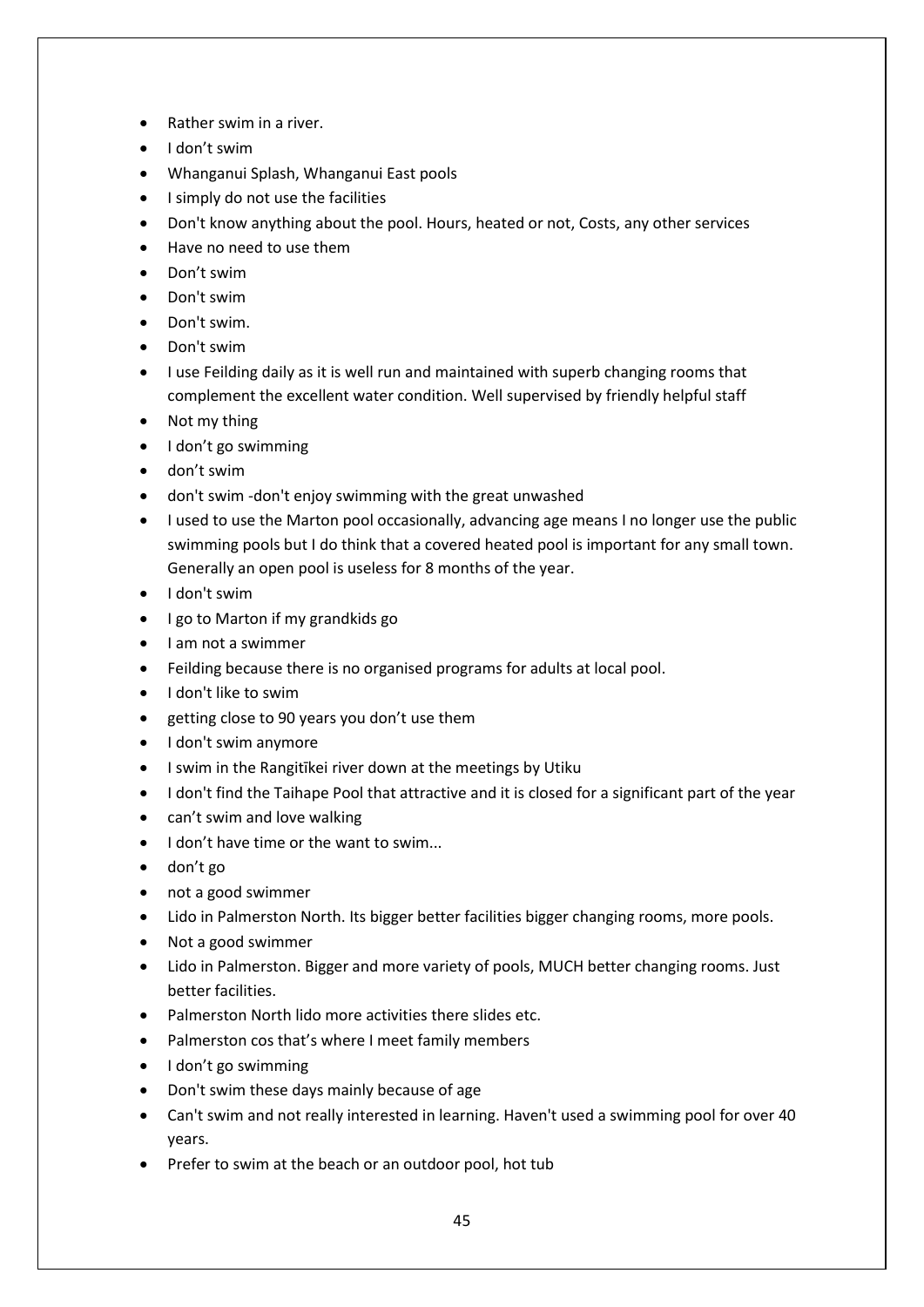- Rather swim in a river.
- I don’t swim
- Whanganui Splash, Whanganui East pools
- I simply do not use the facilities
- Don't know anything about the pool. Hours, heated or not, Costs, any other services
- Have no need to use them
- Don’t swim
- Don't swim
- Don't swim.
- Don't swim
- I use Feilding daily as it is well run and maintained with superb changing rooms that complement the excellent water condition. Well supervised by friendly helpful staff
- Not my thing
- I don’t go swimming
- don’t swim
- don't swim -don't enjoy swimming with the great unwashed
- I used to use the Marton pool occasionally, advancing age means I no longer use the public swimming pools but I do think that a covered heated pool is important for any small town. Generally an open pool is useless for 8 months of the year.
- I don't swim
- I go to Marton if my grandkids go
- I am not a swimmer
- Feilding because there is no organised programs for adults at local pool.
- I don't like to swim
- getting close to 90 years you don’t use them
- I don't swim anymore
- I swim in the Rangitīkei river down at the meetings by Utiku
- I don't find the Taihape Pool that attractive and it is closed for a significant part of the year
- can’t swim and love walking
- I don’t have time or the want to swim...
- don’t go
- not a good swimmer
- Lido in Palmerston North. Its bigger better facilities bigger changing rooms, more pools.
- Not a good swimmer
- Lido in Palmerston. Bigger and more variety of pools, MUCH better changing rooms. Just better facilities.
- Palmerston North lido more activities there slides etc.
- Palmerston cos that’s where I meet family members
- I don’t go swimming
- Don't swim these days mainly because of age
- Can't swim and not really interested in learning. Haven't used a swimming pool for over 40 years.
- Prefer to swim at the beach or an outdoor pool, hot tub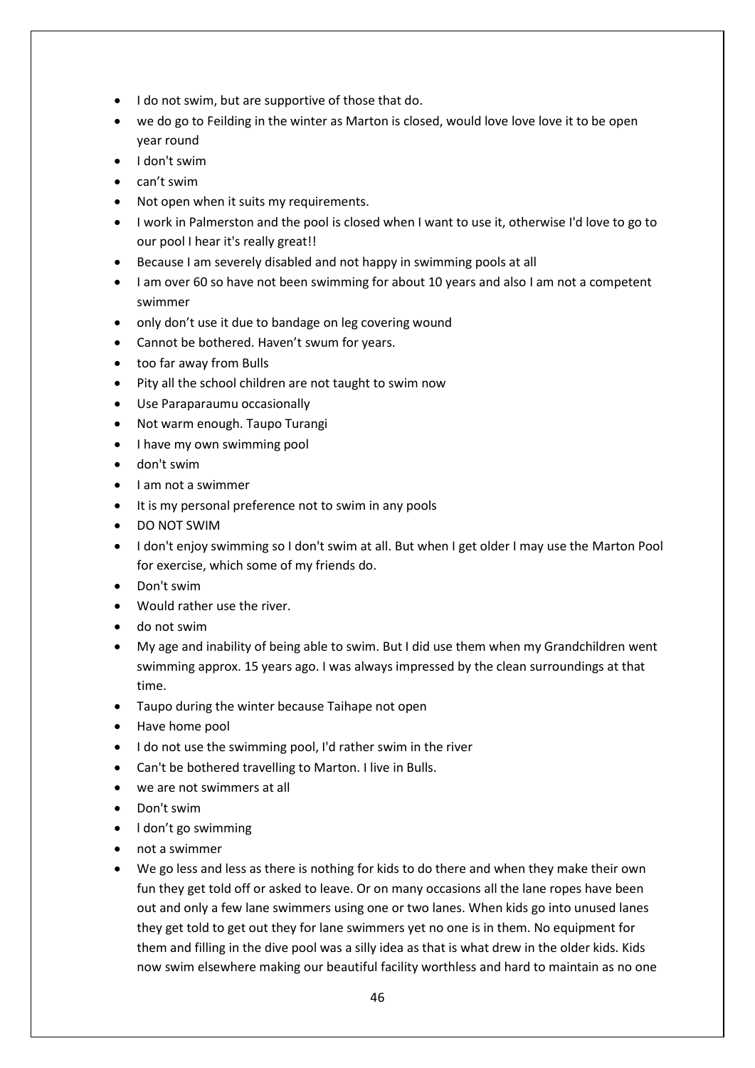- I do not swim, but are supportive of those that do.
- we do go to Feilding in the winter as Marton is closed, would love love love it to be open year round
- I don't swim
- can't swim
- Not open when it suits my requirements.
- I work in Palmerston and the pool is closed when I want to use it, otherwise I'd love to go to our pool I hear it's really great!!
- Because I am severely disabled and not happy in swimming pools at all
- I am over 60 so have not been swimming for about 10 years and also I am not a competent swimmer
- only don't use it due to bandage on leg covering wound
- Cannot be bothered. Haven't swum for years.
- too far away from Bulls
- Pity all the school children are not taught to swim now
- Use Paraparaumu occasionally
- Not warm enough. Taupo Turangi
- I have my own swimming pool
- don't swim
- I am not a swimmer
- It is my personal preference not to swim in any pools
- DO NOT SWIM
- I don't enjoy swimming so I don't swim at all. But when I get older I may use the Marton Pool for exercise, which some of my friends do.
- Don't swim
- Would rather use the river.
- do not swim
- My age and inability of being able to swim. But I did use them when my Grandchildren went swimming approx. 15 years ago. I was always impressed by the clean surroundings at that time.
- Taupo during the winter because Taihape not open
- Have home pool
- I do not use the swimming pool, I'd rather swim in the river
- Can't be bothered travelling to Marton. I live in Bulls.
- we are not swimmers at all
- Don't swim
- l don't go swimming
- not a swimmer
- We go less and less as there is nothing for kids to do there and when they make their own fun they get told off or asked to leave. Or on many occasions all the lane ropes have been out and only a few lane swimmers using one or two lanes. When kids go into unused lanes they get told to get out they for lane swimmers yet no one is in them. No equipment for them and filling in the dive pool was a silly idea as that is what drew in the older kids. Kids now swim elsewhere making our beautiful facility worthless and hard to maintain as no one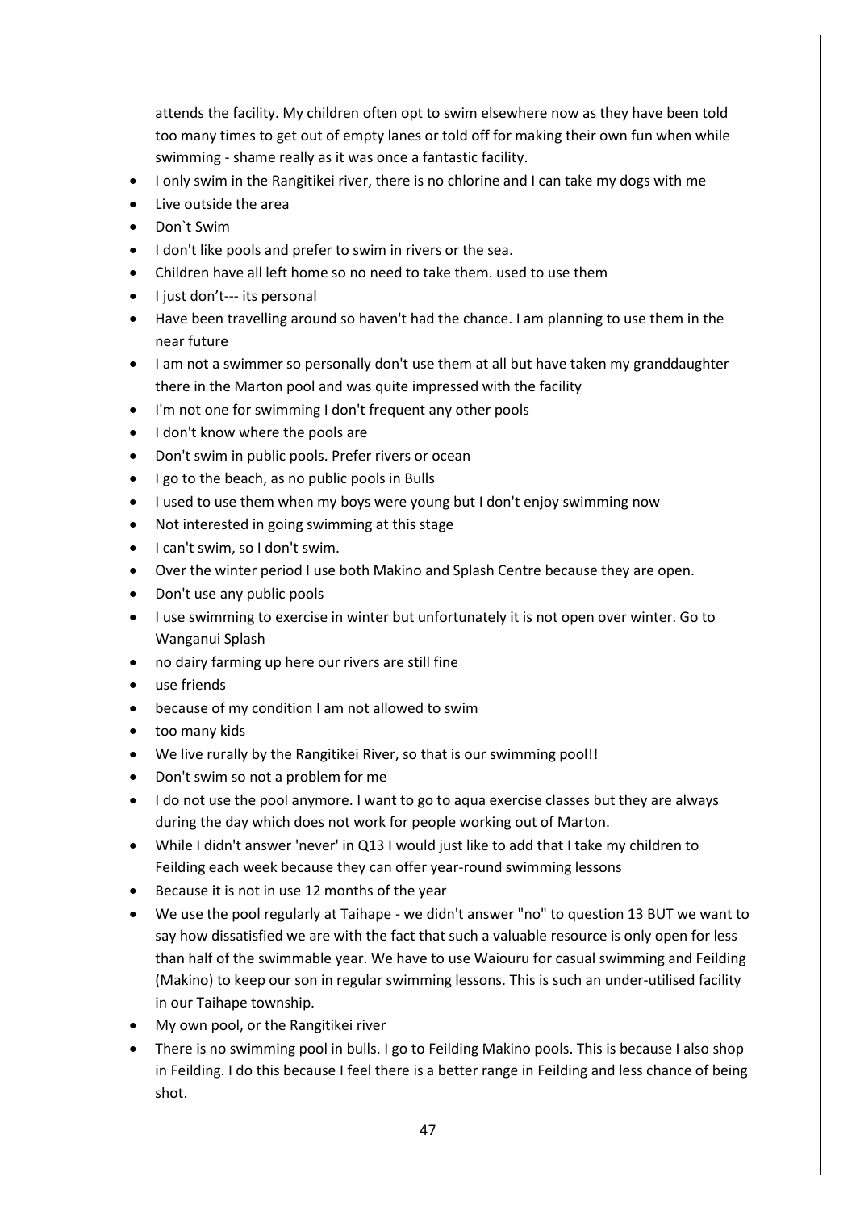attends the facility. My children often opt to swim elsewhere now as they have been told too many times to get out of empty lanes or told off for making their own fun when while swimming - shame really as it was once a fantastic facility.

- I only swim in the Rangitikei river, there is no chlorine and I can take my dogs with me
- Live outside the area
- Don`t Swim
- I don't like pools and prefer to swim in rivers or the sea.
- Children have all left home so no need to take them. used to use them
- I just don't--- its personal
- Have been travelling around so haven't had the chance. I am planning to use them in the near future
- I am not a swimmer so personally don't use them at all but have taken my granddaughter there in the Marton pool and was quite impressed with the facility
- I'm not one for swimming I don't frequent any other pools
- I don't know where the pools are
- Don't swim in public pools. Prefer rivers or ocean
- I go to the beach, as no public pools in Bulls
- I used to use them when my boys were young but I don't enjoy swimming now
- Not interested in going swimming at this stage
- I can't swim, so I don't swim.
- Over the winter period I use both Makino and Splash Centre because they are open.
- Don't use any public pools
- I use swimming to exercise in winter but unfortunately it is not open over winter. Go to Wanganui Splash
- no dairy farming up here our rivers are still fine
- use friends
- because of my condition I am not allowed to swim
- too many kids
- We live rurally by the Rangitikei River, so that is our swimming pool!!
- Don't swim so not a problem for me
- I do not use the pool anymore. I want to go to aqua exercise classes but they are always during the day which does not work for people working out of Marton.
- While I didn't answer 'never' in Q13 I would just like to add that I take my children to Feilding each week because they can offer year-round swimming lessons
- Because it is not in use 12 months of the year
- We use the pool regularly at Taihape - we didn't answer "no" to question 13 BUT we want to say how dissatisfied we are with the fact that such a valuable resource is only open for less than half of the swimmable year. We have to use Waiouru for casual swimming and Feilding (Makino) to keep our son in regular swimming lessons. This is such an under-utilised facility in our Taihape township.
- My own pool, or the Rangitikei river
- There is no swimming pool in bulls. I go to Feilding Makino pools. This is because I also shop in Feilding. I do this because I feel there is a better range in Feilding and less chance of being shot.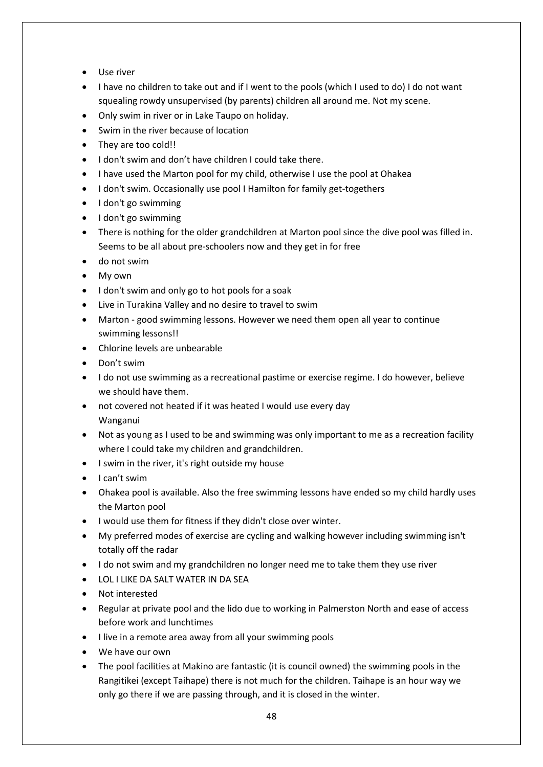- Use river
- I have no children to take out and if I went to the pools (which I used to do) I do not want squealing rowdy unsupervised (by parents) children all around me. Not my scene.
- Only swim in river or in Lake Taupo on holiday.
- Swim in the river because of location
- They are too cold!!
- I don't swim and don't have children I could take there.
- I have used the Marton pool for my child, otherwise I use the pool at Ohakea
- I don't swim. Occasionally use pool I Hamilton for family get-togethers
- I don't go swimming
- I don't go swimming
- There is nothing for the older grandchildren at Marton pool since the dive pool was filled in. Seems to be all about pre-schoolers now and they get in for free
- do not swim
- My own
- I don't swim and only go to hot pools for a soak
- Live in Turakina Valley and no desire to travel to swim
- Marton - good swimming lessons. However we need them open all year to continue swimming lessons!!
- Chlorine levels are unbearable
- Don't swim
- I do not use swimming as a recreational pastime or exercise regime. I do however, believe we should have them.
- not covered not heated if it was heated I would use every day
  Wanganui
- Not as young as I used to be and swimming was only important to me as a recreation facility where I could take my children and grandchildren.
- I swim in the river, it's right outside my house
- I can't swim
- Ohakea pool is available. Also the free swimming lessons have ended so my child hardly uses the Marton pool
- I would use them for fitness if they didn't close over winter.
- My preferred modes of exercise are cycling and walking however including swimming isn't totally off the radar
- I do not swim and my grandchildren no longer need me to take them they use river
- LOL I LIKE DA SALT WATER IN DA SEA
- Not interested
- Regular at private pool and the lido due to working in Palmerston North and ease of access before work and lunchtimes
- I live in a remote area away from all your swimming pools
- We have our own
- The pool facilities at Makino are fantastic (it is council owned) the swimming pools in the Rangitikei (except Taihape) there is not much for the children. Taihape is an hour way we only go there if we are passing through, and it is closed in the winter.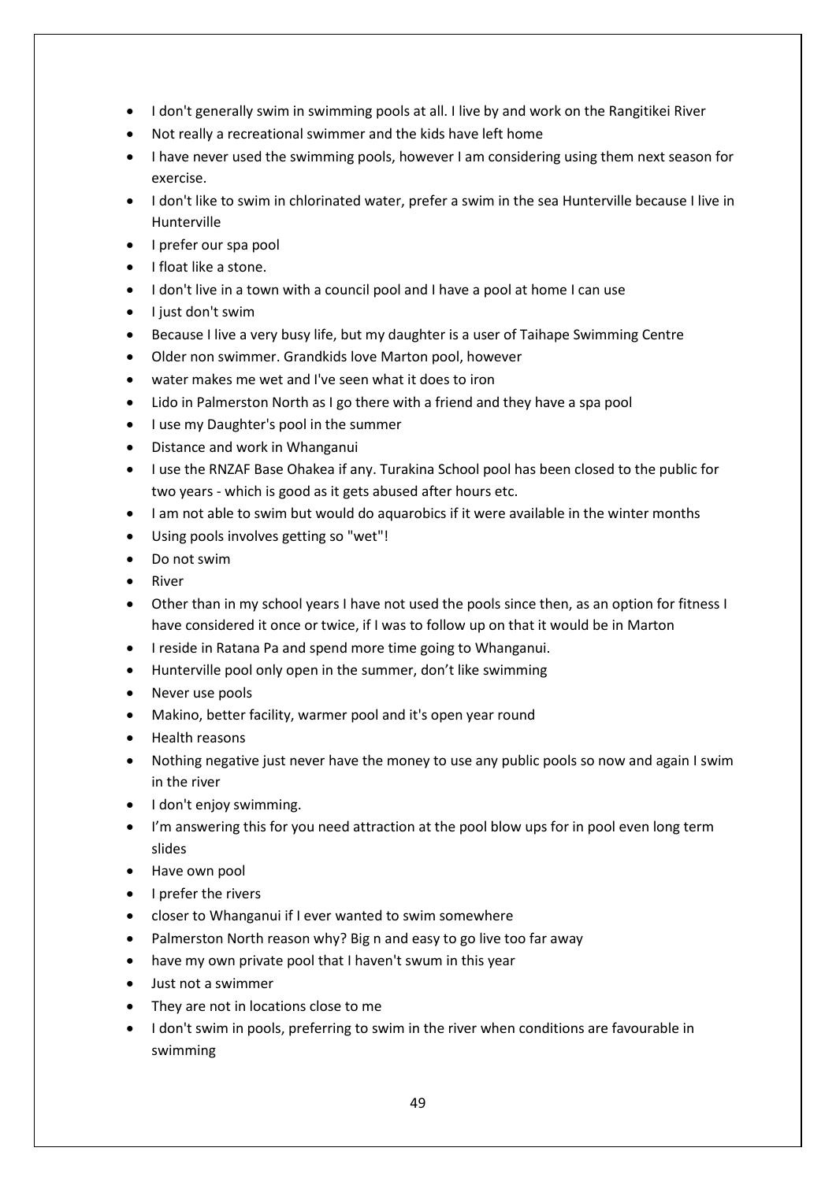- I don't generally swim in swimming pools at all. I live by and work on the Rangitikei River
- Not really a recreational swimmer and the kids have left home
- I have never used the swimming pools, however I am considering using them next season for exercise.
- I don't like to swim in chlorinated water, prefer a swim in the sea Hunterville because I live in Hunterville
- I prefer our spa pool
- I float like a stone.
- I don't live in a town with a council pool and I have a pool at home I can use
- I just don't swim
- Because I live a very busy life, but my daughter is a user of Taihape Swimming Centre
- Older non swimmer. Grandkids love Marton pool, however
- water makes me wet and I've seen what it does to iron
- Lido in Palmerston North as I go there with a friend and they have a spa pool
- I use my Daughter's pool in the summer
- Distance and work in Whanganui
- I use the RNZAF Base Ohakea if any. Turakina School pool has been closed to the public for two years - which is good as it gets abused after hours etc.
- I am not able to swim but would do aquarobics if it were available in the winter months
- Using pools involves getting so "wet"!
- Do not swim
- River
- Other than in my school years I have not used the pools since then, as an option for fitness I have considered it once or twice, if I was to follow up on that it would be in Marton
- I reside in Ratana Pa and spend more time going to Whanganui.
- Hunterville pool only open in the summer, don't like swimming
- Never use pools
- Makino, better facility, warmer pool and it's open year round
- Health reasons
- Nothing negative just never have the money to use any public pools so now and again I swim in the river
- I don't enjoy swimming.
- I'm answering this for you need attraction at the pool blow ups for in pool even long term slides
- Have own pool
- I prefer the rivers
- closer to Whanganui if I ever wanted to swim somewhere
- Palmerston North reason why? Big n and easy to go live too far away
- have my own private pool that I haven't swum in this year
- Just not a swimmer
- They are not in locations close to me
- I don't swim in pools, preferring to swim in the river when conditions are favourable in swimming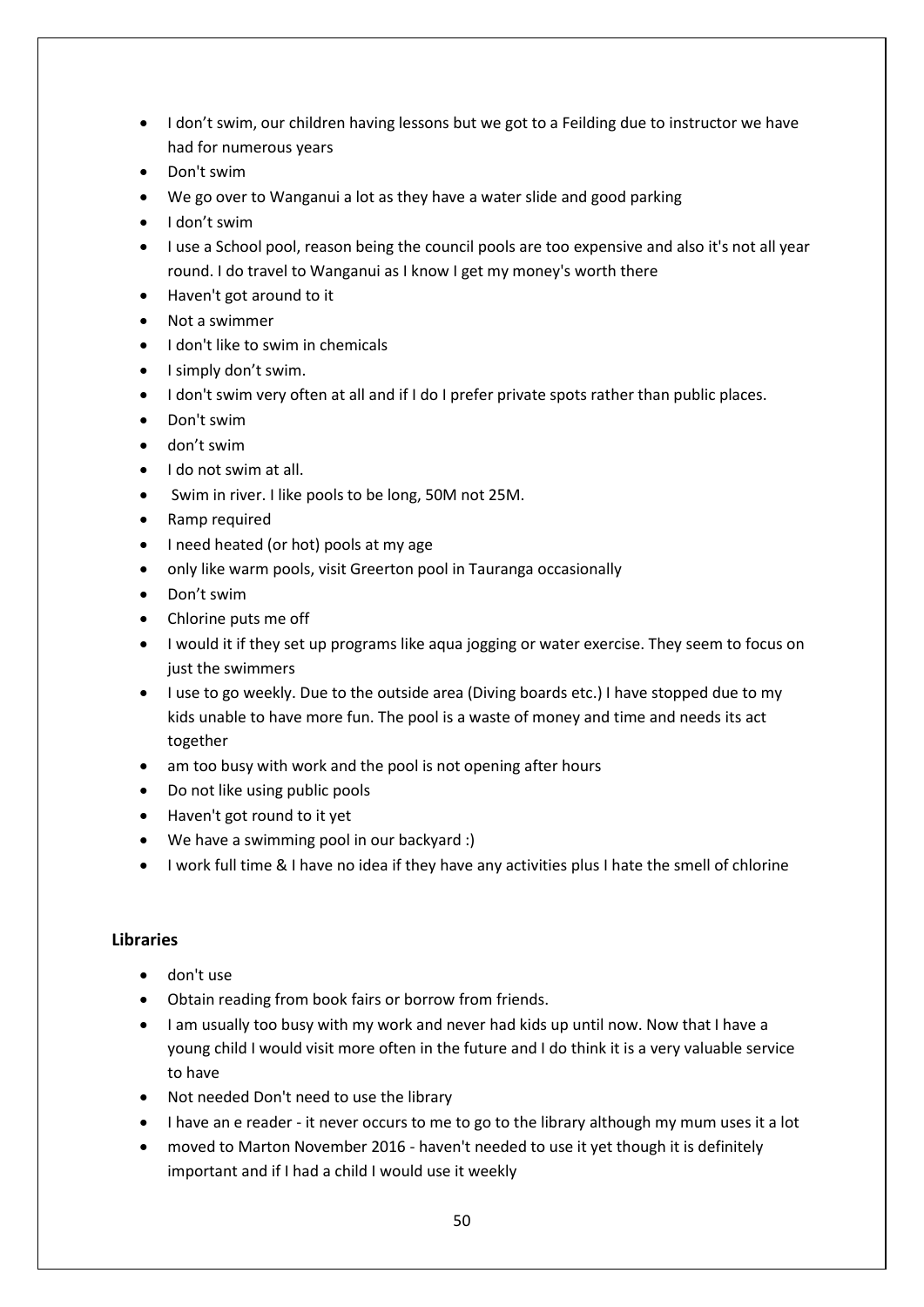- I don't swim, our children having lessons but we got to a Feilding due to instructor we have had for numerous years
- Don't swim
- We go over to Wanganui a lot as they have a water slide and good parking
- I don't swim
- I use a School pool, reason being the council pools are too expensive and also it's not all year round. I do travel to Wanganui as I know I get my money's worth there
- Haven't got around to it
- Not a swimmer
- I don't like to swim in chemicals
- I simply don't swim.
- I don't swim very often at all and if I do I prefer private spots rather than public places.
- Don't swim
- don't swim
- I do not swim at all.
- Swim in river. I like pools to be long, 50M not 25M.
- Ramp required
- I need heated (or hot) pools at my age
- only like warm pools, visit Greerton pool in Tauranga occasionally
- Don't swim
- Chlorine puts me off
- I would it if they set up programs like aqua jogging or water exercise. They seem to focus on just the swimmers
- I use to go weekly. Due to the outside area (Diving boards etc.) I have stopped due to my kids unable to have more fun. The pool is a waste of money and time and needs its act together
- am too busy with work and the pool is not opening after hours
- Do not like using public pools
- Haven't got round to it yet
- We have a swimming pool in our backyard :)
- I work full time & I have no idea if they have any activities plus I hate the smell of chlorine

### Libraries

- don't use
- Obtain reading from book fairs or borrow from friends.
- I am usually too busy with my work and never had kids up until now. Now that I have a young child I would visit more often in the future and I do think it is a very valuable service to have
- Not needed Don't need to use the library
- I have an e reader - it never occurs to me to go to the library although my mum uses it a lot
- moved to Marton November 2016 - haven't needed to use it yet though it is definitely important and if I had a child I would use it weekly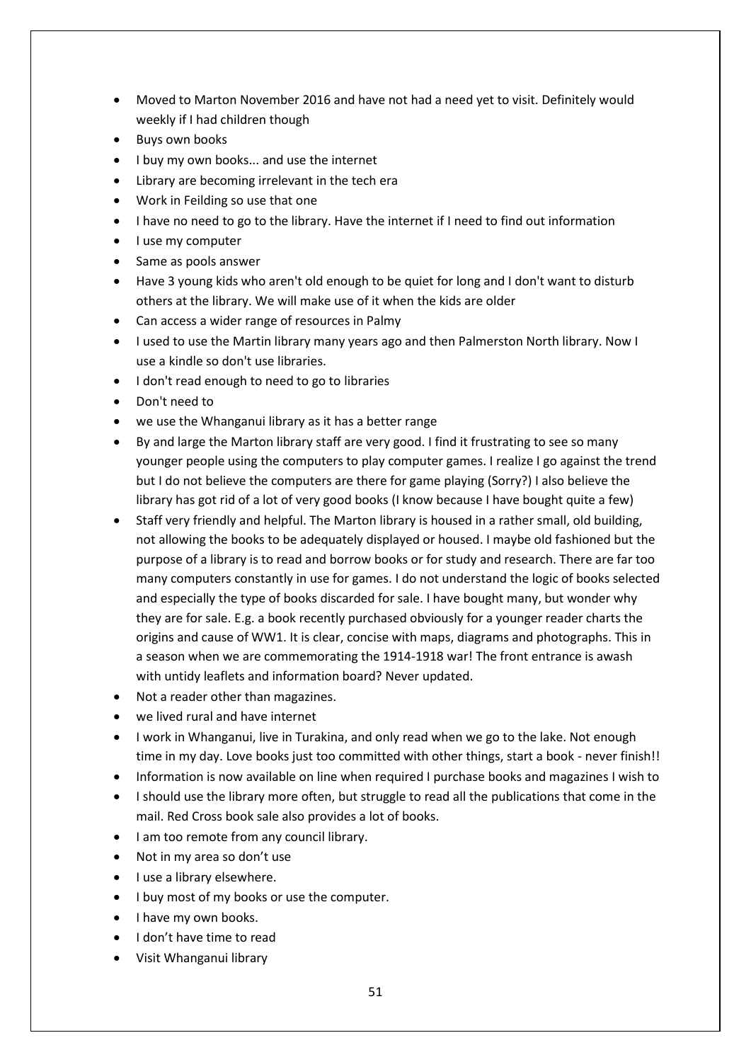- Moved to Marton November 2016 and have not had a need yet to visit. Definitely would weekly if I had children though
- Buys own books
- I buy my own books... and use the internet
- Library are becoming irrelevant in the tech era
- Work in Feilding so use that one
- I have no need to go to the library. Have the internet if I need to find out information
- I use my computer
- Same as pools answer
- Have 3 young kids who aren't old enough to be quiet for long and I don't want to disturb others at the library. We will make use of it when the kids are older
- Can access a wider range of resources in Palmy
- I used to use the Martin library many years ago and then Palmerston North library. Now I use a kindle so don't use libraries.
- I don't read enough to need to go to libraries
- Don't need to
- we use the Whanganui library as it has a better range
- By and large the Marton library staff are very good. I find it frustrating to see so many younger people using the computers to play computer games. I realize I go against the trend but I do not believe the computers are there for game playing (Sorry?) I also believe the library has got rid of a lot of very good books (I know because I have bought quite a few)
- Staff very friendly and helpful. The Marton library is housed in a rather small, old building, not allowing the books to be adequately displayed or housed. I maybe old fashioned but the purpose of a library is to read and borrow books or for study and research. There are far too many computers constantly in use for games. I do not understand the logic of books selected and especially the type of books discarded for sale. I have bought many, but wonder why they are for sale. E.g. a book recently purchased obviously for a younger reader charts the origins and cause of WW1. It is clear, concise with maps, diagrams and photographs. This in a season when we are commemorating the 1914-1918 war! The front entrance is awash with untidy leaflets and information board? Never updated.
- Not a reader other than magazines.
- we lived rural and have internet
- I work in Whanganui, live in Turakina, and only read when we go to the lake. Not enough time in my day. Love books just too committed with other things, start a book - never finish!!
- Information is now available on line when required I purchase books and magazines I wish to
- I should use the library more often, but struggle to read all the publications that come in the mail. Red Cross book sale also provides a lot of books.
- I am too remote from any council library.
- Not in my area so don't use
- I use a library elsewhere.
- I buy most of my books or use the computer.
- I have my own books.
- I don't have time to read
- Visit Whanganui library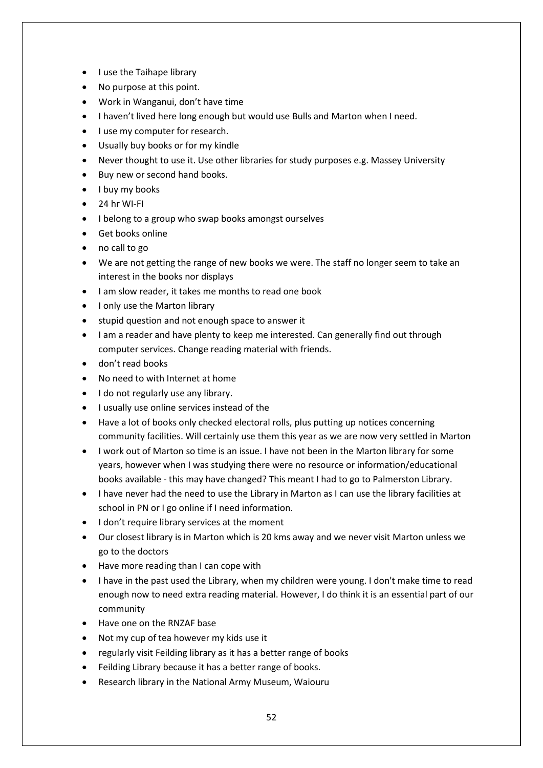- I use the Taihape library
- No purpose at this point.
- Work in Wanganui, don't have time
- I haven't lived here long enough but would use Bulls and Marton when I need.
- I use my computer for research.
- Usually buy books or for my kindle
- Never thought to use it. Use other libraries for study purposes e.g. Massey University
- Buy new or second hand books.
- I buy my books
- 24 hr WI-FI
- I belong to a group who swap books amongst ourselves
- Get books online
- no call to go
- We are not getting the range of new books we were. The staff no longer seem to take an interest in the books nor displays
- I am slow reader, it takes me months to read one book
- I only use the Marton library
- stupid question and not enough space to answer it
- I am a reader and have plenty to keep me interested. Can generally find out through computer services. Change reading material with friends.
- don't read books
- No need to with Internet at home
- I do not regularly use any library.
- I usually use online services instead of the
- Have a lot of books only checked electoral rolls, plus putting up notices concerning community facilities. Will certainly use them this year as we are now very settled in Marton
- I work out of Marton so time is an issue. I have not been in the Marton library for some years, however when I was studying there were no resource or information/educational books available - this may have changed? This meant I had to go to Palmerston Library.
- I have never had the need to use the Library in Marton as I can use the library facilities at school in PN or I go online if I need information.
- I don't require library services at the moment
- Our closest library is in Marton which is 20 kms away and we never visit Marton unless we go to the doctors
- Have more reading than I can cope with
- I have in the past used the Library, when my children were young. I don't make time to read enough now to need extra reading material. However, I do think it is an essential part of our community
- Have one on the RNZAF base
- Not my cup of tea however my kids use it
- regularly visit Feilding library as it has a better range of books
- Feilding Library because it has a better range of books.
- Research library in the National Army Museum, Waiouru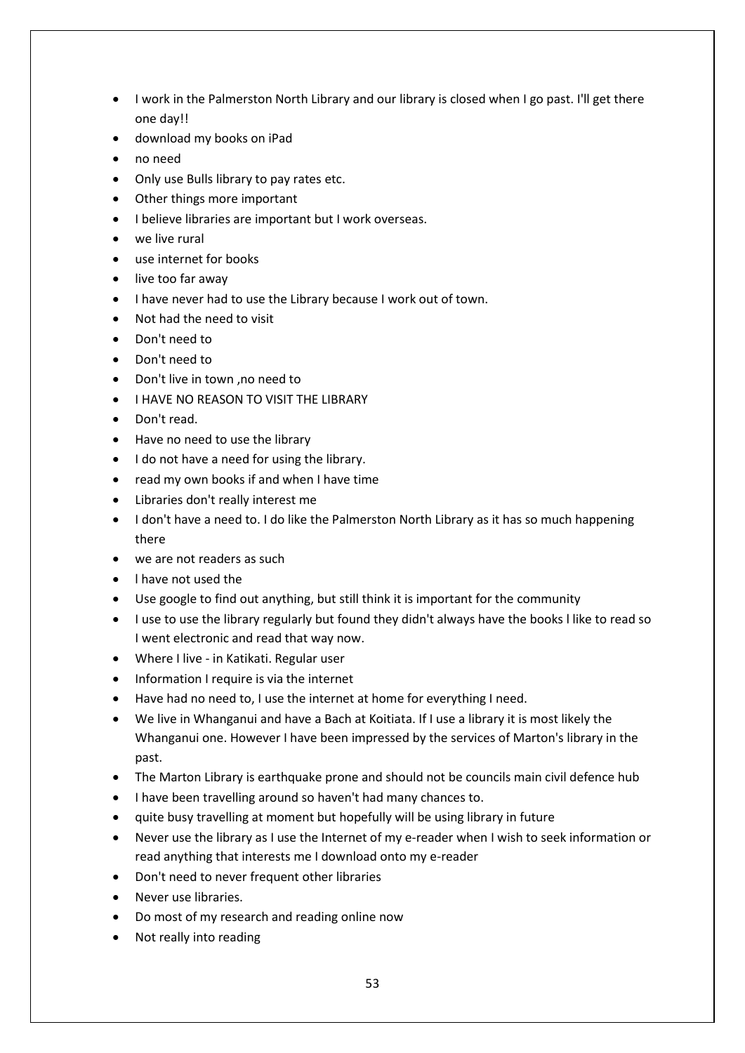- I work in the Palmerston North Library and our library is closed when I go past. I'll get there one day!!
- download my books on iPad
- no need
- Only use Bulls library to pay rates etc.
- Other things more important
- I believe libraries are important but I work overseas.
- we live rural
- use internet for books
- live too far away
- I have never had to use the Library because I work out of town.
- Not had the need to visit
- Don't need to
- Don't need to
- Don't live in town ,no need to
- I HAVE NO REASON TO VISIT THE LIBRARY
- Don't read.
- Have no need to use the library
- I do not have a need for using the library.
- read my own books if and when I have time
- Libraries don't really interest me
- I don't have a need to. I do like the Palmerston North Library as it has so much happening there
- we are not readers as such
- l have not used the
- Use google to find out anything, but still think it is important for the community
- I use to use the library regularly but found they didn't always have the books l like to read so I went electronic and read that way now.
- Where I live - in Katikati. Regular user
- Information I require is via the internet
- Have had no need to, I use the internet at home for everything I need.
- We live in Whanganui and have a Bach at Koitiata. If I use a library it is most likely the Whanganui one. However I have been impressed by the services of Marton's library in the past.
- The Marton Library is earthquake prone and should not be councils main civil defence hub
- I have been travelling around so haven't had many chances to.
- quite busy travelling at moment but hopefully will be using library in future
- Never use the library as I use the Internet of my e-reader when I wish to seek information or read anything that interests me I download onto my e-reader
- Don't need to never frequent other libraries
- Never use libraries.
- Do most of my research and reading online now
- Not really into reading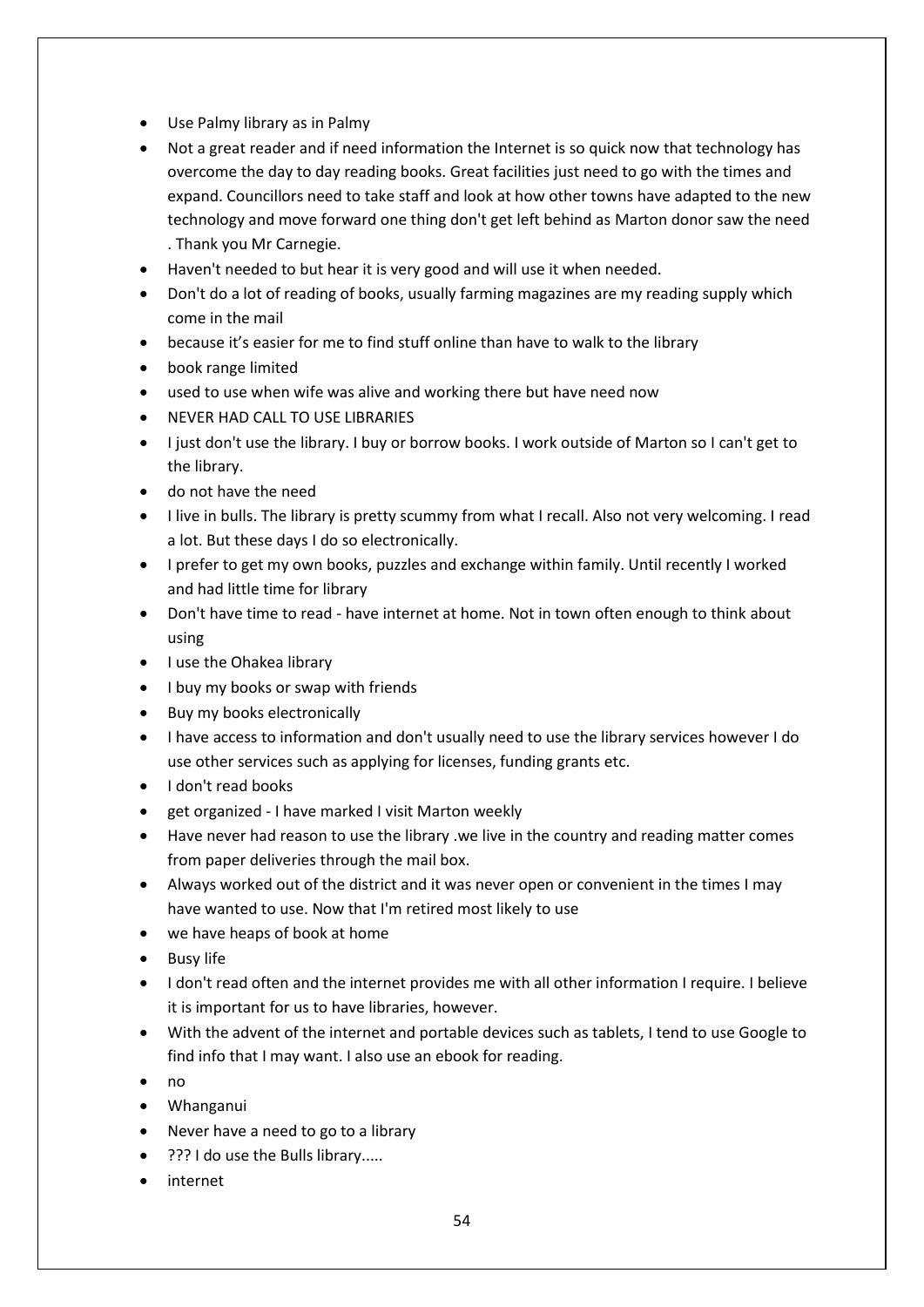- Use Palmy library as in Palmy
- Not a great reader and if need information the Internet is so quick now that technology has overcome the day to day reading books. Great facilities just need to go with the times and expand. Councillors need to take staff and look at how other towns have adapted to the new technology and move forward one thing don't get left behind as Marton donor saw the need . Thank you Mr Carnegie.
- Haven't needed to but hear it is very good and will use it when needed.
- Don't do a lot of reading of books, usually farming magazines are my reading supply which come in the mail
- because it's easier for me to find stuff online than have to walk to the library
- book range limited
- used to use when wife was alive and working there but have need now
- NEVER HAD CALL TO USE LIBRARIES
- I just don't use the library. I buy or borrow books. I work outside of Marton so I can't get to the library.
- do not have the need
- I live in bulls. The library is pretty scummy from what I recall. Also not very welcoming. I read a lot. But these days I do so electronically.
- I prefer to get my own books, puzzles and exchange within family. Until recently I worked and had little time for library
- Don't have time to read - have internet at home. Not in town often enough to think about using
- I use the Ohakea library
- I buy my books or swap with friends
- Buy my books electronically
- I have access to information and don't usually need to use the library services however I do use other services such as applying for licenses, funding grants etc.
- I don't read books
- get organized - I have marked I visit Marton weekly
- Have never had reason to use the library .we live in the country and reading matter comes from paper deliveries through the mail box.
- Always worked out of the district and it was never open or convenient in the times I may have wanted to use. Now that I'm retired most likely to use
- we have heaps of book at home
- Busy life
- I don't read often and the internet provides me with all other information I require. I believe it is important for us to have libraries, however.
- With the advent of the internet and portable devices such as tablets, I tend to use Google to find info that I may want. I also use an ebook for reading.
- no
- Whanganui
- Never have a need to go to a library
- ??? I do use the Bulls library.....
- internet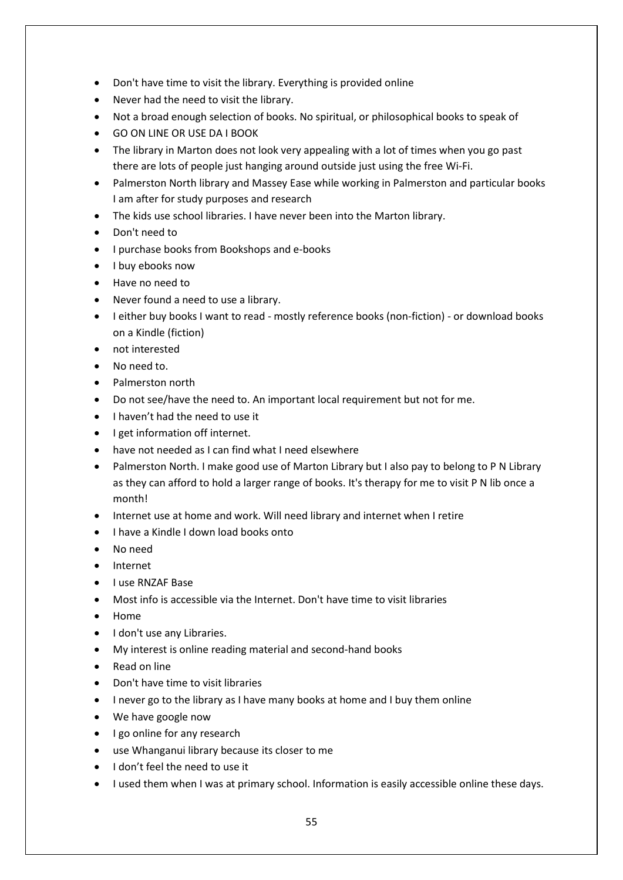- Don't have time to visit the library. Everything is provided online
- Never had the need to visit the library.
- Not a broad enough selection of books. No spiritual, or philosophical books to speak of
- GO ON LINE OR USE DA I BOOK
- The library in Marton does not look very appealing with a lot of times when you go past there are lots of people just hanging around outside just using the free Wi-Fi.
- Palmerston North library and Massey Ease while working in Palmerston and particular books I am after for study purposes and research
- The kids use school libraries. I have never been into the Marton library.
- Don't need to
- I purchase books from Bookshops and e-books
- I buy ebooks now
- Have no need to
- Never found a need to use a library.
- I either buy books I want to read - mostly reference books (non-fiction) - or download books on a Kindle (fiction)
- not interested
- No need to.
- Palmerston north
- Do not see/have the need to. An important local requirement but not for me.
- I haven't had the need to use it
- I get information off internet.
- have not needed as I can find what I need elsewhere
- Palmerston North. I make good use of Marton Library but I also pay to belong to P N Library as they can afford to hold a larger range of books. It's therapy for me to visit P N lib once a month!
- Internet use at home and work. Will need library and internet when I retire
- I have a Kindle I down load books onto
- No need
- Internet
- I use RNZAF Base
- Most info is accessible via the Internet. Don't have time to visit libraries
- Home
- I don't use any Libraries.
- My interest is online reading material and second-hand books
- Read on line
- Don't have time to visit libraries
- I never go to the library as I have many books at home and I buy them online
- We have google now
- I go online for any research
- use Whanganui library because its closer to me
- I don't feel the need to use it
- I used them when I was at primary school. Information is easily accessible online these days.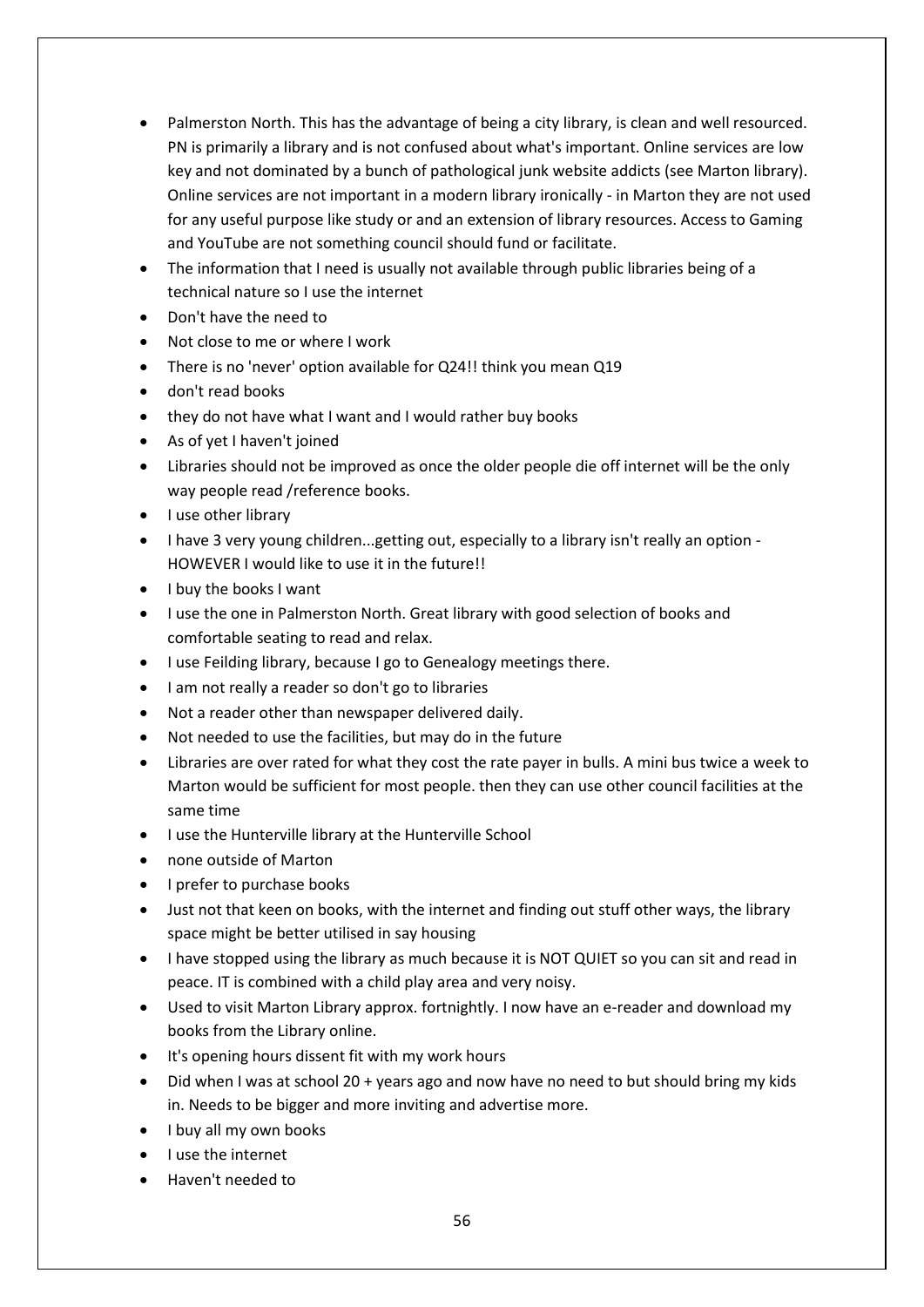- Palmerston North. This has the advantage of being a city library, is clean and well resourced. PN is primarily a library and is not confused about what's important. Online services are low key and not dominated by a bunch of pathological junk website addicts (see Marton library). Online services are not important in a modern library ironically - in Marton they are not used for any useful purpose like study or and an extension of library resources. Access to Gaming and YouTube are not something council should fund or facilitate.
- The information that I need is usually not available through public libraries being of a technical nature so I use the internet
- Don't have the need to
- Not close to me or where I work
- There is no 'never' option available for Q24!! think you mean Q19
- don't read books
- they do not have what I want and I would rather buy books
- As of yet I haven't joined
- Libraries should not be improved as once the older people die off internet will be the only way people read /reference books.
- I use other library
- I have 3 very young children...getting out, especially to a library isn't really an option - HOWEVER I would like to use it in the future!!
- I buy the books I want
- I use the one in Palmerston North. Great library with good selection of books and comfortable seating to read and relax.
- I use Feilding library, because I go to Genealogy meetings there.
- I am not really a reader so don't go to libraries
- Not a reader other than newspaper delivered daily.
- Not needed to use the facilities, but may do in the future
- Libraries are over rated for what they cost the rate payer in bulls. A mini bus twice a week to Marton would be sufficient for most people. then they can use other council facilities at the same time
- I use the Hunterville library at the Hunterville School
- none outside of Marton
- I prefer to purchase books
- Just not that keen on books, with the internet and finding out stuff other ways, the library space might be better utilised in say housing
- I have stopped using the library as much because it is NOT QUIET so you can sit and read in peace. IT is combined with a child play area and very noisy.
- Used to visit Marton Library approx. fortnightly. I now have an e-reader and download my books from the Library online.
- It's opening hours dissent fit with my work hours
- Did when I was at school 20 + years ago and now have no need to but should bring my kids in. Needs to be bigger and more inviting and advertise more.
- I buy all my own books
- I use the internet
- Haven't needed to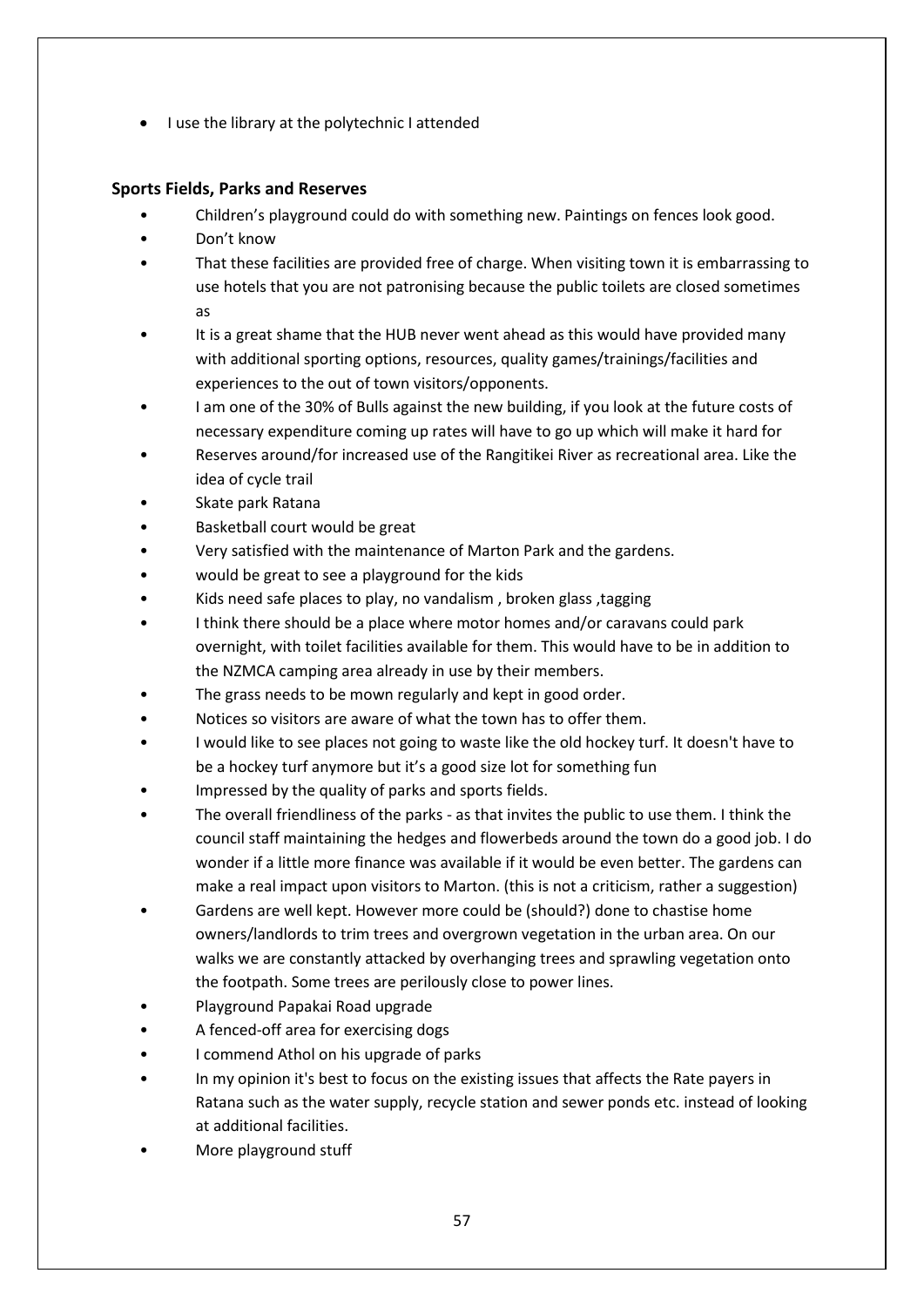- I use the library at the polytechnic I attended

## Sports Fields, Parks and Reserves

- Children's playground could do with something new. Paintings on fences look good.
- Don't know
- That these facilities are provided free of charge. When visiting town it is embarrassing to use hotels that you are not patronising because the public toilets are closed sometimes as
- It is a great shame that the HUB never went ahead as this would have provided many with additional sporting options, resources, quality games/trainings/facilities and experiences to the out of town visitors/opponents.
- I am one of the 30% of Bulls against the new building, if you look at the future costs of necessary expenditure coming up rates will have to go up which will make it hard for
- Reserves around/for increased use of the Rangitikei River as recreational area. Like the idea of cycle trail
- Skate park Ratana
- Basketball court would be great
- Very satisfied with the maintenance of Marton Park and the gardens.
- would be great to see a playground for the kids
- Kids need safe places to play, no vandalism , broken glass ,tagging
- I think there should be a place where motor homes and/or caravans could park overnight, with toilet facilities available for them. This would have to be in addition to the NZMCA camping area already in use by their members.
- The grass needs to be mown regularly and kept in good order.
- Notices so visitors are aware of what the town has to offer them.
- I would like to see places not going to waste like the old hockey turf. It doesn't have to be a hockey turf anymore but it's a good size lot for something fun
- Impressed by the quality of parks and sports fields.
- The overall friendliness of the parks - as that invites the public to use them. I think the council staff maintaining the hedges and flowerbeds around the town do a good job. I do wonder if a little more finance was available if it would be even better. The gardens can make a real impact upon visitors to Marton. (this is not a criticism, rather a suggestion)
- Gardens are well kept. However more could be (should?) done to chastise home owners/landlords to trim trees and overgrown vegetation in the urban area. On our walks we are constantly attacked by overhanging trees and sprawling vegetation onto the footpath. Some trees are perilously close to power lines.
- Playground Papakai Road upgrade
- A fenced-off area for exercising dogs
- I commend Athol on his upgrade of parks
- In my opinion it's best to focus on the existing issues that affects the Rate payers in Ratana such as the water supply, recycle station and sewer ponds etc. instead of looking at additional facilities.
- More playground stuff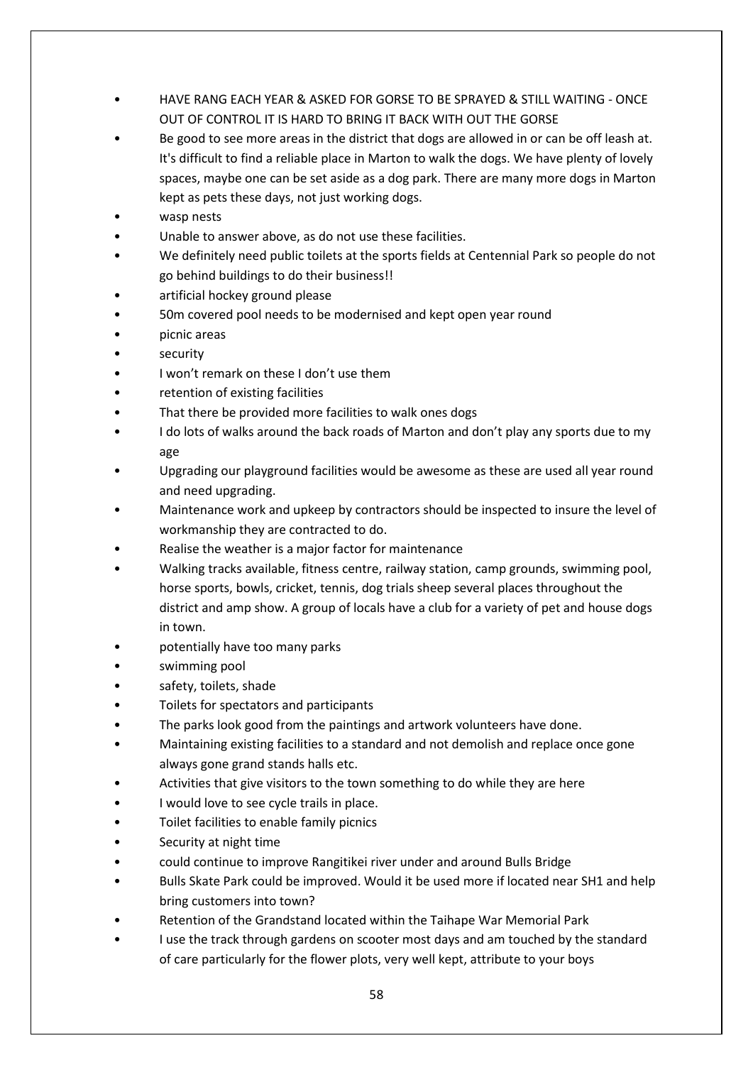- HAVE RANG EACH YEAR & ASKED FOR GORSE TO BE SPRAYED & STILL WAITING - ONCE OUT OF CONTROL IT IS HARD TO BRING IT BACK WITH OUT THE GORSE
- Be good to see more areas in the district that dogs are allowed in or can be off leash at. It's difficult to find a reliable place in Marton to walk the dogs. We have plenty of lovely spaces, maybe one can be set aside as a dog park. There are many more dogs in Marton kept as pets these days, not just working dogs.
- wasp nests
- Unable to answer above, as do not use these facilities.
- We definitely need public toilets at the sports fields at Centennial Park so people do not go behind buildings to do their business!!
- artificial hockey ground please
- 50m covered pool needs to be modernised and kept open year round
- picnic areas
- security
- I won't remark on these I don't use them
- retention of existing facilities
- That there be provided more facilities to walk ones dogs
- I do lots of walks around the back roads of Marton and don't play any sports due to my age
- Upgrading our playground facilities would be awesome as these are used all year round and need upgrading.
- Maintenance work and upkeep by contractors should be inspected to insure the level of workmanship they are contracted to do.
- Realise the weather is a major factor for maintenance
- Walking tracks available, fitness centre, railway station, camp grounds, swimming pool, horse sports, bowls, cricket, tennis, dog trials sheep several places throughout the district and amp show. A group of locals have a club for a variety of pet and house dogs in town.
- potentially have too many parks
- swimming pool
- safety, toilets, shade
- Toilets for spectators and participants
- The parks look good from the paintings and artwork volunteers have done.
- Maintaining existing facilities to a standard and not demolish and replace once gone always gone grand stands halls etc.
- Activities that give visitors to the town something to do while they are here
- I would love to see cycle trails in place.
- Toilet facilities to enable family picnics
- Security at night time
- could continue to improve Rangitikei river under and around Bulls Bridge
- Bulls Skate Park could be improved. Would it be used more if located near SH1 and help bring customers into town?
- Retention of the Grandstand located within the Taihape War Memorial Park
- I use the track through gardens on scooter most days and am touched by the standard of care particularly for the flower plots, very well kept, attribute to your boys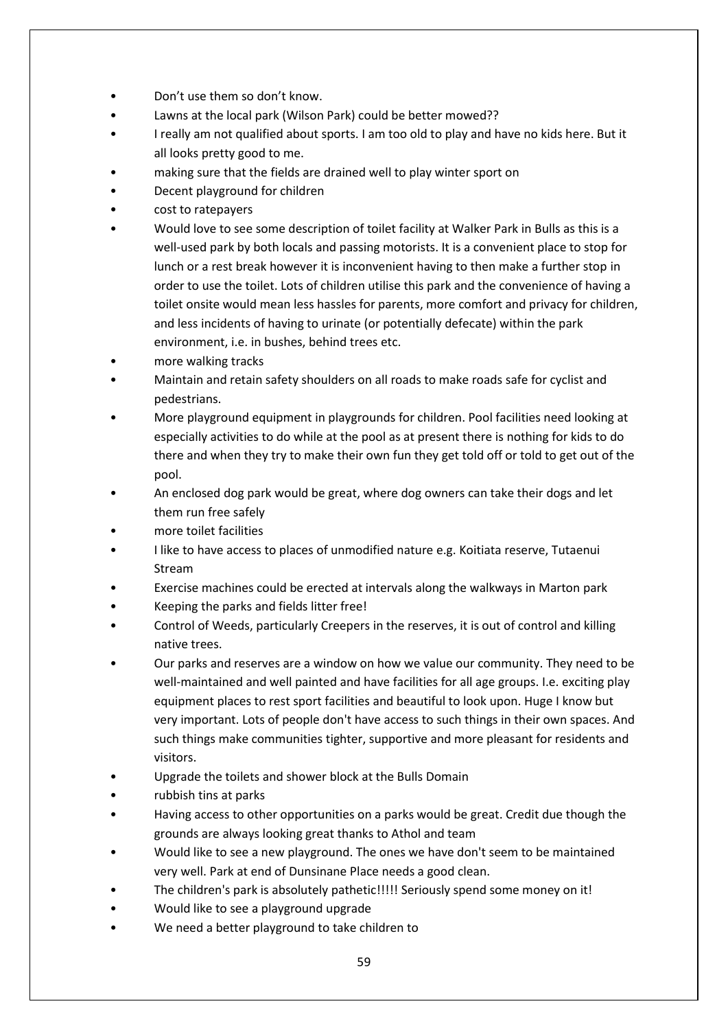- Don't use them so don't know.
- Lawns at the local park (Wilson Park) could be better mowed??
- I really am not qualified about sports. I am too old to play and have no kids here. But it all looks pretty good to me.
- making sure that the fields are drained well to play winter sport on
- Decent playground for children
- cost to ratepayers
- Would love to see some description of toilet facility at Walker Park in Bulls as this is a well-used park by both locals and passing motorists. It is a convenient place to stop for lunch or a rest break however it is inconvenient having to then make a further stop in order to use the toilet. Lots of children utilise this park and the convenience of having a toilet onsite would mean less hassles for parents, more comfort and privacy for children, and less incidents of having to urinate (or potentially defecate) within the park environment, i.e. in bushes, behind trees etc.
- more walking tracks
- Maintain and retain safety shoulders on all roads to make roads safe for cyclist and pedestrians.
- More playground equipment in playgrounds for children. Pool facilities need looking at especially activities to do while at the pool as at present there is nothing for kids to do there and when they try to make their own fun they get told off or told to get out of the pool.
- An enclosed dog park would be great, where dog owners can take their dogs and let them run free safely
- more toilet facilities
- I like to have access to places of unmodified nature e.g. Koitiata reserve, Tutaenui Stream
- Exercise machines could be erected at intervals along the walkways in Marton park
- Keeping the parks and fields litter free!
- Control of Weeds, particularly Creepers in the reserves, it is out of control and killing native trees.
- Our parks and reserves are a window on how we value our community. They need to be well-maintained and well painted and have facilities for all age groups. I.e. exciting play equipment places to rest sport facilities and beautiful to look upon. Huge I know but very important. Lots of people don't have access to such things in their own spaces. And such things make communities tighter, supportive and more pleasant for residents and visitors.
- Upgrade the toilets and shower block at the Bulls Domain
- rubbish tins at parks
- Having access to other opportunities on a parks would be great. Credit due though the grounds are always looking great thanks to Athol and team
- Would like to see a new playground. The ones we have don't seem to be maintained very well. Park at end of Dunsinane Place needs a good clean.
- The children's park is absolutely pathetic!!!!! Seriously spend some money on it!
- Would like to see a playground upgrade
- We need a better playground to take children to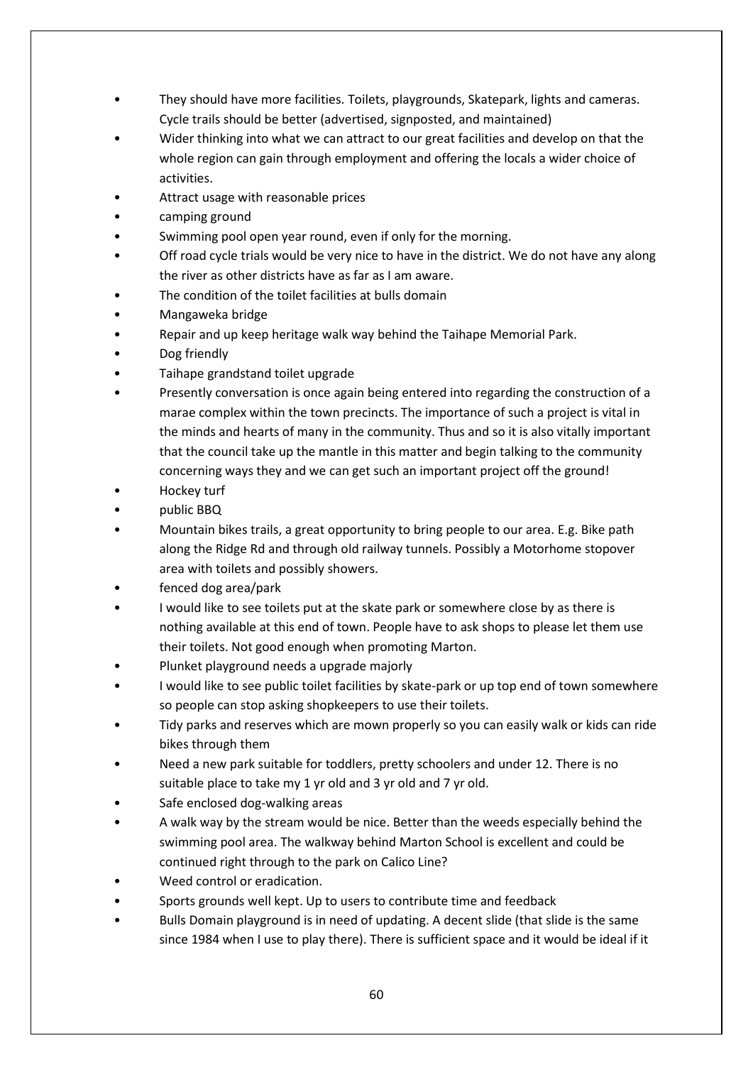- They should have more facilities. Toilets, playgrounds, Skatepark, lights and cameras. Cycle trails should be better (advertised, signposted, and maintained)
- Wider thinking into what we can attract to our great facilities and develop on that the whole region can gain through employment and offering the locals a wider choice of activities.
- Attract usage with reasonable prices
- camping ground
- Swimming pool open year round, even if only for the morning.
- Off road cycle trials would be very nice to have in the district. We do not have any along the river as other districts have as far as I am aware.
- The condition of the toilet facilities at bulls domain
- Mangaweka bridge
- Repair and up keep heritage walk way behind the Taihape Memorial Park.
- Dog friendly
- Taihape grandstand toilet upgrade
- Presently conversation is once again being entered into regarding the construction of a marae complex within the town precincts. The importance of such a project is vital in the minds and hearts of many in the community. Thus and so it is also vitally important that the council take up the mantle in this matter and begin talking to the community concerning ways they and we can get such an important project off the ground!
- Hockey turf
- public BBQ
- Mountain bikes trails, a great opportunity to bring people to our area. E.g. Bike path along the Ridge Rd and through old railway tunnels. Possibly a Motorhome stopover area with toilets and possibly showers.
- fenced dog area/park
- I would like to see toilets put at the skate park or somewhere close by as there is nothing available at this end of town. People have to ask shops to please let them use their toilets. Not good enough when promoting Marton.
- Plunket playground needs a upgrade majorly
- I would like to see public toilet facilities by skate-park or up top end of town somewhere so people can stop asking shopkeepers to use their toilets.
- Tidy parks and reserves which are mown properly so you can easily walk or kids can ride bikes through them
- Need a new park suitable for toddlers, pretty schoolers and under 12. There is no suitable place to take my 1 yr old and 3 yr old and 7 yr old.
- Safe enclosed dog-walking areas
- A walk way by the stream would be nice. Better than the weeds especially behind the swimming pool area. The walkway behind Marton School is excellent and could be continued right through to the park on Calico Line?
- Weed control or eradication.
- Sports grounds well kept. Up to users to contribute time and feedback
- Bulls Domain playground is in need of updating. A decent slide (that slide is the same since 1984 when I use to play there). There is sufficient space and it would be ideal if it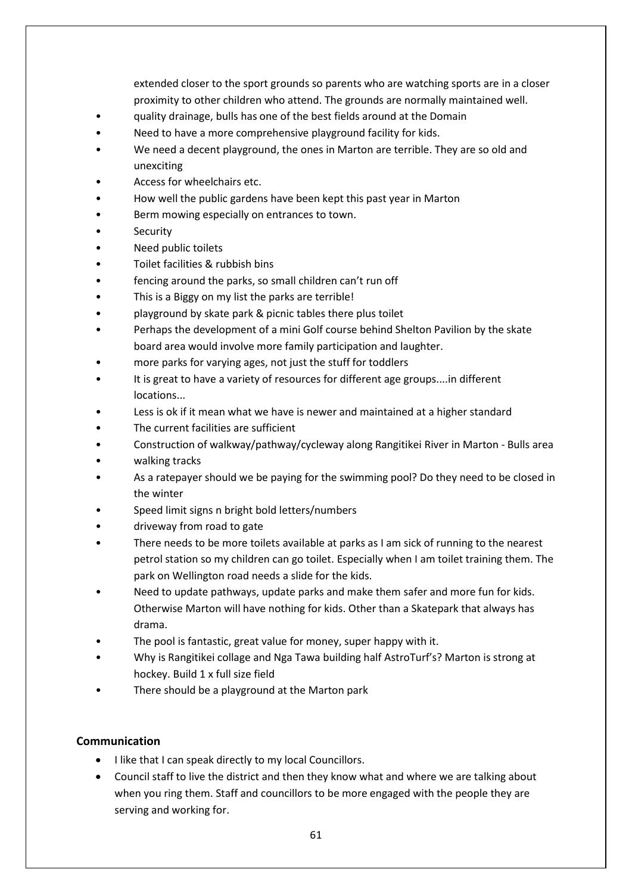extended closer to the sport grounds so parents who are watching sports are in a closer proximity to other children who attend. The grounds are normally maintained well.

- quality drainage, bulls has one of the best fields around at the Domain
- Need to have a more comprehensive playground facility for kids.
- We need a decent playground, the ones in Marton are terrible. They are so old and unexciting
- Access for wheelchairs etc.
- How well the public gardens have been kept this past year in Marton
- Berm mowing especially on entrances to town.
- Security
- Need public toilets
- Toilet facilities & rubbish bins
- fencing around the parks, so small children can't run off
- This is a Biggy on my list the parks are terrible!
- playground by skate park & picnic tables there plus toilet
- Perhaps the development of a mini Golf course behind Shelton Pavilion by the skate board area would involve more family participation and laughter.
- more parks for varying ages, not just the stuff for toddlers
- It is great to have a variety of resources for different age groups....in different locations...
- Less is ok if it mean what we have is newer and maintained at a higher standard
- The current facilities are sufficient
- Construction of walkway/pathway/cycleway along Rangitikei River in Marton - Bulls area
- walking tracks
- As a ratepayer should we be paying for the swimming pool? Do they need to be closed in the winter
- Speed limit signs n bright bold letters/numbers
- driveway from road to gate
- There needs to be more toilets available at parks as I am sick of running to the nearest petrol station so my children can go toilet. Especially when I am toilet training them. The park on Wellington road needs a slide for the kids.
- Need to update pathways, update parks and make them safer and more fun for kids. Otherwise Marton will have nothing for kids. Other than a Skatepark that always has drama.
- The pool is fantastic, great value for money, super happy with it.
- Why is Rangitikei collage and Nga Tawa building half AstroTurf's? Marton is strong at hockey. Build 1 x full size field
- There should be a playground at the Marton park

### Communication

- I like that I can speak directly to my local Councillors.
- Council staff to live the district and then they know what and where we are talking about when you ring them. Staff and councillors to be more engaged with the people they are serving and working for.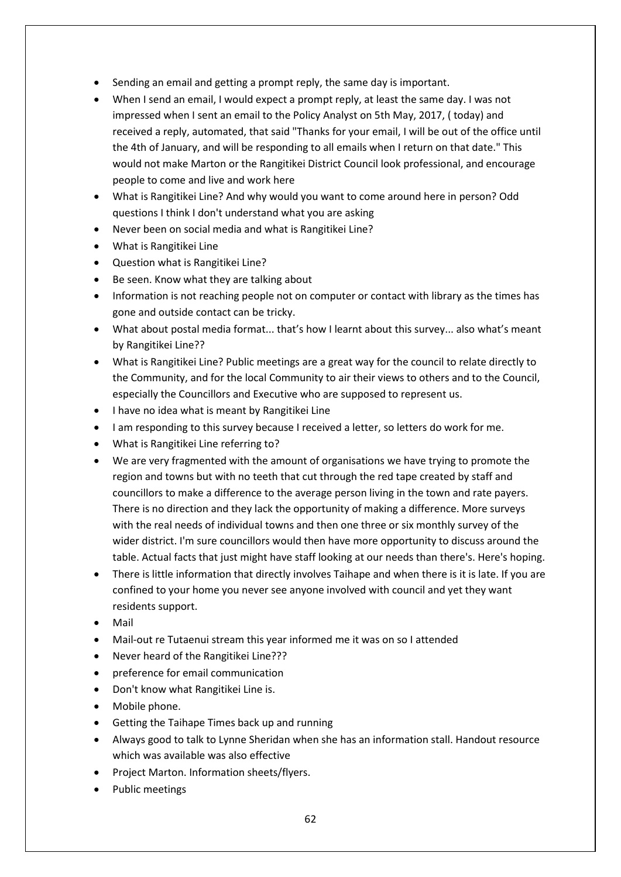- Sending an email and getting a prompt reply, the same day is important.
- When I send an email, I would expect a prompt reply, at least the same day. I was not impressed when I sent an email to the Policy Analyst on 5th May, 2017, ( today) and received a reply, automated, that said "Thanks for your email, I will be out of the office until the 4th of January, and will be responding to all emails when I return on that date." This would not make Marton or the Rangitikei District Council look professional, and encourage people to come and live and work here
- What is Rangitikei Line? And why would you want to come around here in person? Odd questions I think I don't understand what you are asking
- Never been on social media and what is Rangitikei Line?
- What is Rangitikei Line
- Question what is Rangitikei Line?
- Be seen. Know what they are talking about
- Information is not reaching people not on computer or contact with library as the times has gone and outside contact can be tricky.
- What about postal media format... that's how I learnt about this survey... also what's meant by Rangitikei Line??
- What is Rangitikei Line? Public meetings are a great way for the council to relate directly to the Community, and for the local Community to air their views to others and to the Council, especially the Councillors and Executive who are supposed to represent us.
- I have no idea what is meant by Rangitikei Line
- I am responding to this survey because I received a letter, so letters do work for me.
- What is Rangitikei Line referring to?
- We are very fragmented with the amount of organisations we have trying to promote the region and towns but with no teeth that cut through the red tape created by staff and councillors to make a difference to the average person living in the town and rate payers. There is no direction and they lack the opportunity of making a difference. More surveys with the real needs of individual towns and then one three or six monthly survey of the wider district. I'm sure councillors would then have more opportunity to discuss around the table. Actual facts that just might have staff looking at our needs than there's. Here's hoping.
- There is little information that directly involves Taihape and when there is it is late. If you are confined to your home you never see anyone involved with council and yet they want residents support.
- Mail
- Mail-out re Tutaenui stream this year informed me it was on so I attended
- Never heard of the Rangitikei Line???
- preference for email communication
- Don't know what Rangitikei Line is.
- Mobile phone.
- Getting the Taihape Times back up and running
- Always good to talk to Lynne Sheridan when she has an information stall. Handout resource which was available was also effective
- Project Marton. Information sheets/flyers.
- Public meetings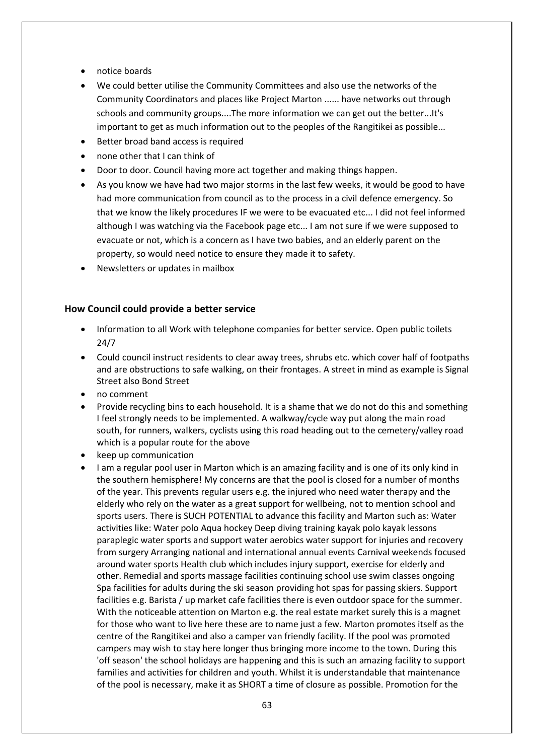- notice boards
- We could better utilise the Community Committees and also use the networks of the Community Coordinators and places like Project Marton ...... have networks out through schools and community groups....The more information we can get out the better...It's important to get as much information out to the peoples of the Rangitikei as possible...
- Better broad band access is required
- none other that I can think of
- Door to door. Council having more act together and making things happen.
- As you know we have had two major storms in the last few weeks, it would be good to have had more communication from council as to the process in a civil defence emergency. So that we know the likely procedures IF we were to be evacuated etc... I did not feel informed although I was watching via the Facebook page etc... I am not sure if we were supposed to evacuate or not, which is a concern as I have two babies, and an elderly parent on the property, so would need notice to ensure they made it to safety.
- Newsletters or updates in mailbox

### How Council could provide a better service

- Information to all Work with telephone companies for better service. Open public toilets 24/7
- Could council instruct residents to clear away trees, shrubs etc. which cover half of footpaths and are obstructions to safe walking, on their frontages. A street in mind as example is Signal Street also Bond Street
- no comment
- Provide recycling bins to each household. It is a shame that we do not do this and something I feel strongly needs to be implemented. A walkway/cycle way put along the main road south, for runners, walkers, cyclists using this road heading out to the cemetery/valley road which is a popular route for the above
- keep up communication
- I am a regular pool user in Marton which is an amazing facility and is one of its only kind in the southern hemisphere! My concerns are that the pool is closed for a number of months of the year. This prevents regular users e.g. the injured who need water therapy and the elderly who rely on the water as a great support for wellbeing, not to mention school and sports users. There is SUCH POTENTIAL to advance this facility and Marton such as: Water activities like: Water polo Aqua hockey Deep diving training kayak polo kayak lessons paraplegic water sports and support water aerobics water support for injuries and recovery from surgery Arranging national and international annual events Carnival weekends focused around water sports Health club which includes injury support, exercise for elderly and other. Remedial and sports massage facilities continuing school use swim classes ongoing Spa facilities for adults during the ski season providing hot spas for passing skiers. Support facilities e.g. Barista / up market cafe facilities there is even outdoor space for the summer. With the noticeable attention on Marton e.g. the real estate market surely this is a magnet for those who want to live here these are to name just a few. Marton promotes itself as the centre of the Rangitikei and also a camper van friendly facility. If the pool was promoted campers may wish to stay here longer thus bringing more income to the town. During this 'off season' the school holidays are happening and this is such an amazing facility to support families and activities for children and youth. Whilst it is understandable that maintenance of the pool is necessary, make it as SHORT a time of closure as possible. Promotion for the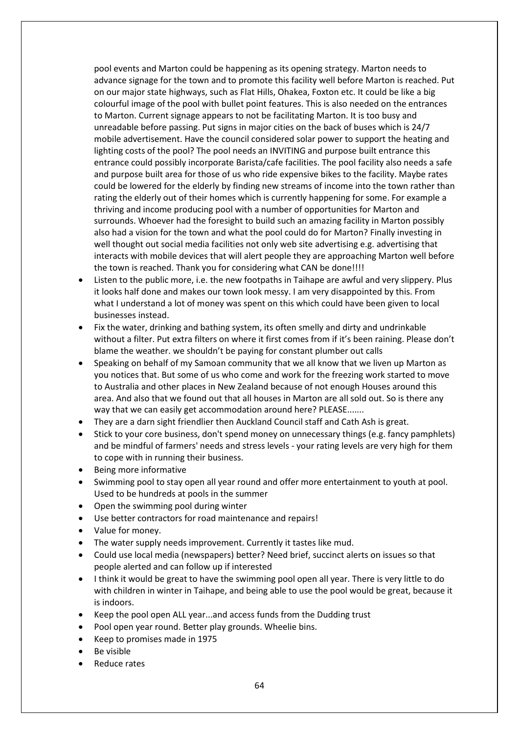pool events and Marton could be happening as its opening strategy. Marton needs to advance signage for the town and to promote this facility well before Marton is reached. Put on our major state highways, such as Flat Hills, Ohakea, Foxton etc. It could be like a big colourful image of the pool with bullet point features. This is also needed on the entrances to Marton. Current signage appears to not be facilitating Marton. It is too busy and unreadable before passing. Put signs in major cities on the back of buses which is 24/7 mobile advertisement. Have the council considered solar power to support the heating and lighting costs of the pool? The pool needs an INVITING and purpose built entrance this entrance could possibly incorporate Barista/cafe facilities. The pool facility also needs a safe and purpose built area for those of us who ride expensive bikes to the facility. Maybe rates could be lowered for the elderly by finding new streams of income into the town rather than rating the elderly out of their homes which is currently happening for some. For example a thriving and income producing pool with a number of opportunities for Marton and surrounds. Whoever had the foresight to build such an amazing facility in Marton possibly also had a vision for the town and what the pool could do for Marton? Finally investing in well thought out social media facilities not only web site advertising e.g. advertising that interacts with mobile devices that will alert people they are approaching Marton well before the town is reached. Thank you for considering what CAN be done!!!!

- Listen to the public more, i.e. the new footpaths in Taihape are awful and very slippery. Plus it looks half done and makes our town look messy. I am very disappointed by this. From what I understand a lot of money was spent on this which could have been given to local businesses instead.
- Fix the water, drinking and bathing system, its often smelly and dirty and undrinkable without a filter. Put extra filters on where it first comes from if it's been raining. Please don't blame the weather. we shouldn't be paying for constant plumber out calls
- Speaking on behalf of my Samoan community that we all know that we liven up Marton as you notices that. But some of us who come and work for the freezing work started to move to Australia and other places in New Zealand because of not enough Houses around this area. And also that we found out that all houses in Marton are all sold out. So is there any way that we can easily get accommodation around here? PLEASE.......
- They are a darn sight friendlier then Auckland Council staff and Cath Ash is great.
- Stick to your core business, don't spend money on unnecessary things (e.g. fancy pamphlets) and be mindful of farmers' needs and stress levels - your rating levels are very high for them to cope with in running their business.
- Being more informative
- Swimming pool to stay open all year round and offer more entertainment to youth at pool. Used to be hundreds at pools in the summer
- Open the swimming pool during winter
- Use better contractors for road maintenance and repairs!
- Value for money.
- The water supply needs improvement. Currently it tastes like mud.
- Could use local media (newspapers) better? Need brief, succinct alerts on issues so that people alerted and can follow up if interested
- I think it would be great to have the swimming pool open all year. There is very little to do with children in winter in Taihape, and being able to use the pool would be great, because it is indoors.
- Keep the pool open ALL year...and access funds from the Dudding trust
- Pool open year round. Better play grounds. Wheelie bins.
- Keep to promises made in 1975
- Be visible
- Reduce rates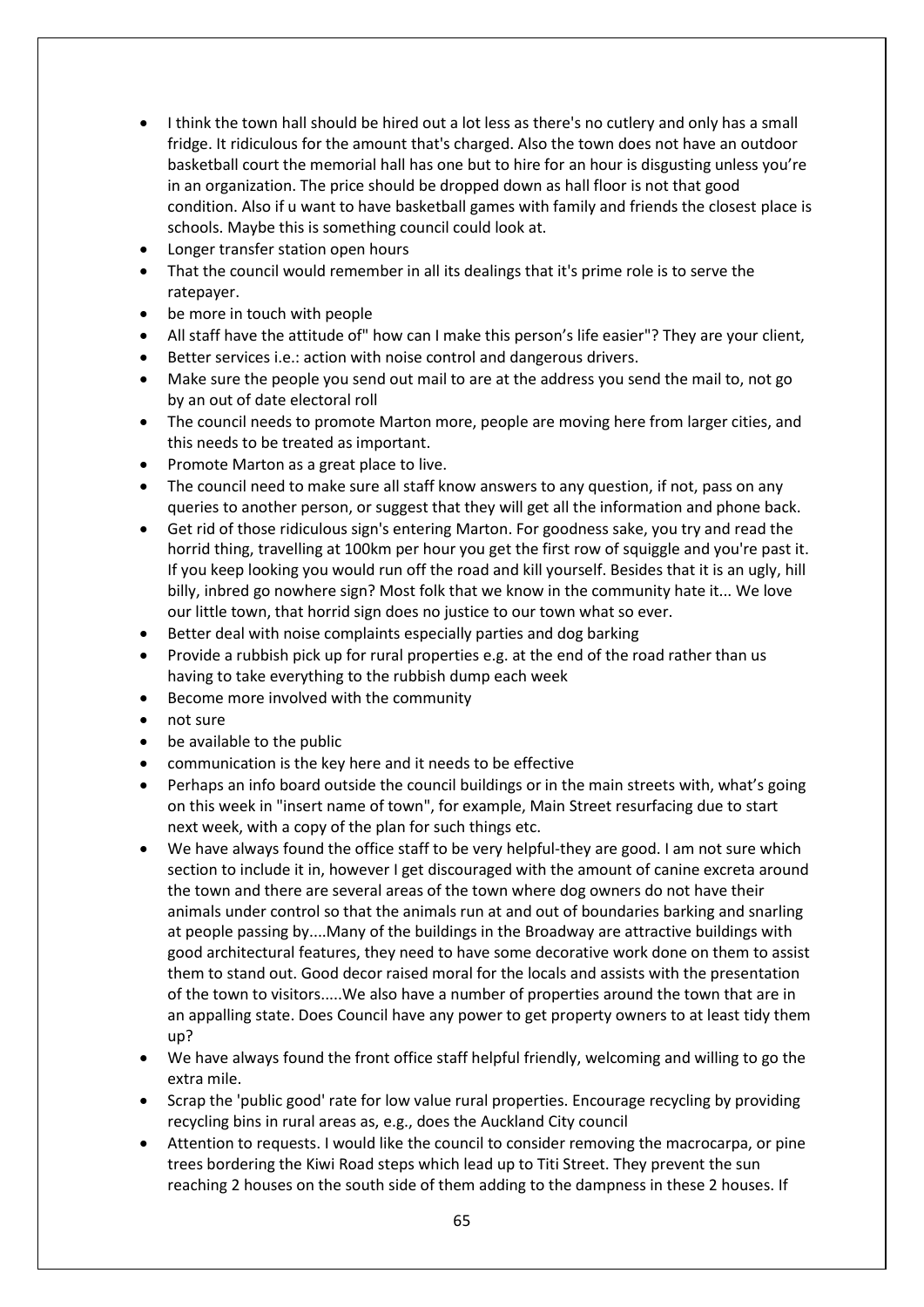- I think the town hall should be hired out a lot less as there's no cutlery and only has a small fridge. It ridiculous for the amount that's charged. Also the town does not have an outdoor basketball court the memorial hall has one but to hire for an hour is disgusting unless you're in an organization. The price should be dropped down as hall floor is not that good condition. Also if u want to have basketball games with family and friends the closest place is schools. Maybe this is something council could look at.
- Longer transfer station open hours
- That the council would remember in all its dealings that it's prime role is to serve the ratepayer.
- be more in touch with people
- All staff have the attitude of" how can I make this person's life easier"? They are your client,
- Better services i.e.: action with noise control and dangerous drivers.
- Make sure the people you send out mail to are at the address you send the mail to, not go by an out of date electoral roll
- The council needs to promote Marton more, people are moving here from larger cities, and this needs to be treated as important.
- Promote Marton as a great place to live.
- The council need to make sure all staff know answers to any question, if not, pass on any queries to another person, or suggest that they will get all the information and phone back.
- Get rid of those ridiculous sign's entering Marton. For goodness sake, you try and read the horrid thing, travelling at 100km per hour you get the first row of squiggle and you're past it. If you keep looking you would run off the road and kill yourself. Besides that it is an ugly, hill billy, inbred go nowhere sign? Most folk that we know in the community hate it... We love our little town, that horrid sign does no justice to our town what so ever.
- Better deal with noise complaints especially parties and dog barking
- Provide a rubbish pick up for rural properties e.g. at the end of the road rather than us having to take everything to the rubbish dump each week
- Become more involved with the community
- not sure
- be available to the public
- communication is the key here and it needs to be effective
- Perhaps an info board outside the council buildings or in the main streets with, what's going on this week in "insert name of town", for example, Main Street resurfacing due to start next week, with a copy of the plan for such things etc.
- We have always found the office staff to be very helpful-they are good. I am not sure which section to include it in, however I get discouraged with the amount of canine excreta around the town and there are several areas of the town where dog owners do not have their animals under control so that the animals run at and out of boundaries barking and snarling at people passing by....Many of the buildings in the Broadway are attractive buildings with good architectural features, they need to have some decorative work done on them to assist them to stand out. Good decor raised moral for the locals and assists with the presentation of the town to visitors.....We also have a number of properties around the town that are in an appalling state. Does Council have any power to get property owners to at least tidy them up?
- We have always found the front office staff helpful friendly, welcoming and willing to go the extra mile.
- Scrap the 'public good' rate for low value rural properties. Encourage recycling by providing recycling bins in rural areas as, e.g., does the Auckland City council
- Attention to requests. I would like the council to consider removing the macrocarpa, or pine trees bordering the Kiwi Road steps which lead up to Titi Street. They prevent the sun reaching 2 houses on the south side of them adding to the dampness in these 2 houses. If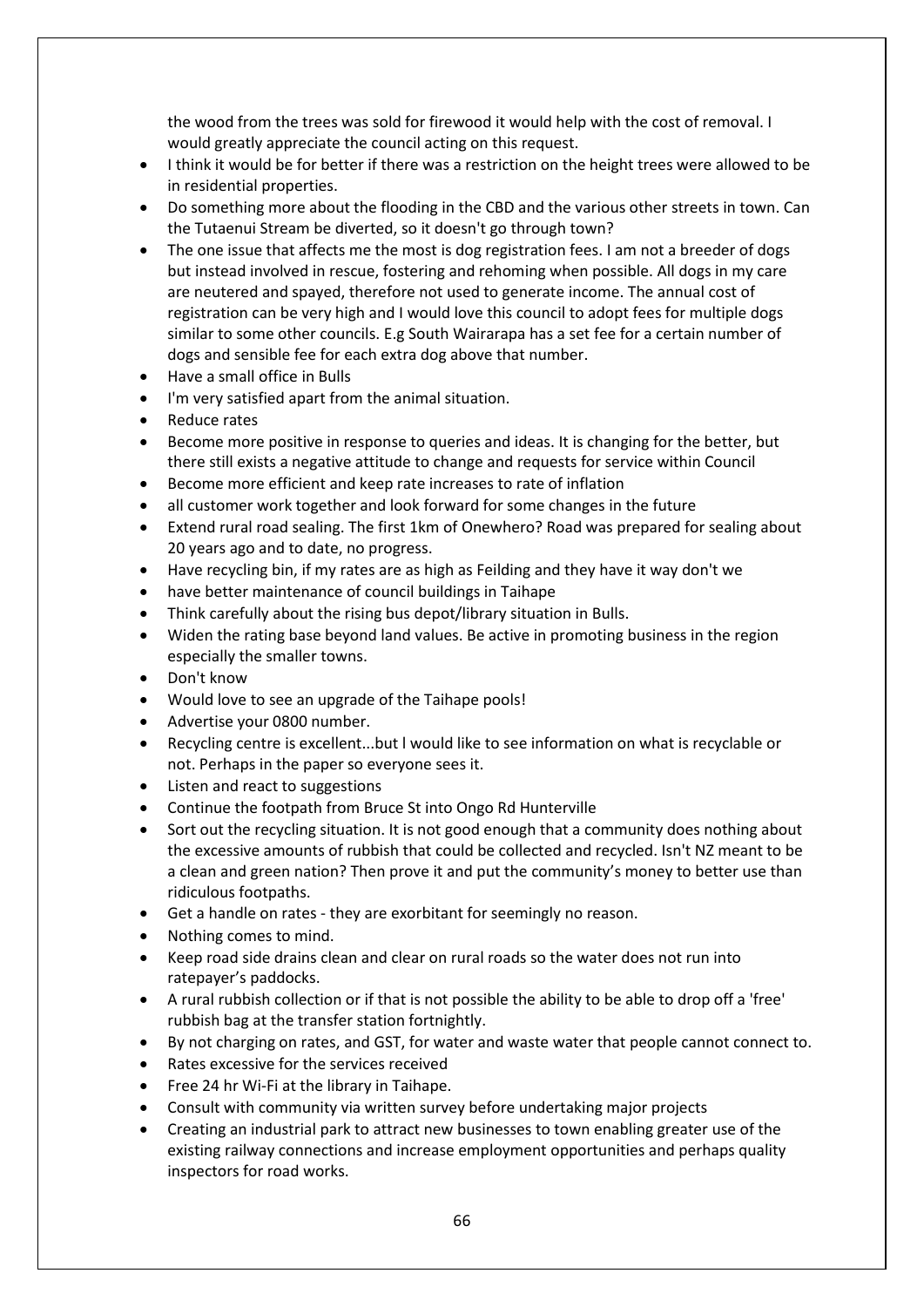the wood from the trees was sold for firewood it would help with the cost of removal. I would greatly appreciate the council acting on this request.

- I think it would be for better if there was a restriction on the height trees were allowed to be in residential properties.
- Do something more about the flooding in the CBD and the various other streets in town. Can the Tutaenui Stream be diverted, so it doesn't go through town?
- The one issue that affects me the most is dog registration fees. I am not a breeder of dogs but instead involved in rescue, fostering and rehoming when possible. All dogs in my care are neutered and spayed, therefore not used to generate income. The annual cost of registration can be very high and I would love this council to adopt fees for multiple dogs similar to some other councils. E.g South Wairarapa has a set fee for a certain number of dogs and sensible fee for each extra dog above that number.
- Have a small office in Bulls
- I'm very satisfied apart from the animal situation.
- Reduce rates
- Become more positive in response to queries and ideas. It is changing for the better, but there still exists a negative attitude to change and requests for service within Council
- Become more efficient and keep rate increases to rate of inflation
- all customer work together and look forward for some changes in the future
- Extend rural road sealing. The first 1km of Onewhero? Road was prepared for sealing about 20 years ago and to date, no progress.
- Have recycling bin, if my rates are as high as Feilding and they have it way don't we
- have better maintenance of council buildings in Taihape
- Think carefully about the rising bus depot/library situation in Bulls.
- Widen the rating base beyond land values. Be active in promoting business in the region especially the smaller towns.
- Don't know
- Would love to see an upgrade of the Taihape pools!
- Advertise your 0800 number.
- Recycling centre is excellent...but I would like to see information on what is recyclable or not. Perhaps in the paper so everyone sees it.
- Listen and react to suggestions
- Continue the footpath from Bruce St into Ongo Rd Hunterville
- Sort out the recycling situation. It is not good enough that a community does nothing about the excessive amounts of rubbish that could be collected and recycled. Isn't NZ meant to be a clean and green nation? Then prove it and put the community's money to better use than ridiculous footpaths.
- Get a handle on rates - they are exorbitant for seemingly no reason.
- Nothing comes to mind.
- Keep road side drains clean and clear on rural roads so the water does not run into ratepayer's paddocks.
- A rural rubbish collection or if that is not possible the ability to be able to drop off a 'free' rubbish bag at the transfer station fortnightly.
- By not charging on rates, and GST, for water and waste water that people cannot connect to.
- Rates excessive for the services received
- Free 24 hr Wi-Fi at the library in Taihape.
- Consult with community via written survey before undertaking major projects
- Creating an industrial park to attract new businesses to town enabling greater use of the existing railway connections and increase employment opportunities and perhaps quality inspectors for road works.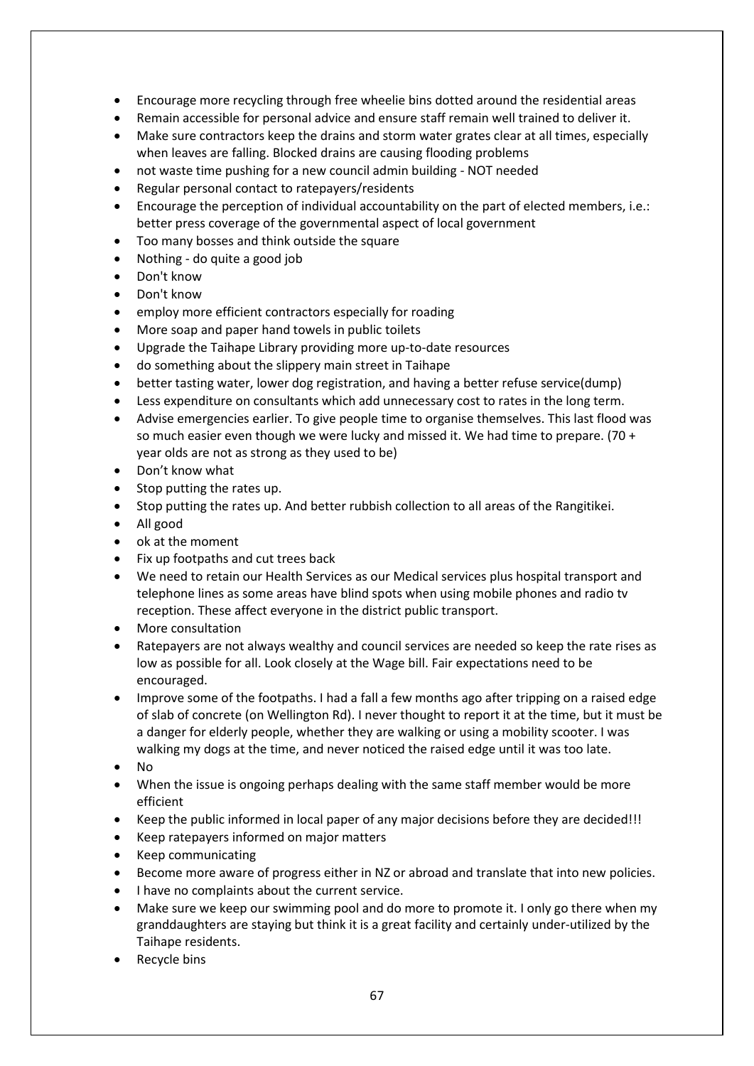- Encourage more recycling through free wheelie bins dotted around the residential areas
- Remain accessible for personal advice and ensure staff remain well trained to deliver it.
- Make sure contractors keep the drains and storm water grates clear at all times, especially when leaves are falling. Blocked drains are causing flooding problems
- not waste time pushing for a new council admin building - NOT needed
- Regular personal contact to ratepayers/residents
- Encourage the perception of individual accountability on the part of elected members, i.e.: better press coverage of the governmental aspect of local government
- Too many bosses and think outside the square
- Nothing - do quite a good job
- Don't know
- Don't know
- employ more efficient contractors especially for roading
- More soap and paper hand towels in public toilets
- Upgrade the Taihape Library providing more up-to-date resources
- do something about the slippery main street in Taihape
- better tasting water, lower dog registration, and having a better refuse service(dump)
- Less expenditure on consultants which add unnecessary cost to rates in the long term.
- Advise emergencies earlier. To give people time to organise themselves. This last flood was so much easier even though we were lucky and missed it. We had time to prepare. (70 + year olds are not as strong as they used to be)
- Don't know what
- Stop putting the rates up.
- Stop putting the rates up. And better rubbish collection to all areas of the Rangitikei.
- All good
- ok at the moment
- Fix up footpaths and cut trees back
- We need to retain our Health Services as our Medical services plus hospital transport and telephone lines as some areas have blind spots when using mobile phones and radio tv reception. These affect everyone in the district public transport.
- More consultation
- Ratepayers are not always wealthy and council services are needed so keep the rate rises as low as possible for all. Look closely at the Wage bill. Fair expectations need to be encouraged.
- Improve some of the footpaths. I had a fall a few months ago after tripping on a raised edge of slab of concrete (on Wellington Rd). I never thought to report it at the time, but it must be a danger for elderly people, whether they are walking or using a mobility scooter. I was walking my dogs at the time, and never noticed the raised edge until it was too late.
- No
- When the issue is ongoing perhaps dealing with the same staff member would be more efficient
- Keep the public informed in local paper of any major decisions before they are decided!!!
- Keep ratepayers informed on major matters
- Keep communicating
- Become more aware of progress either in NZ or abroad and translate that into new policies.
- I have no complaints about the current service.
- Make sure we keep our swimming pool and do more to promote it. I only go there when my granddaughters are staying but think it is a great facility and certainly under-utilized by the Taihape residents.
- Recycle bins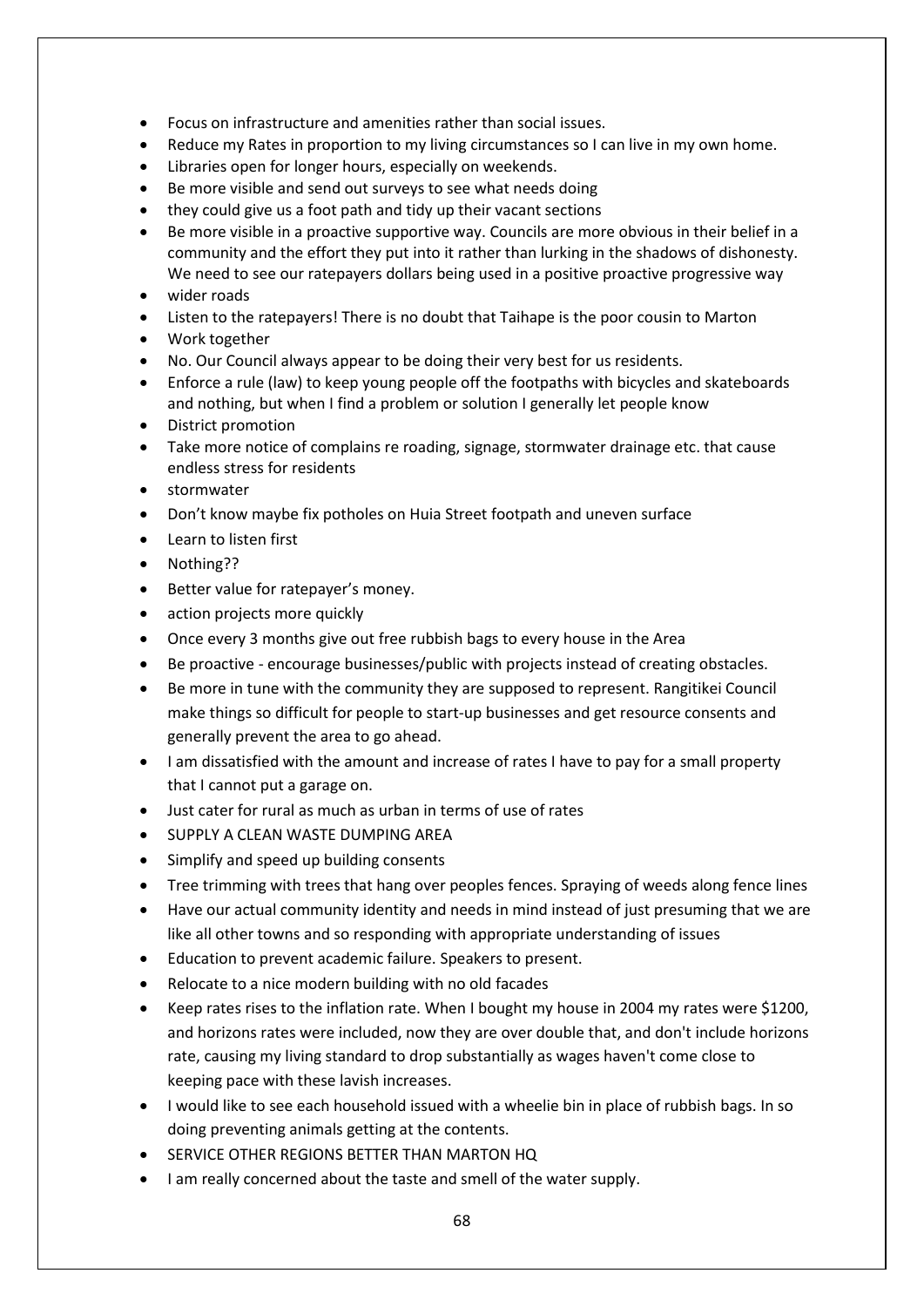- Focus on infrastructure and amenities rather than social issues.
- Reduce my Rates in proportion to my living circumstances so I can live in my own home.
- Libraries open for longer hours, especially on weekends.
- Be more visible and send out surveys to see what needs doing
- they could give us a foot path and tidy up their vacant sections
- Be more visible in a proactive supportive way. Councils are more obvious in their belief in a community and the effort they put into it rather than lurking in the shadows of dishonesty. We need to see our ratepayers dollars being used in a positive proactive progressive way
- wider roads
- Listen to the ratepayers! There is no doubt that Taihape is the poor cousin to Marton
- Work together
- No. Our Council always appear to be doing their very best for us residents.
- Enforce a rule (law) to keep young people off the footpaths with bicycles and skateboards and nothing, but when I find a problem or solution I generally let people know
- District promotion
- Take more notice of complains re roading, signage, stormwater drainage etc. that cause endless stress for residents
- stormwater
- Don't know maybe fix potholes on Huia Street footpath and uneven surface
- Learn to listen first
- Nothing??
- Better value for ratepayer's money.
- action projects more quickly
- Once every 3 months give out free rubbish bags to every house in the Area
- Be proactive - encourage businesses/public with projects instead of creating obstacles.
- Be more in tune with the community they are supposed to represent. Rangitikei Council make things so difficult for people to start-up businesses and get resource consents and generally prevent the area to go ahead.
- I am dissatisfied with the amount and increase of rates I have to pay for a small property that I cannot put a garage on.
- Just cater for rural as much as urban in terms of use of rates
- SUPPLY A CLEAN WASTE DUMPING AREA
- Simplify and speed up building consents
- Tree trimming with trees that hang over peoples fences. Spraying of weeds along fence lines
- Have our actual community identity and needs in mind instead of just presuming that we are like all other towns and so responding with appropriate understanding of issues
- Education to prevent academic failure. Speakers to present.
- Relocate to a nice modern building with no old facades
- Keep rates rises to the inflation rate. When I bought my house in 2004 my rates were $1200, and horizons rates were included, now they are over double that, and don't include horizons rate, causing my living standard to drop substantially as wages haven't come close to keeping pace with these lavish increases.
- I would like to see each household issued with a wheelie bin in place of rubbish bags. In so doing preventing animals getting at the contents.
- SERVICE OTHER REGIONS BETTER THAN MARTON HQ
- I am really concerned about the taste and smell of the water supply.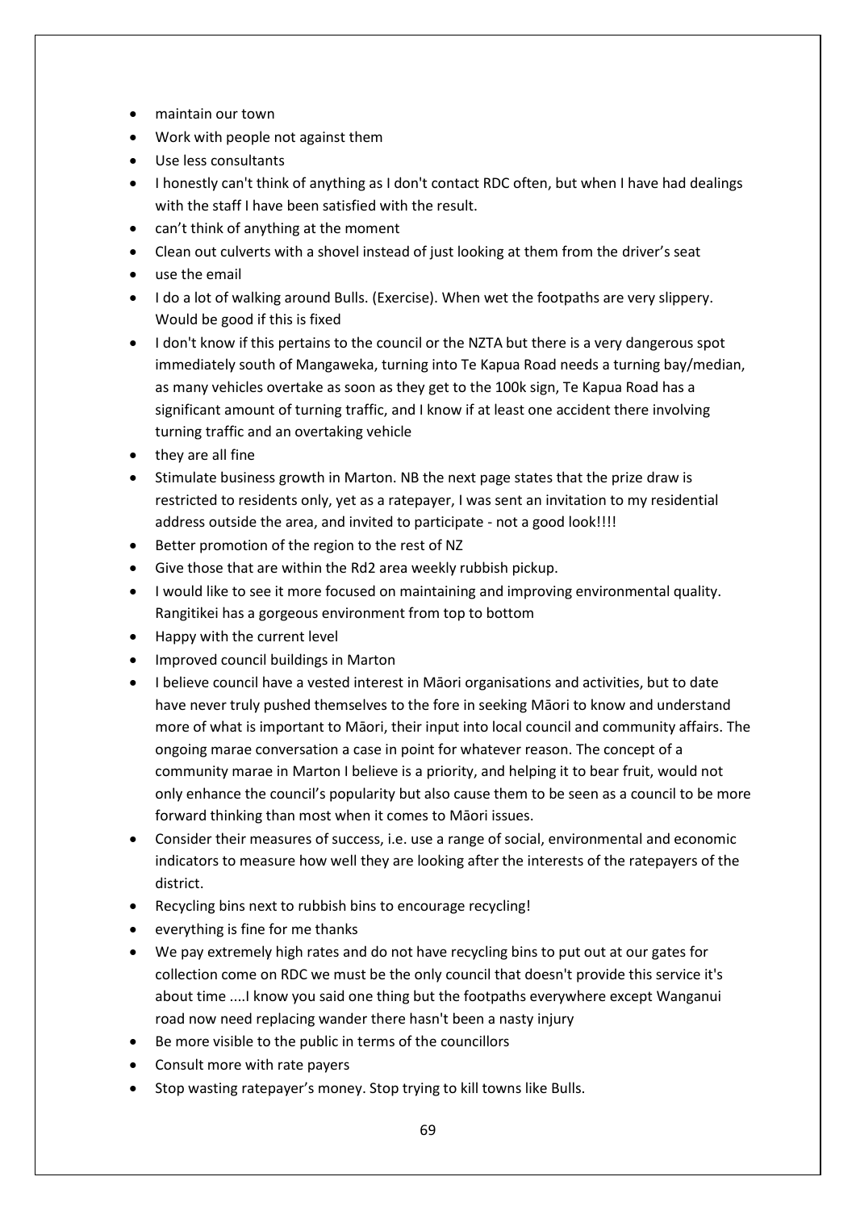- maintain our town
- Work with people not against them
- Use less consultants
- I honestly can't think of anything as I don't contact RDC often, but when I have had dealings with the staff I have been satisfied with the result.
- can't think of anything at the moment
- Clean out culverts with a shovel instead of just looking at them from the driver's seat
- use the email
- I do a lot of walking around Bulls. (Exercise). When wet the footpaths are very slippery. Would be good if this is fixed
- I don't know if this pertains to the council or the NZTA but there is a very dangerous spot immediately south of Mangaweka, turning into Te Kapua Road needs a turning bay/median, as many vehicles overtake as soon as they get to the 100k sign, Te Kapua Road has a significant amount of turning traffic, and I know if at least one accident there involving turning traffic and an overtaking vehicle
- they are all fine
- Stimulate business growth in Marton. NB the next page states that the prize draw is restricted to residents only, yet as a ratepayer, I was sent an invitation to my residential address outside the area, and invited to participate - not a good look!!!!
- Better promotion of the region to the rest of NZ
- Give those that are within the Rd2 area weekly rubbish pickup.
- I would like to see it more focused on maintaining and improving environmental quality. Rangitikei has a gorgeous environment from top to bottom
- Happy with the current level
- Improved council buildings in Marton
- I believe council have a vested interest in Māori organisations and activities, but to date have never truly pushed themselves to the fore in seeking Māori to know and understand more of what is important to Māori, their input into local council and community affairs. The ongoing marae conversation a case in point for whatever reason. The concept of a community marae in Marton I believe is a priority, and helping it to bear fruit, would not only enhance the council's popularity but also cause them to be seen as a council to be more forward thinking than most when it comes to Māori issues.
- Consider their measures of success, i.e. use a range of social, environmental and economic indicators to measure how well they are looking after the interests of the ratepayers of the district.
- Recycling bins next to rubbish bins to encourage recycling!
- everything is fine for me thanks
- We pay extremely high rates and do not have recycling bins to put out at our gates for collection come on RDC we must be the only council that doesn't provide this service it's about time ....I know you said one thing but the footpaths everywhere except Wanganui road now need replacing wander there hasn't been a nasty injury
- Be more visible to the public in terms of the councillors
- Consult more with rate payers
- Stop wasting ratepayer's money. Stop trying to kill towns like Bulls.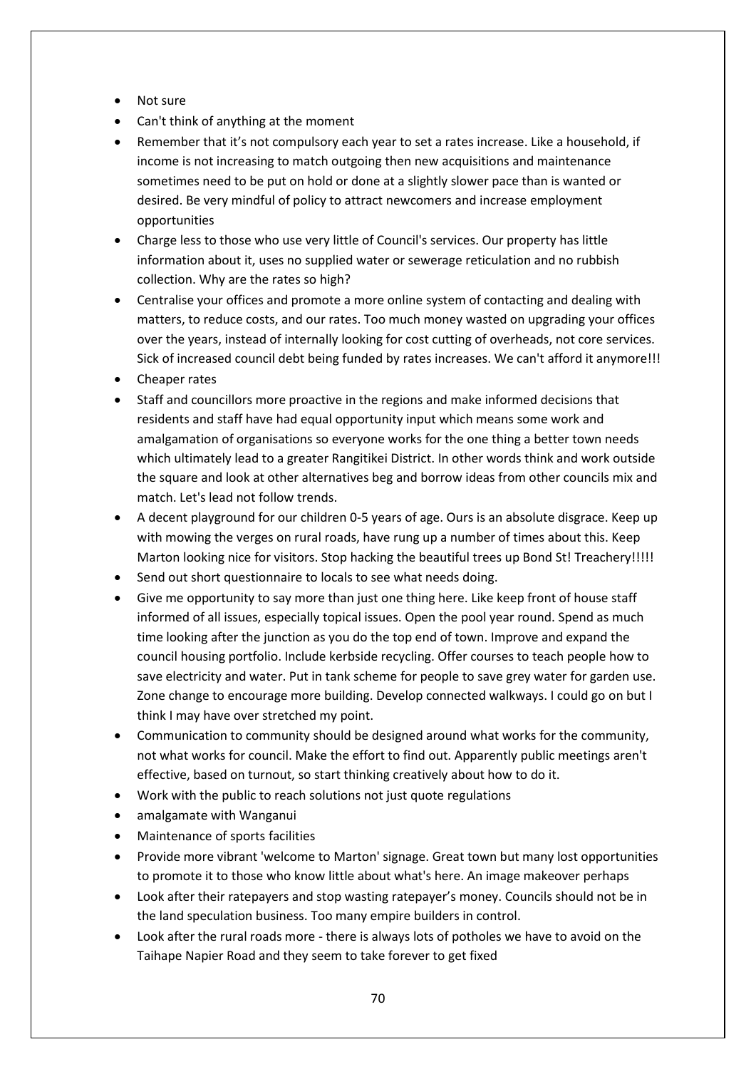- Not sure
- Can't think of anything at the moment
- Remember that it's not compulsory each year to set a rates increase. Like a household, if income is not increasing to match outgoing then new acquisitions and maintenance sometimes need to be put on hold or done at a slightly slower pace than is wanted or desired. Be very mindful of policy to attract newcomers and increase employment opportunities
- Charge less to those who use very little of Council's services. Our property has little information about it, uses no supplied water or sewerage reticulation and no rubbish collection. Why are the rates so high?
- Centralise your offices and promote a more online system of contacting and dealing with matters, to reduce costs, and our rates. Too much money wasted on upgrading your offices over the years, instead of internally looking for cost cutting of overheads, not core services. Sick of increased council debt being funded by rates increases. We can't afford it anymore!!!
- Cheaper rates
- Staff and councillors more proactive in the regions and make informed decisions that residents and staff have had equal opportunity input which means some work and amalgamation of organisations so everyone works for the one thing a better town needs which ultimately lead to a greater Rangitikei District. In other words think and work outside the square and look at other alternatives beg and borrow ideas from other councils mix and match. Let's lead not follow trends.
- A decent playground for our children 0-5 years of age. Ours is an absolute disgrace. Keep up with mowing the verges on rural roads, have rung up a number of times about this. Keep Marton looking nice for visitors. Stop hacking the beautiful trees up Bond St! Treachery!!!!!
- Send out short questionnaire to locals to see what needs doing.
- Give me opportunity to say more than just one thing here. Like keep front of house staff informed of all issues, especially topical issues. Open the pool year round. Spend as much time looking after the junction as you do the top end of town. Improve and expand the council housing portfolio. Include kerbside recycling. Offer courses to teach people how to save electricity and water. Put in tank scheme for people to save grey water for garden use. Zone change to encourage more building. Develop connected walkways. I could go on but I think I may have over stretched my point.
- Communication to community should be designed around what works for the community, not what works for council. Make the effort to find out. Apparently public meetings aren't effective, based on turnout, so start thinking creatively about how to do it.
- Work with the public to reach solutions not just quote regulations
- amalgamate with Wanganui
- Maintenance of sports facilities
- Provide more vibrant 'welcome to Marton' signage. Great town but many lost opportunities to promote it to those who know little about what's here. An image makeover perhaps
- Look after their ratepayers and stop wasting ratepayer's money. Councils should not be in the land speculation business. Too many empire builders in control.
- Look after the rural roads more - there is always lots of potholes we have to avoid on the Taihape Napier Road and they seem to take forever to get fixed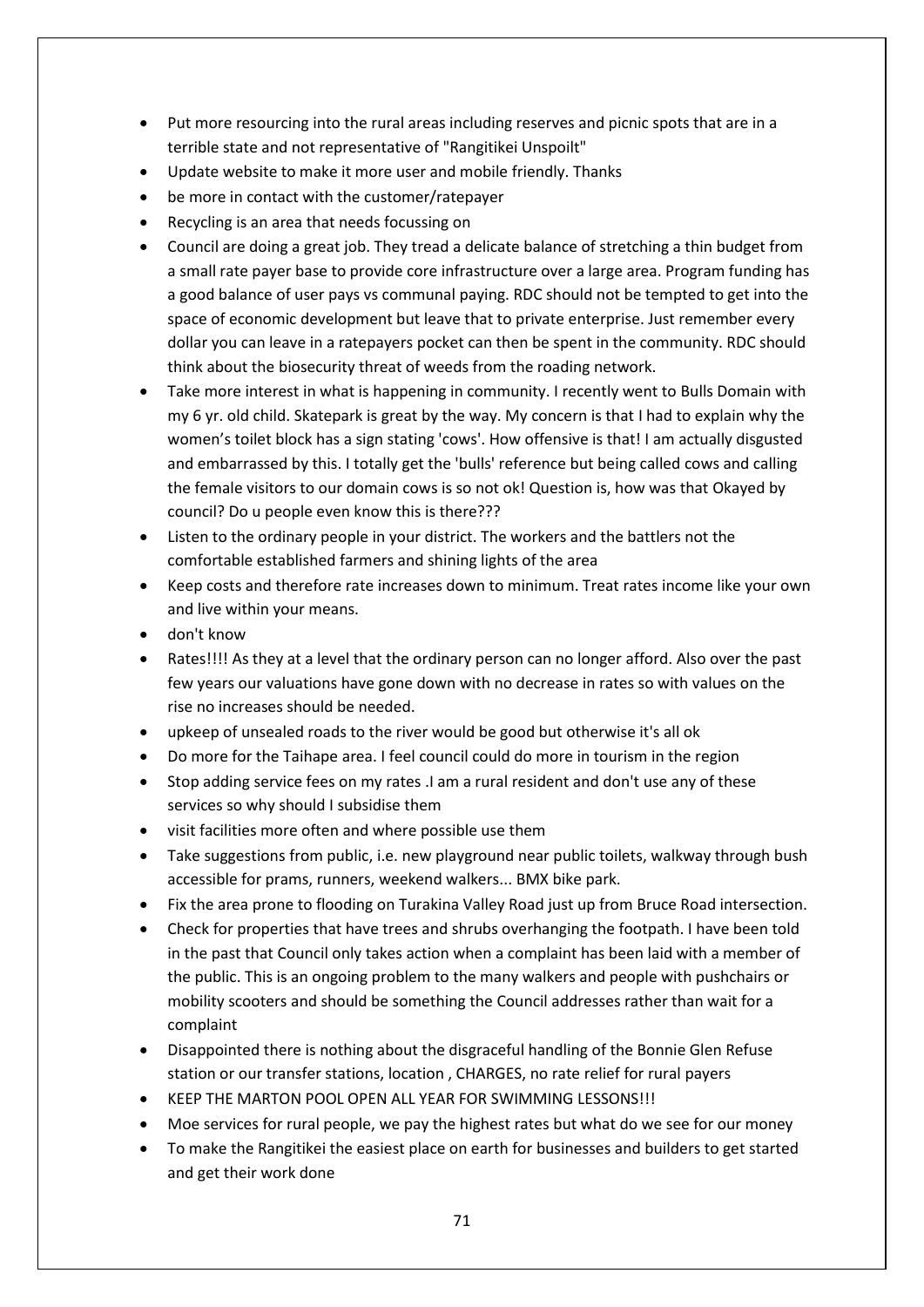- Put more resourcing into the rural areas including reserves and picnic spots that are in a terrible state and not representative of "Rangitikei Unspoilt"
- Update website to make it more user and mobile friendly. Thanks
- be more in contact with the customer/ratepayer
- Recycling is an area that needs focussing on
- Council are doing a great job. They tread a delicate balance of stretching a thin budget from a small rate payer base to provide core infrastructure over a large area. Program funding has a good balance of user pays vs communal paying. RDC should not be tempted to get into the space of economic development but leave that to private enterprise. Just remember every dollar you can leave in a ratepayers pocket can then be spent in the community. RDC should think about the biosecurity threat of weeds from the roading network.
- Take more interest in what is happening in community. I recently went to Bulls Domain with my 6 yr. old child. Skatepark is great by the way. My concern is that I had to explain why the women's toilet block has a sign stating 'cows'. How offensive is that! I am actually disgusted and embarrassed by this. I totally get the 'bulls' reference but being called cows and calling the female visitors to our domain cows is so not ok! Question is, how was that Okayed by council? Do u people even know this is there???
- Listen to the ordinary people in your district. The workers and the battlers not the comfortable established farmers and shining lights of the area
- Keep costs and therefore rate increases down to minimum. Treat rates income like your own and live within your means.
- don't know
- Rates!!!! As they at a level that the ordinary person can no longer afford. Also over the past few years our valuations have gone down with no decrease in rates so with values on the rise no increases should be needed.
- upkeep of unsealed roads to the river would be good but otherwise it's all ok
- Do more for the Taihape area. I feel council could do more in tourism in the region
- Stop adding service fees on my rates .I am a rural resident and don't use any of these services so why should I subsidise them
- visit facilities more often and where possible use them
- Take suggestions from public, i.e. new playground near public toilets, walkway through bush accessible for prams, runners, weekend walkers... BMX bike park.
- Fix the area prone to flooding on Turakina Valley Road just up from Bruce Road intersection.
- Check for properties that have trees and shrubs overhanging the footpath. I have been told in the past that Council only takes action when a complaint has been laid with a member of the public. This is an ongoing problem to the many walkers and people with pushchairs or mobility scooters and should be something the Council addresses rather than wait for a complaint
- Disappointed there is nothing about the disgraceful handling of the Bonnie Glen Refuse station or our transfer stations, location , CHARGES, no rate relief for rural payers
- KEEP THE MARTON POOL OPEN ALL YEAR FOR SWIMMING LESSONS!!!
- Moe services for rural people, we pay the highest rates but what do we see for our money
- To make the Rangitikei the easiest place on earth for businesses and builders to get started and get their work done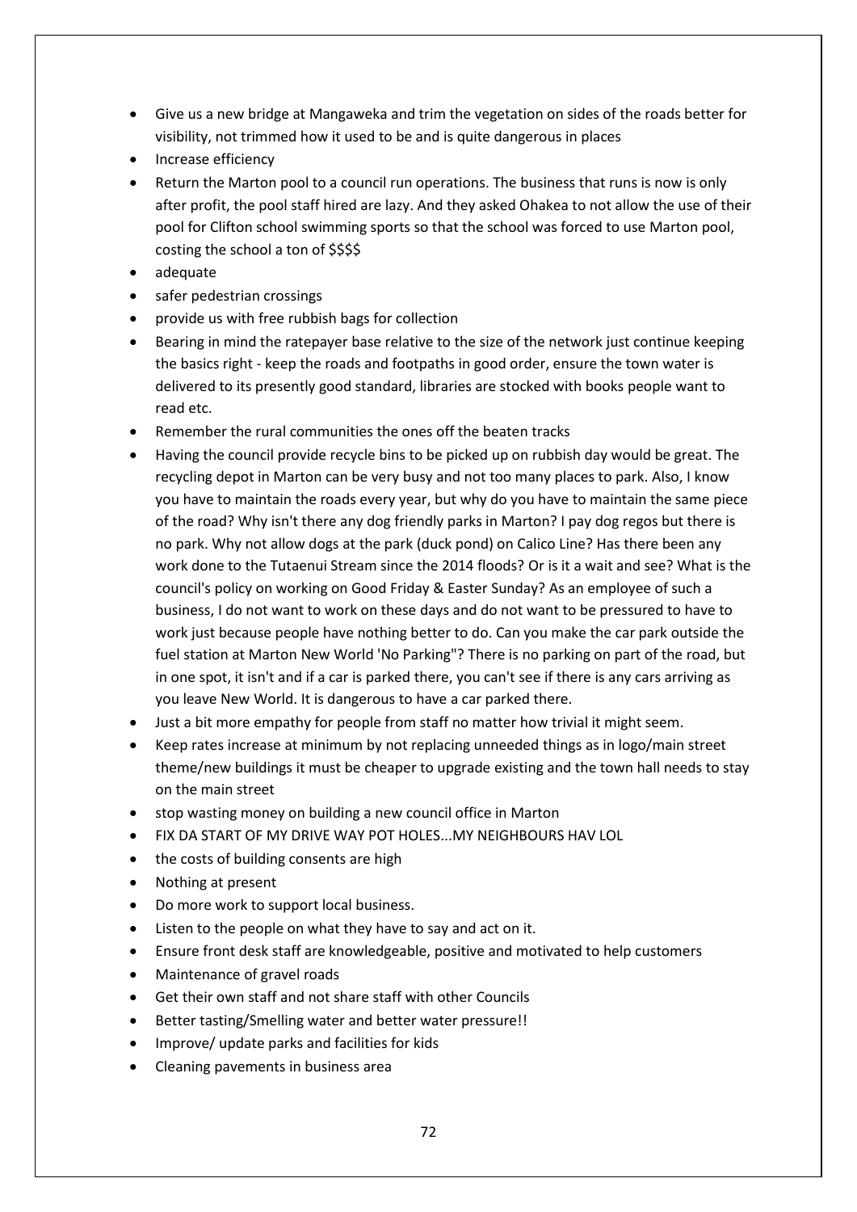- Give us a new bridge at Mangaweka and trim the vegetation on sides of the roads better for visibility, not trimmed how it used to be and is quite dangerous in places
- Increase efficiency
- Return the Marton pool to a council run operations. The business that runs is now is only after profit, the pool staff hired are lazy. And they asked Ohakea to not allow the use of their pool for Clifton school swimming sports so that the school was forced to use Marton pool, costing the school a ton of $$$$
- adequate
- safer pedestrian crossings
- provide us with free rubbish bags for collection
- Bearing in mind the ratepayer base relative to the size of the network just continue keeping the basics right - keep the roads and footpaths in good order, ensure the town water is delivered to its presently good standard, libraries are stocked with books people want to read etc.
- Remember the rural communities the ones off the beaten tracks
- Having the council provide recycle bins to be picked up on rubbish day would be great. The recycling depot in Marton can be very busy and not too many places to park. Also, I know you have to maintain the roads every year, but why do you have to maintain the same piece of the road? Why isn't there any dog friendly parks in Marton? I pay dog regos but there is no park. Why not allow dogs at the park (duck pond) on Calico Line? Has there been any work done to the Tutaenui Stream since the 2014 floods? Or is it a wait and see? What is the council's policy on working on Good Friday & Easter Sunday? As an employee of such a business, I do not want to work on these days and do not want to be pressured to have to work just because people have nothing better to do. Can you make the car park outside the fuel station at Marton New World 'No Parking"? There is no parking on part of the road, but in one spot, it isn't and if a car is parked there, you can't see if there is any cars arriving as you leave New World. It is dangerous to have a car parked there.
- Just a bit more empathy for people from staff no matter how trivial it might seem.
- Keep rates increase at minimum by not replacing unneeded things as in logo/main street theme/new buildings it must be cheaper to upgrade existing and the town hall needs to stay on the main street
- stop wasting money on building a new council office in Marton
- FIX DA START OF MY DRIVE WAY POT HOLES...MY NEIGHBOURS HAV LOL
- the costs of building consents are high
- Nothing at present
- Do more work to support local business.
- Listen to the people on what they have to say and act on it.
- Ensure front desk staff are knowledgeable, positive and motivated to help customers
- Maintenance of gravel roads
- Get their own staff and not share staff with other Councils
- Better tasting/Smelling water and better water pressure!!
- Improve/ update parks and facilities for kids
- Cleaning pavements in business area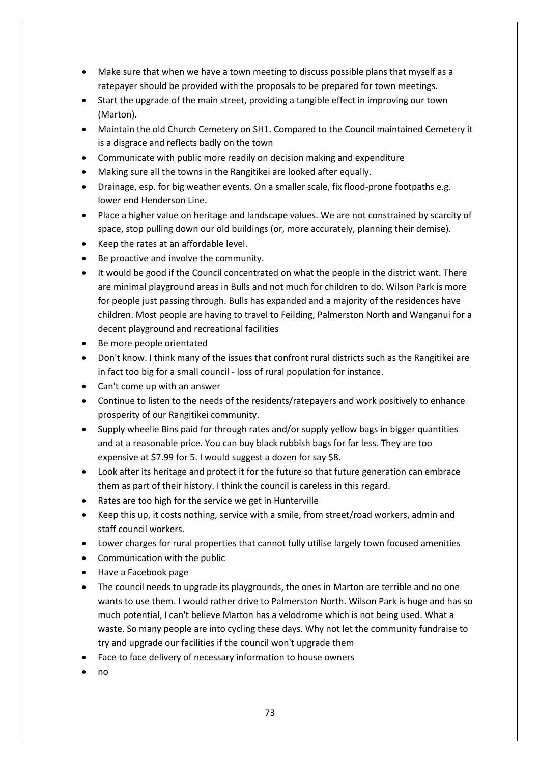- Make sure that when we have a town meeting to discuss possible plans that myself as a ratepayer should be provided with the proposals to be prepared for town meetings.
- Start the upgrade of the main street, providing a tangible effect in improving our town (Marton).
- Maintain the old Church Cemetery on SH1. Compared to the Council maintained Cemetery it is a disgrace and reflects badly on the town
- Communicate with public more readily on decision making and expenditure
- Making sure all the towns in the Rangitikei are looked after equally.
- Drainage, esp. for big weather events. On a smaller scale, fix flood-prone footpaths e.g. lower end Henderson Line.
- Place a higher value on heritage and landscape values. We are not constrained by scarcity of space, stop pulling down our old buildings (or, more accurately, planning their demise).
- Keep the rates at an affordable level.
- Be proactive and involve the community.
- It would be good if the Council concentrated on what the people in the district want. There are minimal playground areas in Bulls and not much for children to do. Wilson Park is more for people just passing through. Bulls has expanded and a majority of the residences have children. Most people are having to travel to Feilding, Palmerston North and Wanganui for a decent playground and recreational facilities
- Be more people orientated
- Don't know. I think many of the issues that confront rural districts such as the Rangitikei are in fact too big for a small council - loss of rural population for instance.
- Can't come up with an answer
- Continue to listen to the needs of the residents/ratepayers and work positively to enhance prosperity of our Rangitikei community.
- Supply wheelie Bins paid for through rates and/or supply yellow bags in bigger quantities and at a reasonable price. You can buy black rubbish bags for far less. They are too expensive at $7.99 for 5. I would suggest a dozen for say $8.
- Look after its heritage and protect it for the future so that future generation can embrace them as part of their history. I think the council is careless in this regard.
- Rates are too high for the service we get in Hunterville
- Keep this up, it costs nothing, service with a smile, from street/road workers, admin and staff council workers.
- Lower charges for rural properties that cannot fully utilise largely town focused amenities
- Communication with the public
- Have a Facebook page
- The council needs to upgrade its playgrounds, the ones in Marton are terrible and no one wants to use them. I would rather drive to Palmerston North. Wilson Park is huge and has so much potential, I can't believe Marton has a velodrome which is not being used. What a waste. So many people are into cycling these days. Why not let the community fundraise to try and upgrade our facilities if the council won't upgrade them
- Face to face delivery of necessary information to house owners
- no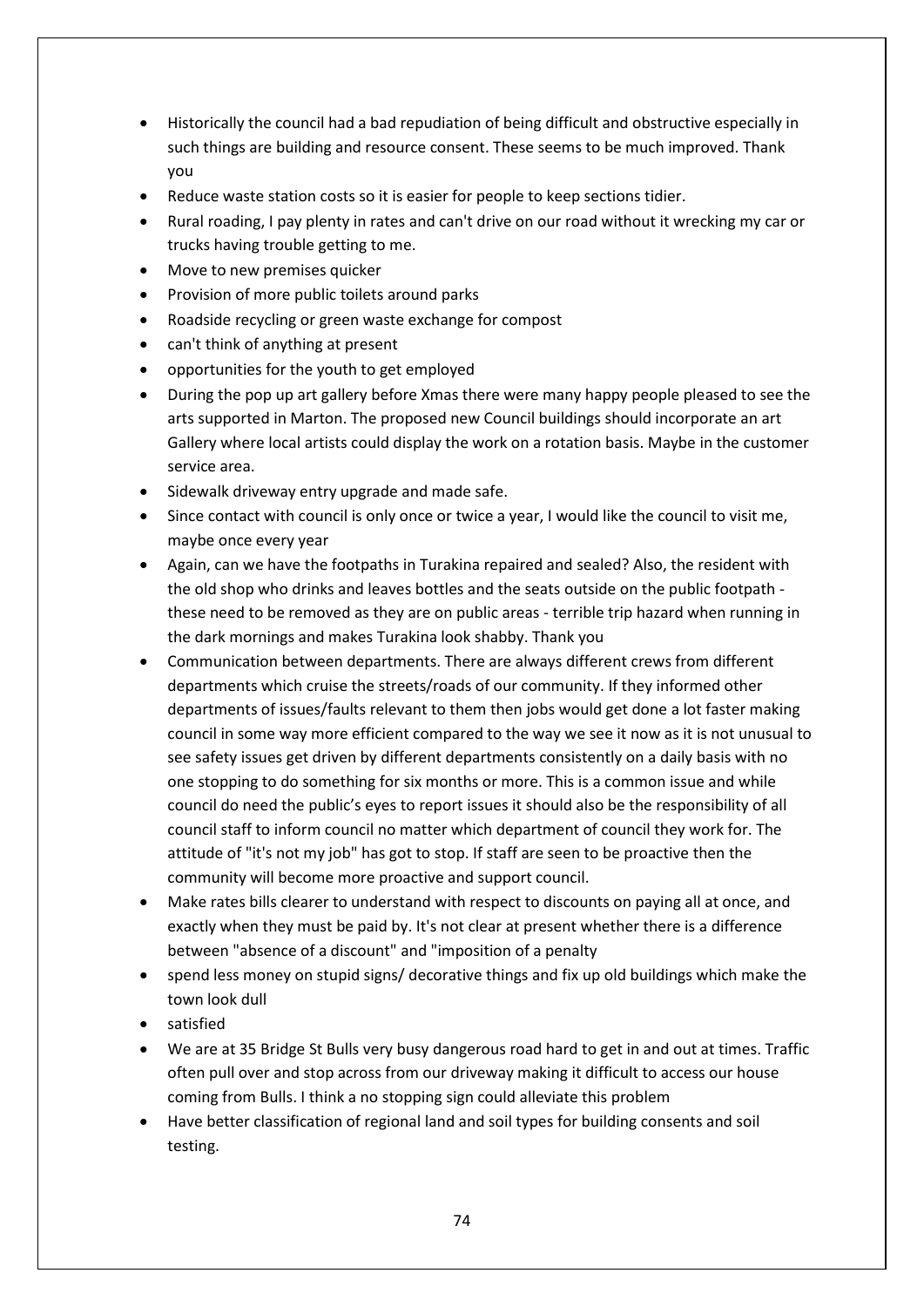- Historically the council had a bad repudiation of being difficult and obstructive especially in such things are building and resource consent. These seems to be much improved. Thank you
- Reduce waste station costs so it is easier for people to keep sections tidier.
- Rural roading, I pay plenty in rates and can't drive on our road without it wrecking my car or trucks having trouble getting to me.
- Move to new premises quicker
- Provision of more public toilets around parks
- Roadside recycling or green waste exchange for compost
- can't think of anything at present
- opportunities for the youth to get employed
- During the pop up art gallery before Xmas there were many happy people pleased to see the arts supported in Marton. The proposed new Council buildings should incorporate an art Gallery where local artists could display the work on a rotation basis. Maybe in the customer service area.
- Sidewalk driveway entry upgrade and made safe.
- Since contact with council is only once or twice a year, I would like the council to visit me, maybe once every year
- Again, can we have the footpaths in Turakina repaired and sealed? Also, the resident with the old shop who drinks and leaves bottles and the seats outside on the public footpath - these need to be removed as they are on public areas - terrible trip hazard when running in the dark mornings and makes Turakina look shabby. Thank you
- Communication between departments. There are always different crews from different departments which cruise the streets/roads of our community. If they informed other departments of issues/faults relevant to them then jobs would get done a lot faster making council in some way more efficient compared to the way we see it now as it is not unusual to see safety issues get driven by different departments consistently on a daily basis with no one stopping to do something for six months or more. This is a common issue and while council do need the public's eyes to report issues it should also be the responsibility of all council staff to inform council no matter which department of council they work for. The attitude of "it's not my job" has got to stop. If staff are seen to be proactive then the community will become more proactive and support council.
- Make rates bills clearer to understand with respect to discounts on paying all at once, and exactly when they must be paid by. It's not clear at present whether there is a difference between "absence of a discount" and "imposition of a penalty
- spend less money on stupid signs/ decorative things and fix up old buildings which make the town look dull
- satisfied
- We are at 35 Bridge St Bulls very busy dangerous road hard to get in and out at times. Traffic often pull over and stop across from our driveway making it difficult to access our house coming from Bulls. I think a no stopping sign could alleviate this problem
- Have better classification of regional land and soil types for building consents and soil testing.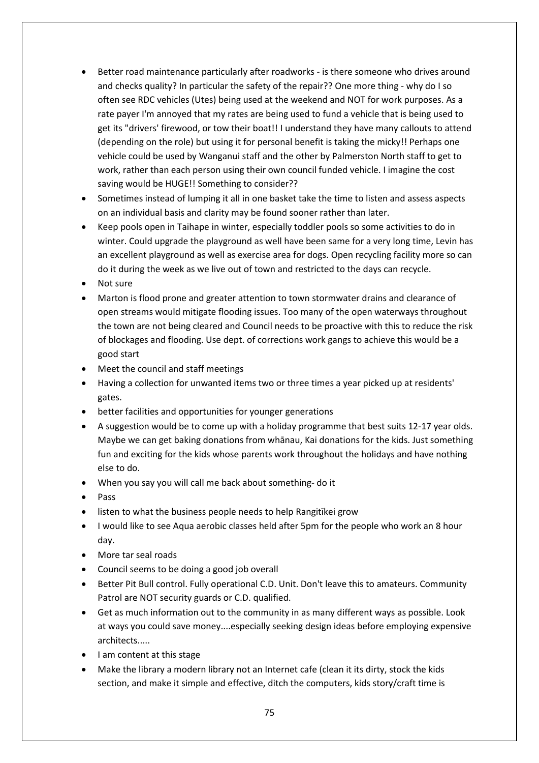- Better road maintenance particularly after roadworks - is there someone who drives around and checks quality? In particular the safety of the repair?? One more thing - why do I so often see RDC vehicles (Utes) being used at the weekend and NOT for work purposes. As a rate payer I'm annoyed that my rates are being used to fund a vehicle that is being used to get its "drivers' firewood, or tow their boat!! I understand they have many callouts to attend (depending on the role) but using it for personal benefit is taking the micky!! Perhaps one vehicle could be used by Wanganui staff and the other by Palmerston North staff to get to work, rather than each person using their own council funded vehicle. I imagine the cost saving would be HUGE!! Something to consider??
- Sometimes instead of lumping it all in one basket take the time to listen and assess aspects on an individual basis and clarity may be found sooner rather than later.
- Keep pools open in Taihape in winter, especially toddler pools so some activities to do in winter. Could upgrade the playground as well have been same for a very long time, Levin has an excellent playground as well as exercise area for dogs. Open recycling facility more so can do it during the week as we live out of town and restricted to the days can recycle.
- Not sure
- Marton is flood prone and greater attention to town stormwater drains and clearance of open streams would mitigate flooding issues. Too many of the open waterways throughout the town are not being cleared and Council needs to be proactive with this to reduce the risk of blockages and flooding. Use dept. of corrections work gangs to achieve this would be a good start
- Meet the council and staff meetings
- Having a collection for unwanted items two or three times a year picked up at residents' gates.
- better facilities and opportunities for younger generations
- A suggestion would be to come up with a holiday programme that best suits 12-17 year olds. Maybe we can get baking donations from whānau, Kai donations for the kids. Just something fun and exciting for the kids whose parents work throughout the holidays and have nothing else to do.
- When you say you will call me back about something- do it
- Pass
- listen to what the business people needs to help Rangitīkei grow
- I would like to see Aqua aerobic classes held after 5pm for the people who work an 8 hour day.
- More tar seal roads
- Council seems to be doing a good job overall
- Better Pit Bull control. Fully operational C.D. Unit. Don't leave this to amateurs. Community Patrol are NOT security guards or C.D. qualified.
- Get as much information out to the community in as many different ways as possible. Look at ways you could save money....especially seeking design ideas before employing expensive architects.....
- I am content at this stage
- Make the library a modern library not an Internet cafe (clean it its dirty, stock the kids section, and make it simple and effective, ditch the computers, kids story/craft time is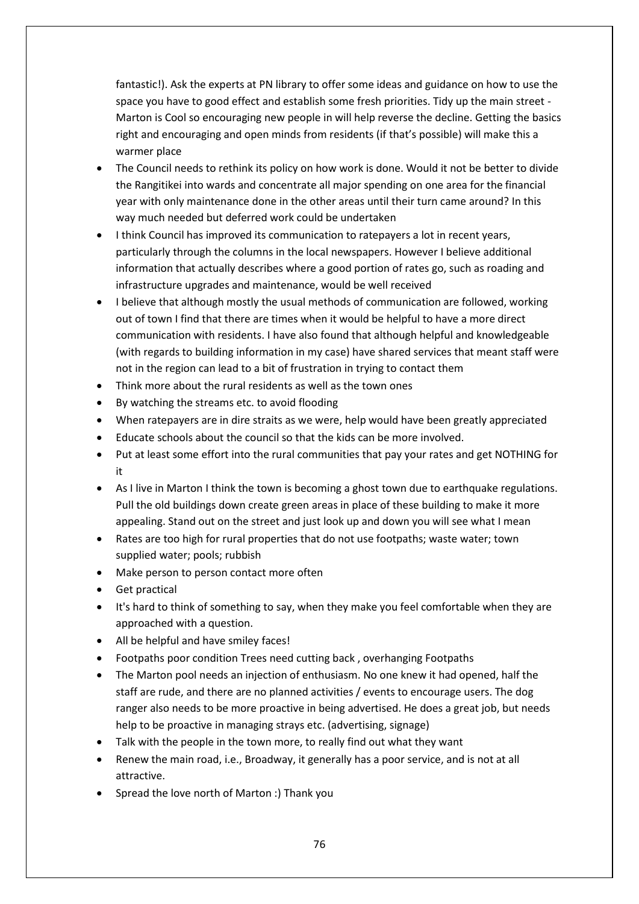fantastic!). Ask the experts at PN library to offer some ideas and guidance on how to use the space you have to good effect and establish some fresh priorities. Tidy up the main street - Marton is Cool so encouraging new people in will help reverse the decline. Getting the basics right and encouraging and open minds from residents (if that's possible) will make this a warmer place

- The Council needs to rethink its policy on how work is done. Would it not be better to divide the Rangitikei into wards and concentrate all major spending on one area for the financial year with only maintenance done in the other areas until their turn came around? In this way much needed but deferred work could be undertaken
- I think Council has improved its communication to ratepayers a lot in recent years, particularly through the columns in the local newspapers. However I believe additional information that actually describes where a good portion of rates go, such as roading and infrastructure upgrades and maintenance, would be well received
- I believe that although mostly the usual methods of communication are followed, working out of town I find that there are times when it would be helpful to have a more direct communication with residents. I have also found that although helpful and knowledgeable (with regards to building information in my case) have shared services that meant staff were not in the region can lead to a bit of frustration in trying to contact them
- Think more about the rural residents as well as the town ones
- By watching the streams etc. to avoid flooding
- When ratepayers are in dire straits as we were, help would have been greatly appreciated
- Educate schools about the council so that the kids can be more involved.
- Put at least some effort into the rural communities that pay your rates and get NOTHING for it
- As I live in Marton I think the town is becoming a ghost town due to earthquake regulations. Pull the old buildings down create green areas in place of these building to make it more appealing. Stand out on the street and just look up and down you will see what I mean
- Rates are too high for rural properties that do not use footpaths; waste water; town supplied water; pools; rubbish
- Make person to person contact more often
- Get practical
- It's hard to think of something to say, when they make you feel comfortable when they are approached with a question.
- All be helpful and have smiley faces!
- Footpaths poor condition Trees need cutting back , overhanging Footpaths
- The Marton pool needs an injection of enthusiasm. No one knew it had opened, half the staff are rude, and there are no planned activities / events to encourage users. The dog ranger also needs to be more proactive in being advertised. He does a great job, but needs help to be proactive in managing strays etc. (advertising, signage)
- Talk with the people in the town more, to really find out what they want
- Renew the main road, i.e., Broadway, it generally has a poor service, and is not at all attractive.
- Spread the love north of Marton :) Thank you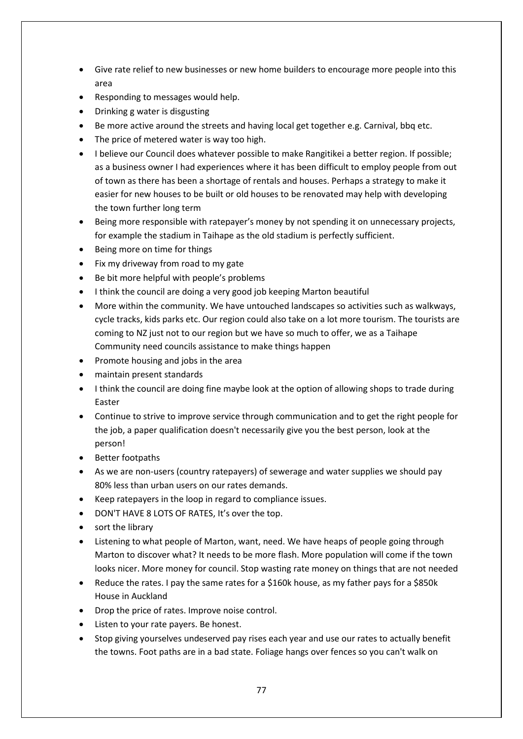- Give rate relief to new businesses or new home builders to encourage more people into this area
- Responding to messages would help.
- Drinking g water is disgusting
- Be more active around the streets and having local get together e.g. Carnival, bbq etc.
- The price of metered water is way too high.
- I believe our Council does whatever possible to make Rangitikei a better region. If possible; as a business owner I had experiences where it has been difficult to employ people from out of town as there has been a shortage of rentals and houses. Perhaps a strategy to make it easier for new houses to be built or old houses to be renovated may help with developing the town further long term
- Being more responsible with ratepayer's money by not spending it on unnecessary projects, for example the stadium in Taihape as the old stadium is perfectly sufficient.
- Being more on time for things
- Fix my driveway from road to my gate
- Be bit more helpful with people's problems
- I think the council are doing a very good job keeping Marton beautiful
- More within the community. We have untouched landscapes so activities such as walkways, cycle tracks, kids parks etc. Our region could also take on a lot more tourism. The tourists are coming to NZ just not to our region but we have so much to offer, we as a Taihape Community need councils assistance to make things happen
- Promote housing and jobs in the area
- maintain present standards
- I think the council are doing fine maybe look at the option of allowing shops to trade during Easter
- Continue to strive to improve service through communication and to get the right people for the job, a paper qualification doesn't necessarily give you the best person, look at the person!
- Better footpaths
- As we are non-users (country ratepayers) of sewerage and water supplies we should pay 80% less than urban users on our rates demands.
- Keep ratepayers in the loop in regard to compliance issues.
- DON'T HAVE 8 LOTS OF RATES, It's over the top.
- sort the library
- Listening to what people of Marton, want, need. We have heaps of people going through Marton to discover what? It needs to be more flash. More population will come if the town looks nicer. More money for council. Stop wasting rate money on things that are not needed
- Reduce the rates. I pay the same rates for a $160k house, as my father pays for a $850k House in Auckland
- Drop the price of rates. Improve noise control.
- Listen to your rate payers. Be honest.
- Stop giving yourselves undeserved pay rises each year and use our rates to actually benefit the towns. Foot paths are in a bad state. Foliage hangs over fences so you can't walk on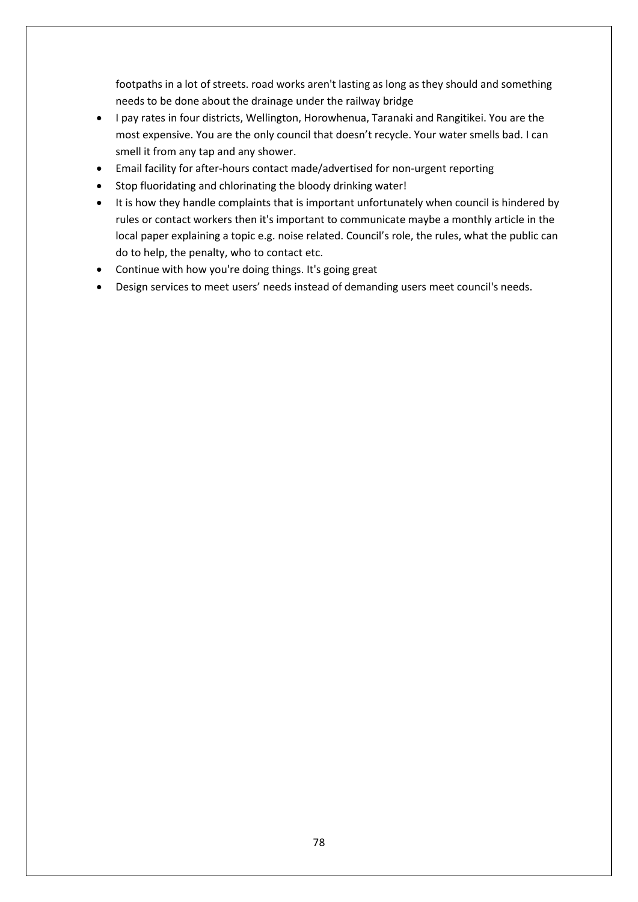footpaths in a lot of streets. road works aren't lasting as long as they should and something needs to be done about the drainage under the railway bridge

- I pay rates in four districts, Wellington, Horowhenua, Taranaki and Rangitikei. You are the most expensive. You are the only council that doesn't recycle. Your water smells bad. I can smell it from any tap and any shower.
- Email facility for after-hours contact made/advertised for non-urgent reporting
- Stop fluoridating and chlorinating the bloody drinking water!
- It is how they handle complaints that is important unfortunately when council is hindered by rules or contact workers then it's important to communicate maybe a monthly article in the local paper explaining a topic e.g. noise related. Council's role, the rules, what the public can do to help, the penalty, who to contact etc.
- Continue with how you're doing things. It's going great
- Design services to meet users' needs instead of demanding users meet council's needs.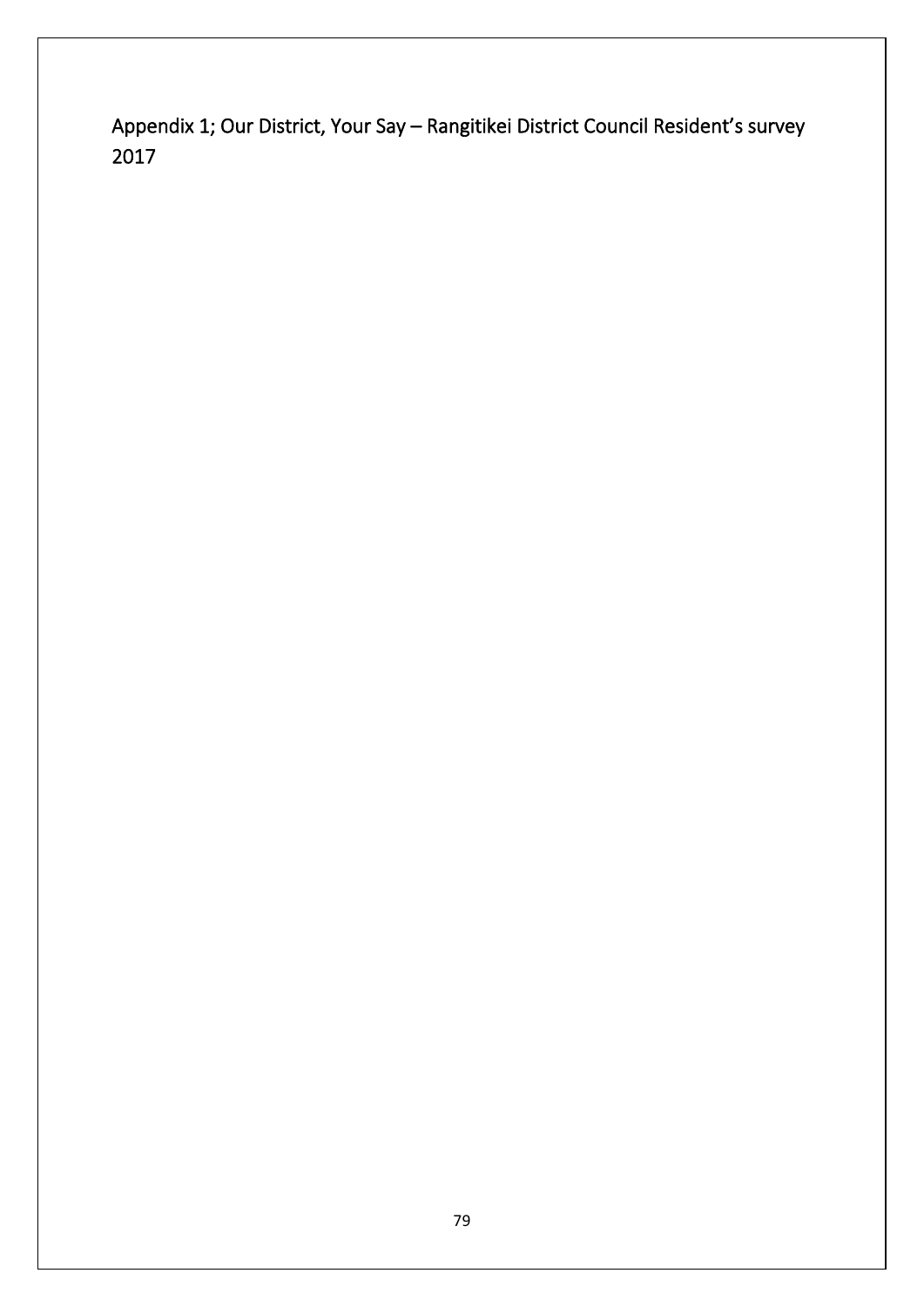# Appendix 1; Our District, Your Say – Rangitikei District Council Resident's survey 2017